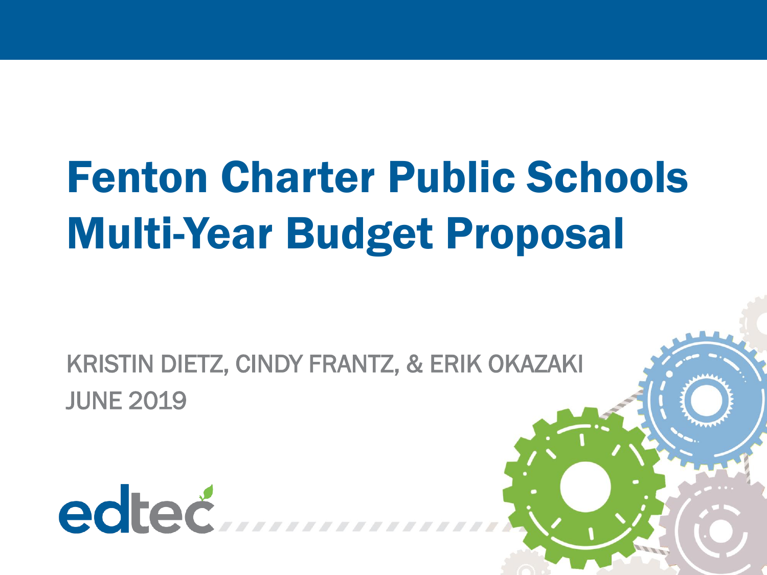# Fenton Charter Public Schools Multi-Year Budget Proposal

KRISTIN DIETZ, CINDY FRANTZ, & ERIK OKAZAKI

JUNE 2019

edtec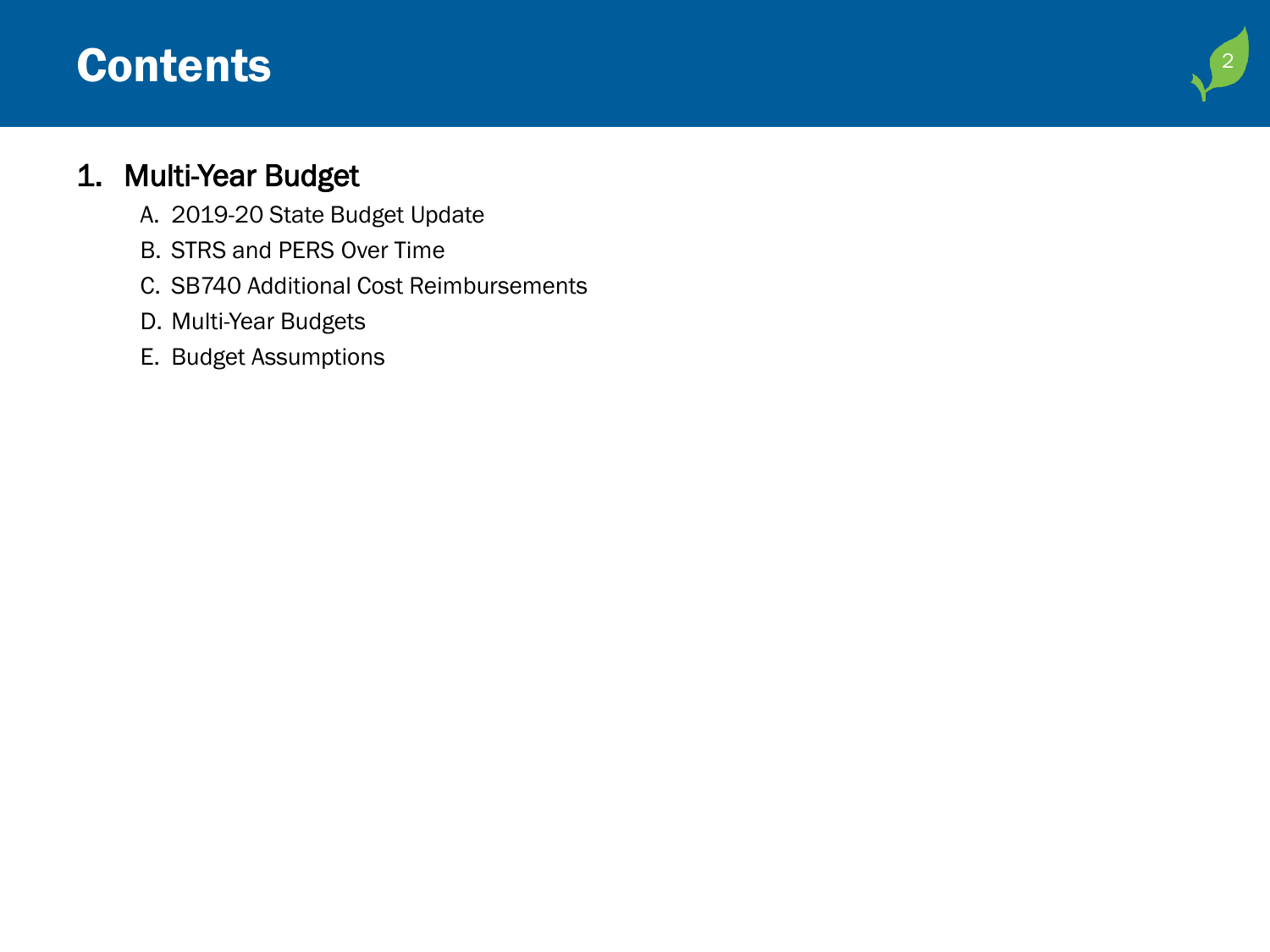# Contents

1. Multi-Year Budget
   A. 2019-20 State Budget Update
   B. STRS and PERS Over Time
   C. SB740 Additional Cost Reimbursements
   D. Multi-Year Budgets
   E. Budget Assumptions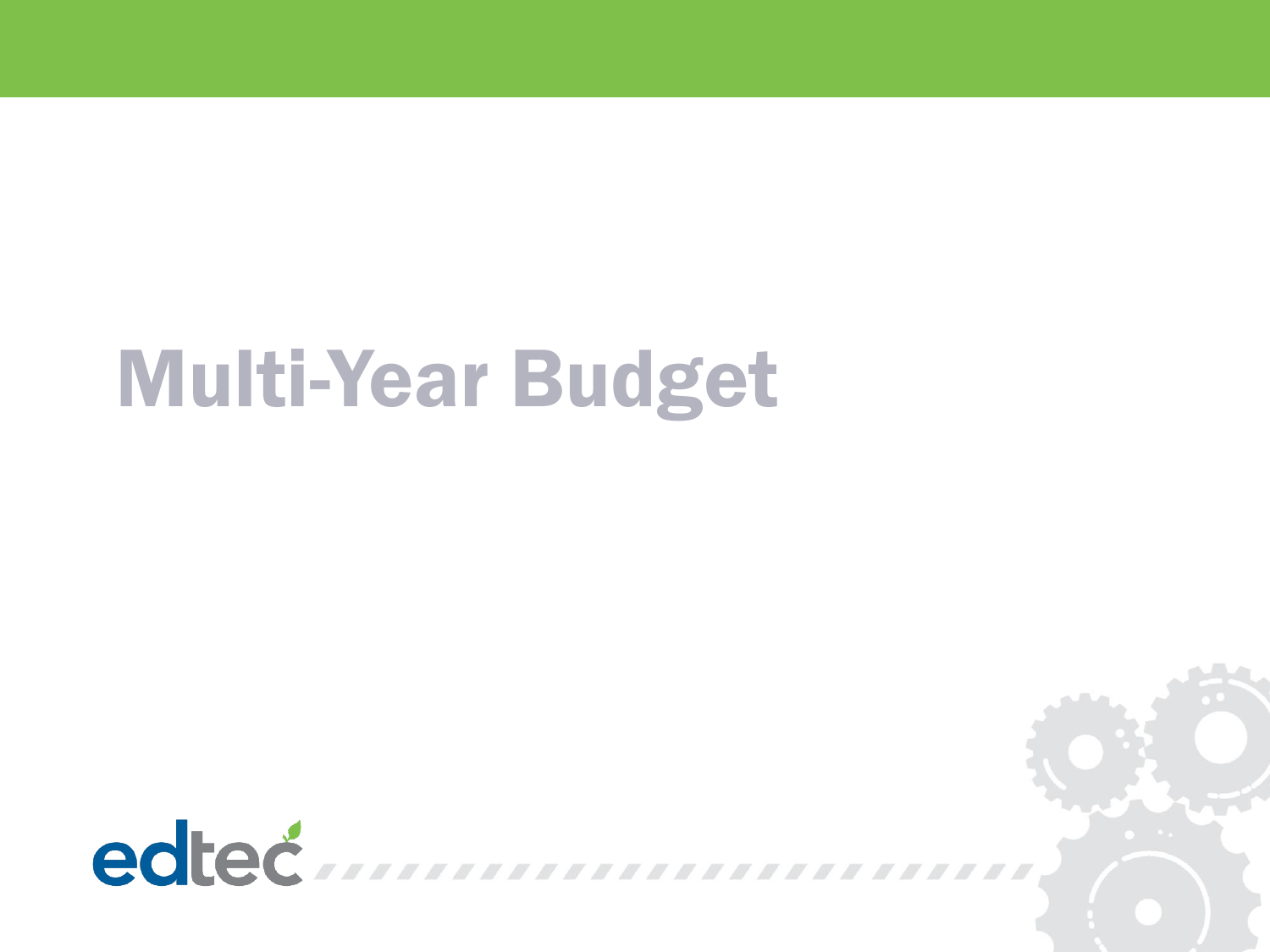# Multi-Year Budget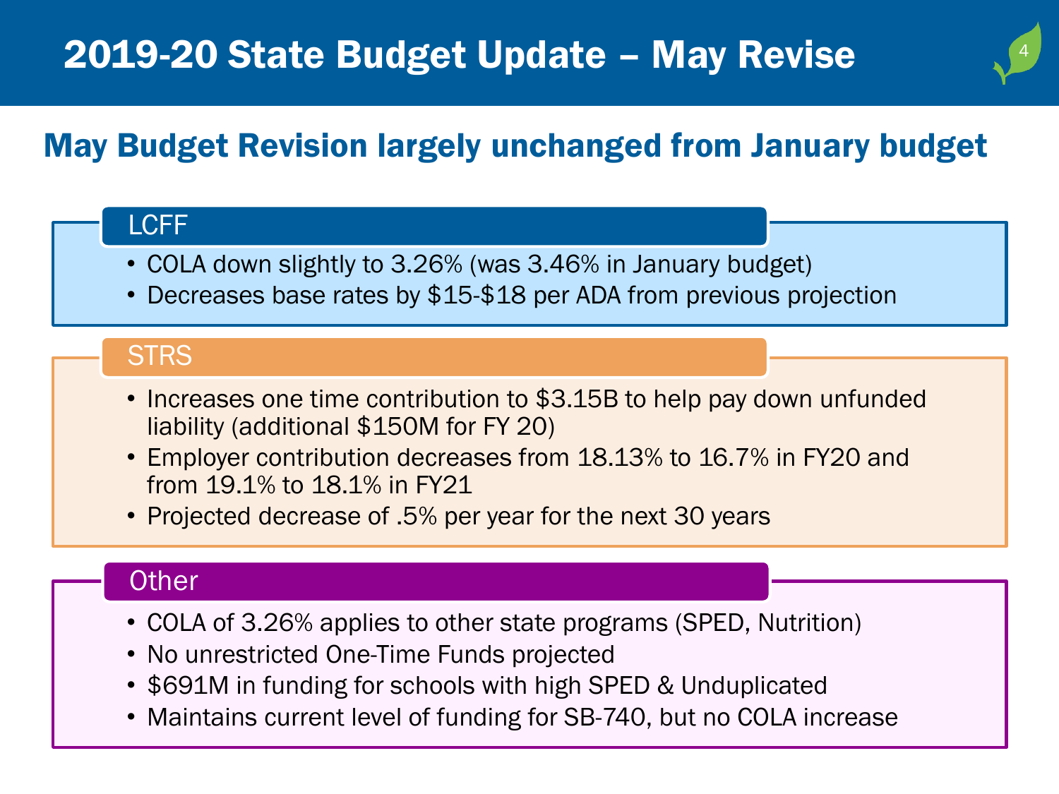# 2019-20 State Budget Update – May Revise

## May Budget Revision largely unchanged from January budget

### LCFF

- COLA down slightly to 3.26% (was 3.46% in January budget)
- Decreases base rates by $15-$18 per ADA from previous projection

### STRS

- Increases one time contribution to $3.15B to help pay down unfunded liability (additional $150M for FY 20)
- Employer contribution decreases from 18.13% to 16.7% in FY20 and from 19.1% to 18.1% in FY21
- Projected decrease of .5% per year for the next 30 years

### Other

- COLA of 3.26% applies to other state programs (SPED, Nutrition)
- No unrestricted One-Time Funds projected
- $691M in funding for schools with high SPED & Unduplicated
- Maintains current level of funding for SB-740, but no COLA increase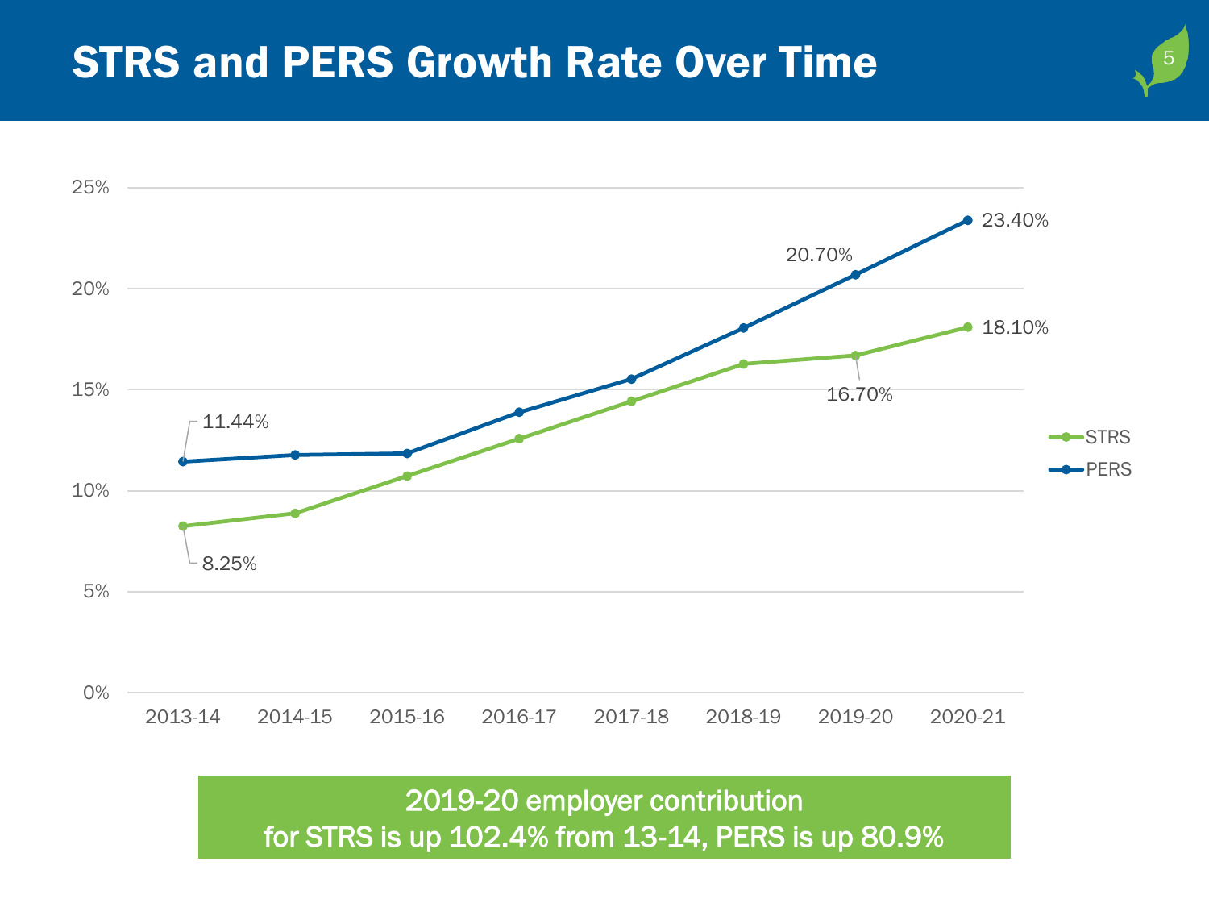# STRS and PERS Growth Rate Over Time

| Year | STRS | PERS |
|---|---|---|
| 2013-14 | 8.25% | 11.44% |
| 2019-20 | 16.70% | 20.70% |
| 2020-21 | 18.10% | 23.40% |

2019-20 employer contribution for STRS is up 102.4% from 13-14, PERS is up 80.9%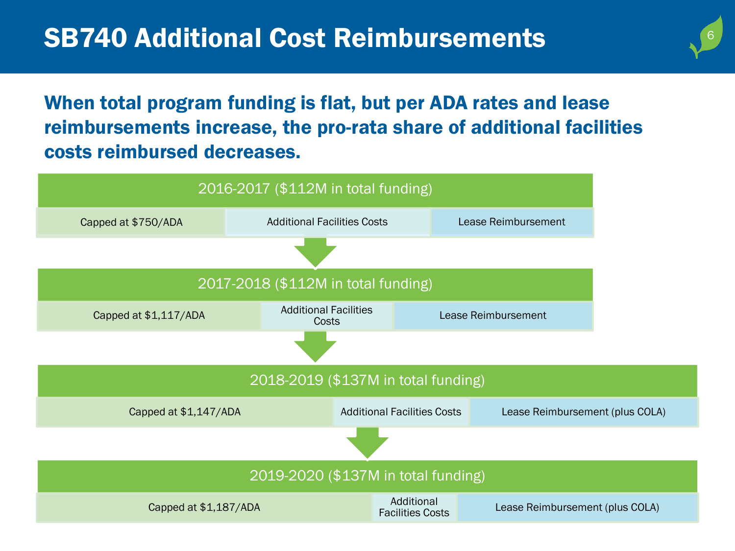# SB740 Additional Cost Reimbursements

## When total program funding is flat, but per ADA rates and lease reimbursements increase, the pro-rata share of additional facilities costs reimbursed decreases.

**2016-2017 ($112M in total funding)**

| Capped at $750/ADA | Additional Facilities Costs | Lease Reimbursement |
|---|---|---|

**2017-2018 ($112M in total funding)**

| Capped at $1,117/ADA | Additional Facilities Costs | Lease Reimbursement |
|---|---|---|

**2018-2019 ($137M in total funding)**

| Capped at $1,147/ADA | Additional Facilities Costs | Lease Reimbursement (plus COLA) |
|---|---|---|

**2019-2020 ($137M in total funding)**

| Capped at $1,187/ADA | Additional Facilities Costs | Lease Reimbursement (plus COLA) |
|---|---|---|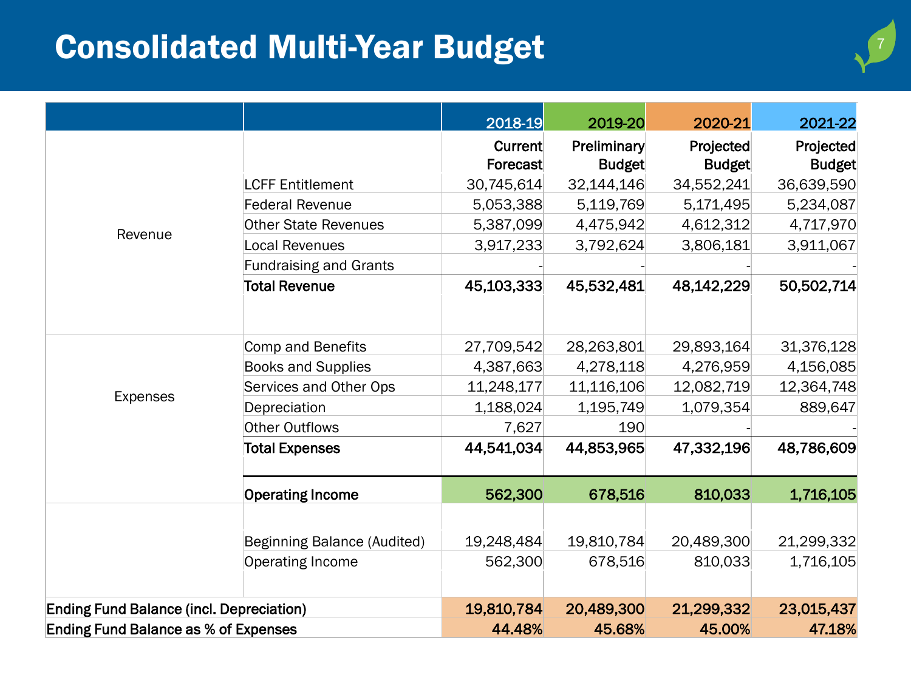# Consolidated Multi-Year Budget

| | | 2018-19 | 2019-20 | 2020-21 | 2021-22 |
|---|---|---|---|---|---|
| | | Current Forecast | Preliminary Budget | Projected Budget | Projected Budget |
| Revenue | LCFF Entitlement | 30,745,614 | 32,144,146 | 34,552,241 | 36,639,590 |
| | Federal Revenue | 5,053,388 | 5,119,769 | 5,171,495 | 5,234,087 |
| | Other State Revenues | 5,387,099 | 4,475,942 | 4,612,312 | 4,717,970 |
| | Local Revenues | 3,917,233 | 3,792,624 | 3,806,181 | 3,911,067 |
| | Fundraising and Grants | - | - | - | - |
| | **Total Revenue** | **45,103,333** | **45,532,481** | **48,142,229** | **50,502,714** |
| Expenses | Comp and Benefits | 27,709,542 | 28,263,801 | 29,893,164 | 31,376,128 |
| | Books and Supplies | 4,387,663 | 4,278,118 | 4,276,959 | 4,156,085 |
| | Services and Other Ops | 11,248,177 | 11,116,106 | 12,082,719 | 12,364,748 |
| | Depreciation | 1,188,024 | 1,195,749 | 1,079,354 | 889,647 |
| | Other Outflows | 7,627 | 190 | - | - |
| | **Total Expenses** | **44,541,034** | **44,853,965** | **47,332,196** | **48,786,609** |
| | **Operating Income** | **562,300** | **678,516** | **810,033** | **1,716,105** |
| | Beginning Balance (Audited) | 19,248,484 | 19,810,784 | 20,489,300 | 21,299,332 |
| | Operating Income | 562,300 | 678,516 | 810,033 | 1,716,105 |
| **Ending Fund Balance (incl. Depreciation)** | | **19,810,784** | **20,489,300** | **21,299,332** | **23,015,437** |
| **Ending Fund Balance as % of Expenses** | | **44.48%** | **45.68%** | **45.00%** | **47.18%** |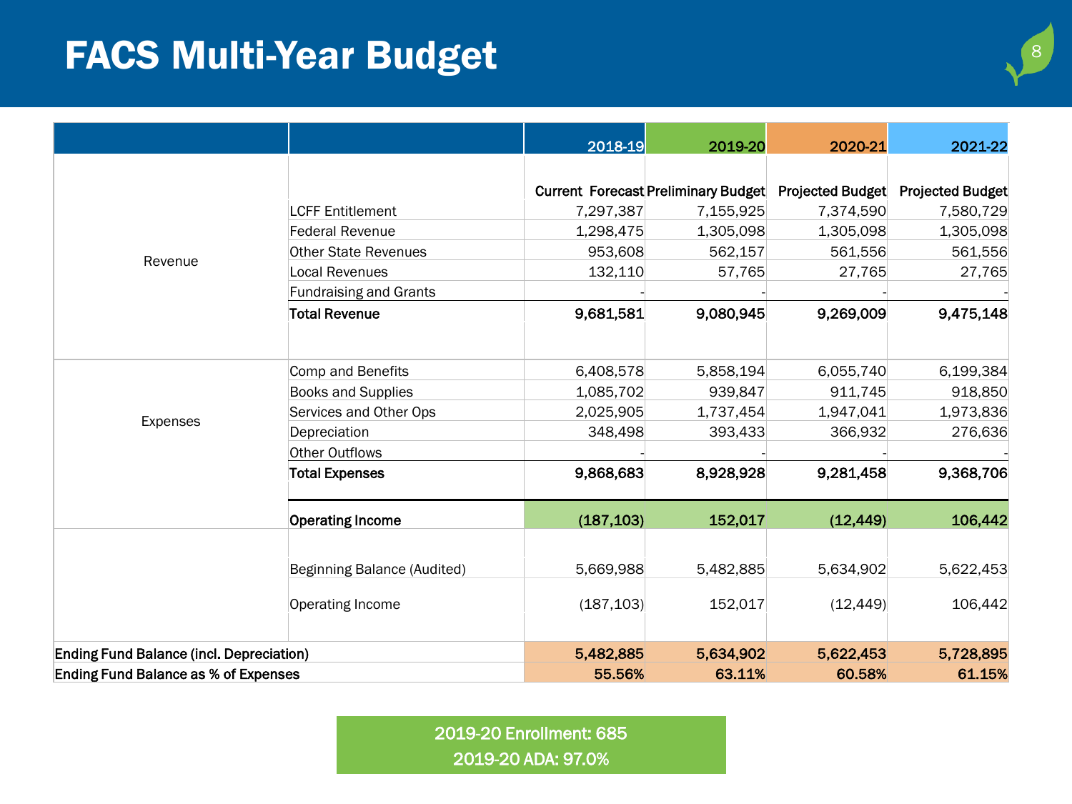# FACS Multi-Year Budget

| | | 2018-19 | 2019-20 | 2020-21 | 2021-22 |
|---|---|---|---|---|---|
| | | Current Forecast | Preliminary Budget | Projected Budget | Projected Budget |
| Revenue | LCFF Entitlement | 7,297,387 | 7,155,925 | 7,374,590 | 7,580,729 |
| | Federal Revenue | 1,298,475 | 1,305,098 | 1,305,098 | 1,305,098 |
| | Other State Revenues | 953,608 | 562,157 | 561,556 | 561,556 |
| | Local Revenues | 132,110 | 57,765 | 27,765 | 27,765 |
| | Fundraising and Grants | - | - | - | - |
| | **Total Revenue** | **9,681,581** | **9,080,945** | **9,269,009** | **9,475,148** |
| Expenses | Comp and Benefits | 6,408,578 | 5,858,194 | 6,055,740 | 6,199,384 |
| | Books and Supplies | 1,085,702 | 939,847 | 911,745 | 918,850 |
| | Services and Other Ops | 2,025,905 | 1,737,454 | 1,947,041 | 1,973,836 |
| | Depreciation | 348,498 | 393,433 | 366,932 | 276,636 |
| | Other Outflows | - | - | - | - |
| | **Total Expenses** | **9,868,683** | **8,928,928** | **9,281,458** | **9,368,706** |
| | **Operating Income** | **(187,103)** | **152,017** | **(12,449)** | **106,442** |
| | Beginning Balance (Audited) | 5,669,988 | 5,482,885 | 5,634,902 | 5,622,453 |
| | Operating Income | (187,103) | 152,017 | (12,449) | 106,442 |
| **Ending Fund Balance (incl. Depreciation)** | | **5,482,885** | **5,634,902** | **5,622,453** | **5,728,895** |
| **Ending Fund Balance as % of Expenses** | | **55.56%** | **63.11%** | **60.58%** | **61.15%** |

2019-20 Enrollment: 685

2019-20 ADA: 97.0%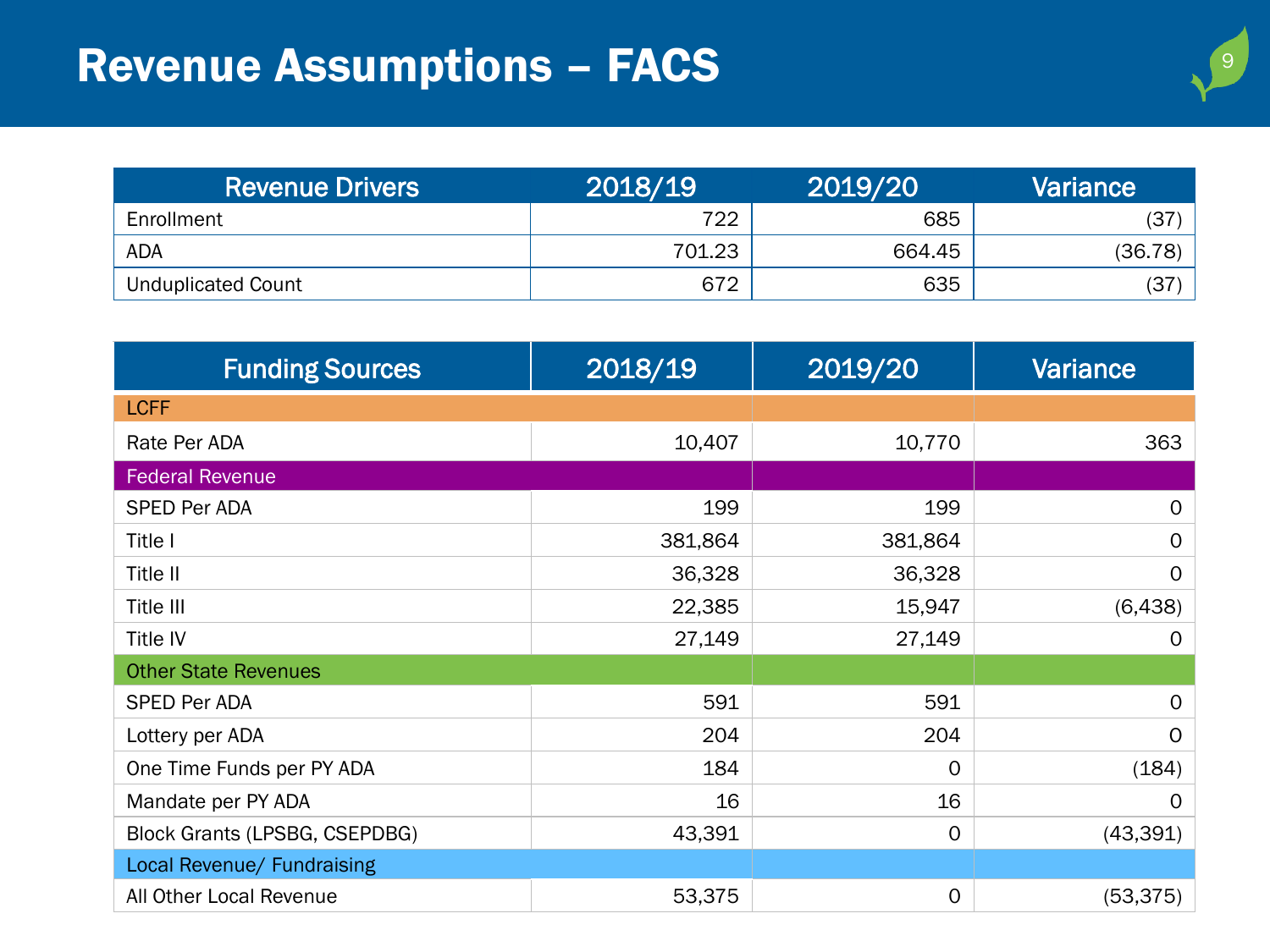# Revenue Assumptions – FACS

| Revenue Drivers | 2018/19 | 2019/20 | Variance |
|---|---|---|---|
| Enrollment | 722 | 685 | (37) |
| ADA | 701.23 | 664.45 | (36.78) |
| Unduplicated Count | 672 | 635 | (37) |

| Funding Sources | 2018/19 | 2019/20 | Variance |
|---|---|---|---|
| LCFF | | | |
| Rate Per ADA | 10,407 | 10,770 | 363 |
| Federal Revenue | | | |
| SPED Per ADA | 199 | 199 | 0 |
| Title I | 381,864 | 381,864 | 0 |
| Title II | 36,328 | 36,328 | 0 |
| Title III | 22,385 | 15,947 | (6,438) |
| Title IV | 27,149 | 27,149 | 0 |
| Other State Revenues | | | |
| SPED Per ADA | 591 | 591 | 0 |
| Lottery per ADA | 204 | 204 | 0 |
| One Time Funds per PY ADA | 184 | 0 | (184) |
| Mandate per PY ADA | 16 | 16 | 0 |
| Block Grants (LPSBG, CSEPDBG) | 43,391 | 0 | (43,391) |
| Local Revenue/ Fundraising | | | |
| All Other Local Revenue | 53,375 | 0 | (53,375) |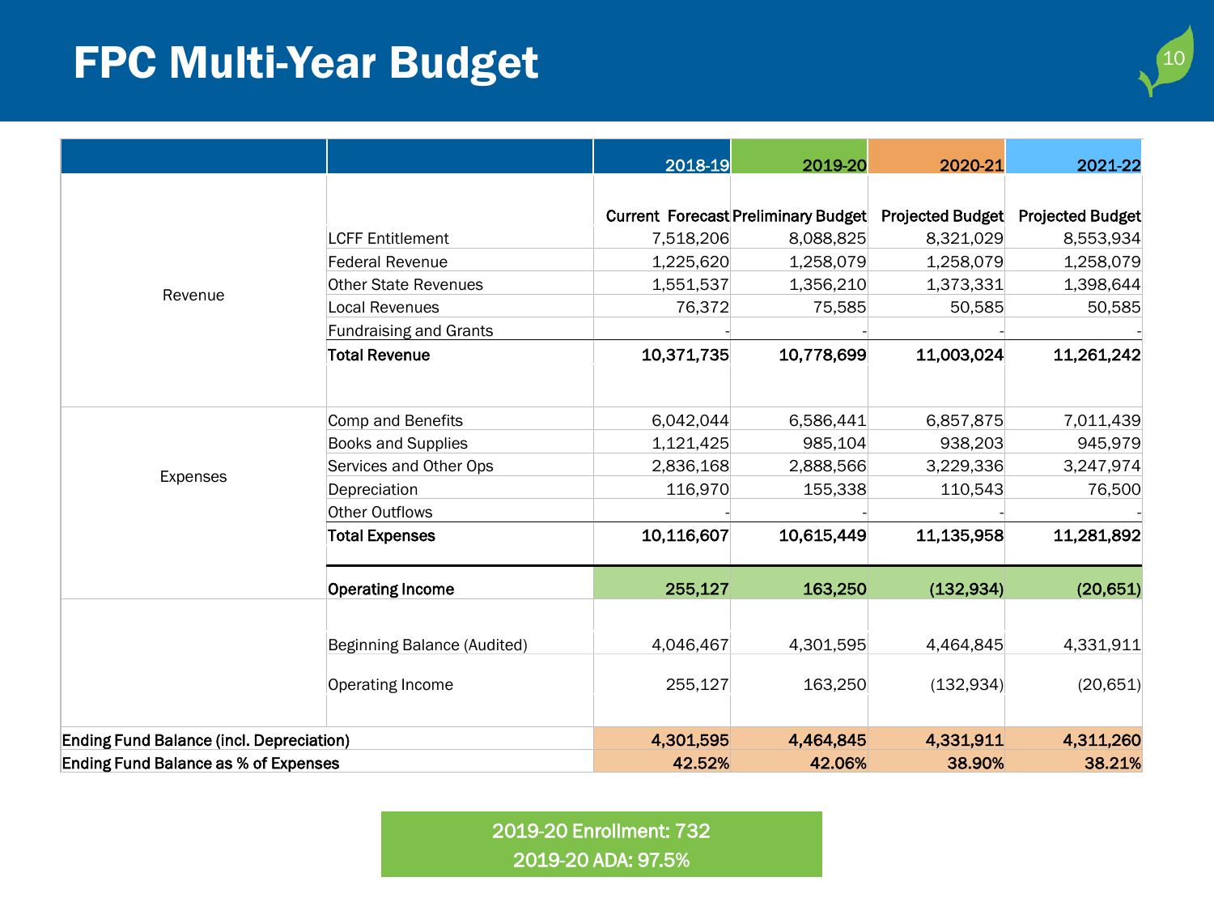# FPC Multi-Year Budget

| | | 2018-19 | 2019-20 | 2020-21 | 2021-22 |
|---|---|---|---|---|---|
| | | Current Forecast | Preliminary Budget | Projected Budget | Projected Budget |
| Revenue | LCFF Entitlement | 7,518,206 | 8,088,825 | 8,321,029 | 8,553,934 |
| | Federal Revenue | 1,225,620 | 1,258,079 | 1,258,079 | 1,258,079 |
| | Other State Revenues | 1,551,537 | 1,356,210 | 1,373,331 | 1,398,644 |
| | Local Revenues | 76,372 | 75,585 | 50,585 | 50,585 |
| | Fundraising and Grants | - | - | - | - |
| | **Total Revenue** | **10,371,735** | **10,778,699** | **11,003,024** | **11,261,242** |
| Expenses | Comp and Benefits | 6,042,044 | 6,586,441 | 6,857,875 | 7,011,439 |
| | Books and Supplies | 1,121,425 | 985,104 | 938,203 | 945,979 |
| | Services and Other Ops | 2,836,168 | 2,888,566 | 3,229,336 | 3,247,974 |
| | Depreciation | 116,970 | 155,338 | 110,543 | 76,500 |
| | Other Outflows | - | - | - | - |
| | **Total Expenses** | **10,116,607** | **10,615,449** | **11,135,958** | **11,281,892** |
| | **Operating Income** | **255,127** | **163,250** | **(132,934)** | **(20,651)** |
| | Beginning Balance (Audited) | 4,046,467 | 4,301,595 | 4,464,845 | 4,331,911 |
| | Operating Income | 255,127 | 163,250 | (132,934) | (20,651) |
| **Ending Fund Balance (incl. Depreciation)** | | **4,301,595** | **4,464,845** | **4,331,911** | **4,311,260** |
| **Ending Fund Balance as % of Expenses** | | **42.52%** | **42.06%** | **38.90%** | **38.21%** |

2019-20 Enrollment: 732

2019-20 ADA: 97.5%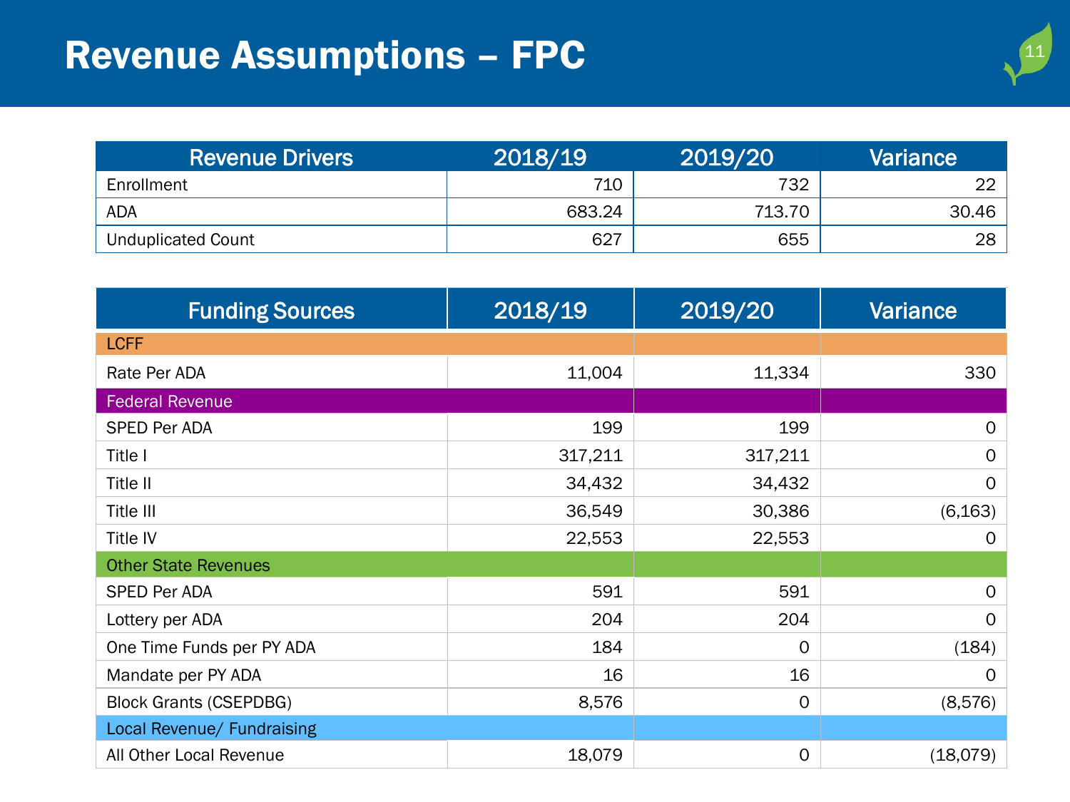# Revenue Assumptions – FPC

| Revenue Drivers | 2018/19 | 2019/20 | Variance |
|---|---|---|---|
| Enrollment | 710 | 732 | 22 |
| ADA | 683.24 | 713.70 | 30.46 |
| Unduplicated Count | 627 | 655 | 28 |

| Funding Sources | 2018/19 | 2019/20 | Variance |
|---|---|---|---|
| **LCFF** | | | |
| Rate Per ADA | 11,004 | 11,334 | 330 |
| **Federal Revenue** | | | |
| SPED Per ADA | 199 | 199 | 0 |
| Title I | 317,211 | 317,211 | 0 |
| Title II | 34,432 | 34,432 | 0 |
| Title III | 36,549 | 30,386 | (6,163) |
| Title IV | 22,553 | 22,553 | 0 |
| **Other State Revenues** | | | |
| SPED Per ADA | 591 | 591 | 0 |
| Lottery per ADA | 204 | 204 | 0 |
| One Time Funds per PY ADA | 184 | 0 | (184) |
| Mandate per PY ADA | 16 | 16 | 0 |
| Block Grants (CSEPDBG) | 8,576 | 0 | (8,576) |
| **Local Revenue/ Fundraising** | | | |
| All Other Local Revenue | 18,079 | 0 | (18,079) |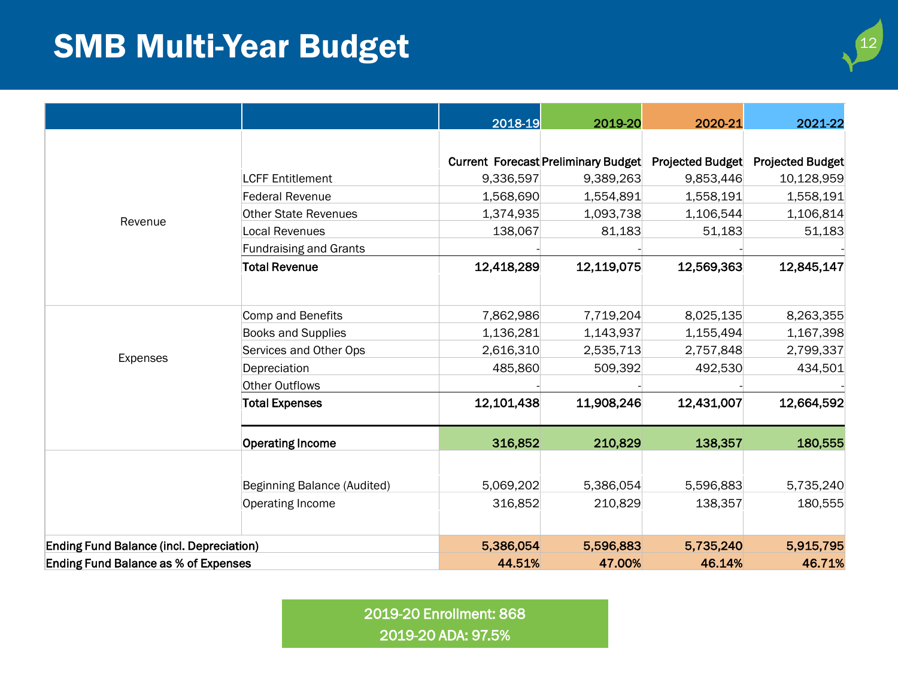# SMB Multi-Year Budget

| | | 2018-19 | 2019-20 | 2020-21 | 2021-22 |
|---|---|---|---|---|---|
| | | Current Forecast | Preliminary Budget | Projected Budget | Projected Budget |
| Revenue | LCFF Entitlement | 9,336,597 | 9,389,263 | 9,853,446 | 10,128,959 |
| | Federal Revenue | 1,568,690 | 1,554,891 | 1,558,191 | 1,558,191 |
| | Other State Revenues | 1,374,935 | 1,093,738 | 1,106,544 | 1,106,814 |
| | Local Revenues | 138,067 | 81,183 | 51,183 | 51,183 |
| | Fundraising and Grants | - | - | - | - |
| | **Total Revenue** | **12,418,289** | **12,119,075** | **12,569,363** | **12,845,147** |
| Expenses | Comp and Benefits | 7,862,986 | 7,719,204 | 8,025,135 | 8,263,355 |
| | Books and Supplies | 1,136,281 | 1,143,937 | 1,155,494 | 1,167,398 |
| | Services and Other Ops | 2,616,310 | 2,535,713 | 2,757,848 | 2,799,337 |
| | Depreciation | 485,860 | 509,392 | 492,530 | 434,501 |
| | Other Outflows | - | - | - | - |
| | **Total Expenses** | **12,101,438** | **11,908,246** | **12,431,007** | **12,664,592** |
| | **Operating Income** | **316,852** | **210,829** | **138,357** | **180,555** |
| | Beginning Balance (Audited) | 5,069,202 | 5,386,054 | 5,596,883 | 5,735,240 |
| | Operating Income | 316,852 | 210,829 | 138,357 | 180,555 |
| **Ending Fund Balance (incl. Depreciation)** | | **5,386,054** | **5,596,883** | **5,735,240** | **5,915,795** |
| **Ending Fund Balance as % of Expenses** | | **44.51%** | **47.00%** | **46.14%** | **46.71%** |

2019-20 Enrollment: 868

2019-20 ADA: 97.5%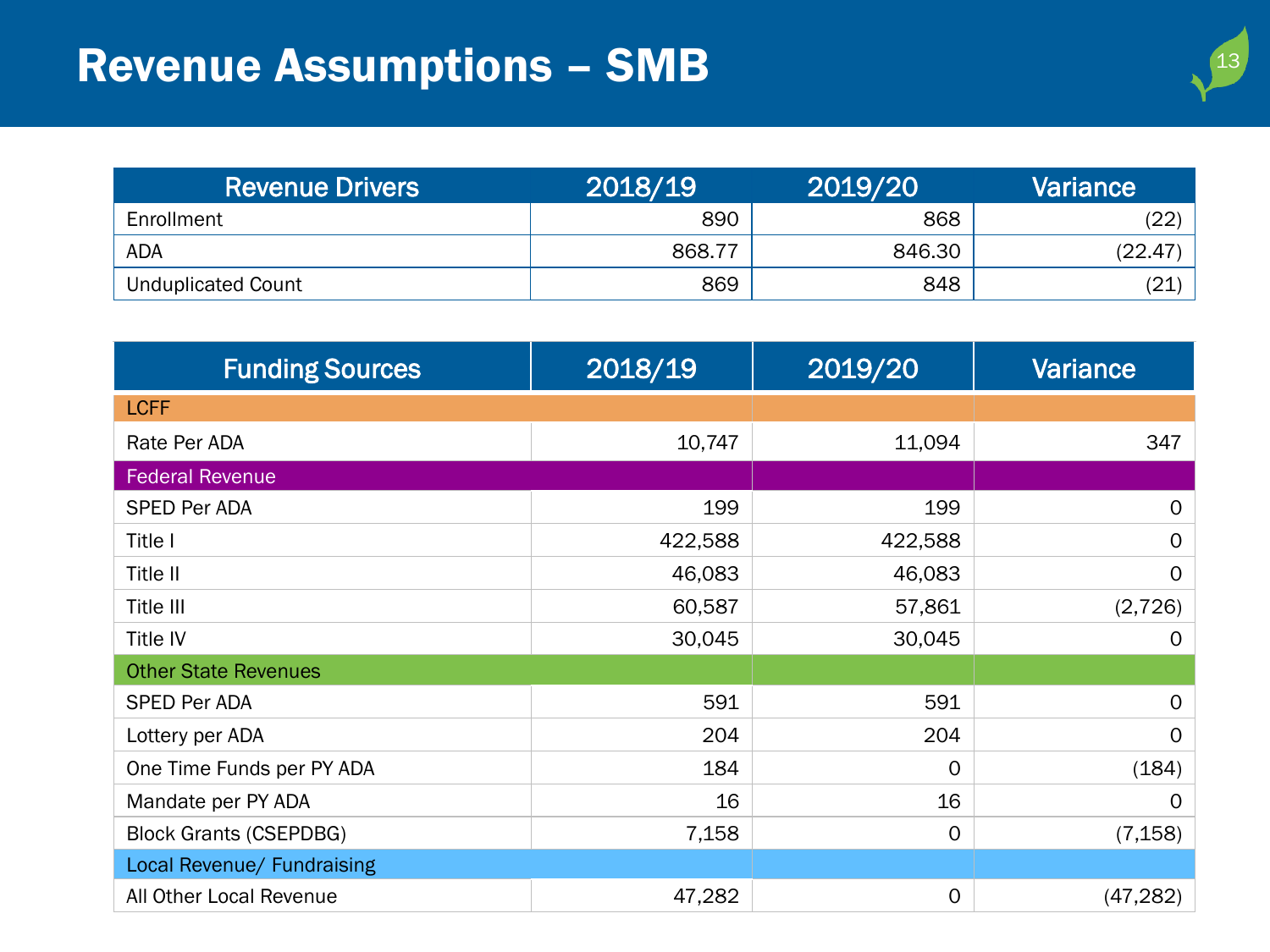# Revenue Assumptions – SMB

| Revenue Drivers | 2018/19 | 2019/20 | Variance |
|---|---|---|---|
| Enrollment | 890 | 868 | (22) |
| ADA | 868.77 | 846.30 | (22.47) |
| Unduplicated Count | 869 | 848 | (21) |

| Funding Sources | 2018/19 | 2019/20 | Variance |
|---|---|---|---|
| LCFF | | | |
| Rate Per ADA | 10,747 | 11,094 | 347 |
| Federal Revenue | | | |
| SPED Per ADA | 199 | 199 | 0 |
| Title I | 422,588 | 422,588 | 0 |
| Title II | 46,083 | 46,083 | 0 |
| Title III | 60,587 | 57,861 | (2,726) |
| Title IV | 30,045 | 30,045 | 0 |
| Other State Revenues | | | |
| SPED Per ADA | 591 | 591 | 0 |
| Lottery per ADA | 204 | 204 | 0 |
| One Time Funds per PY ADA | 184 | 0 | (184) |
| Mandate per PY ADA | 16 | 16 | 0 |
| Block Grants (CSEPDBG) | 7,158 | 0 | (7,158) |
| Local Revenue/ Fundraising | | | |
| All Other Local Revenue | 47,282 | 0 | (47,282) |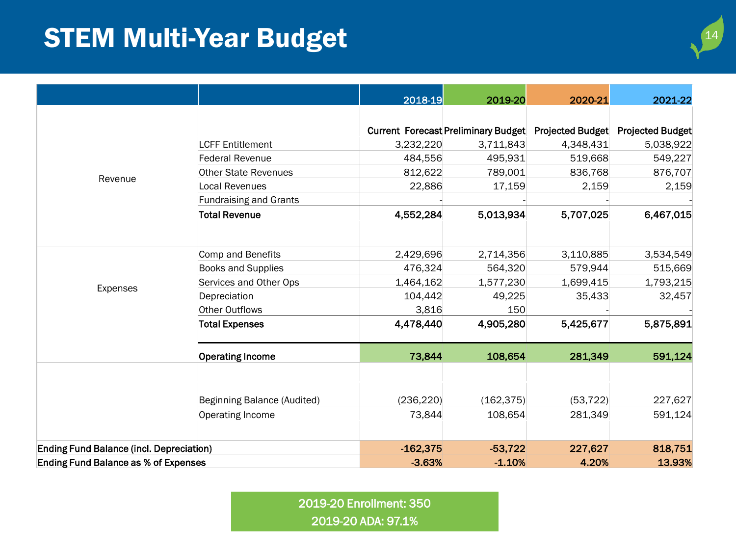# STEM Multi-Year Budget

| | | 2018-19 | 2019-20 | 2020-21 | 2021-22 |
|---|---|---|---|---|---|
| | | Current Forecast | Preliminary Budget | Projected Budget | Projected Budget |
| Revenue | LCFF Entitlement | 3,232,220 | 3,711,843 | 4,348,431 | 5,038,922 |
| | Federal Revenue | 484,556 | 495,931 | 519,668 | 549,227 |
| | Other State Revenues | 812,622 | 789,001 | 836,768 | 876,707 |
| | Local Revenues | 22,886 | 17,159 | 2,159 | 2,159 |
| | Fundraising and Grants | - | - | - | - |
| | **Total Revenue** | **4,552,284** | **5,013,934** | **5,707,025** | **6,467,015** |
| Expenses | Comp and Benefits | 2,429,696 | 2,714,356 | 3,110,885 | 3,534,549 |
| | Books and Supplies | 476,324 | 564,320 | 579,944 | 515,669 |
| | Services and Other Ops | 1,464,162 | 1,577,230 | 1,699,415 | 1,793,215 |
| | Depreciation | 104,442 | 49,225 | 35,433 | 32,457 |
| | Other Outflows | 3,816 | 150 | - | - |
| | **Total Expenses** | **4,478,440** | **4,905,280** | **5,425,677** | **5,875,891** |
| | **Operating Income** | **73,844** | **108,654** | **281,349** | **591,124** |
| | Beginning Balance (Audited) | (236,220) | (162,375) | (53,722) | 227,627 |
| | Operating Income | 73,844 | 108,654 | 281,349 | 591,124 |
| **Ending Fund Balance (incl. Depreciation)** | | **-162,375** | **-53,722** | **227,627** | **818,751** |
| **Ending Fund Balance as % of Expenses** | | **-3.63%** | **-1.10%** | **4.20%** | **13.93%** |

2019-20 Enrollment: 350

2019-20 ADA: 97.1%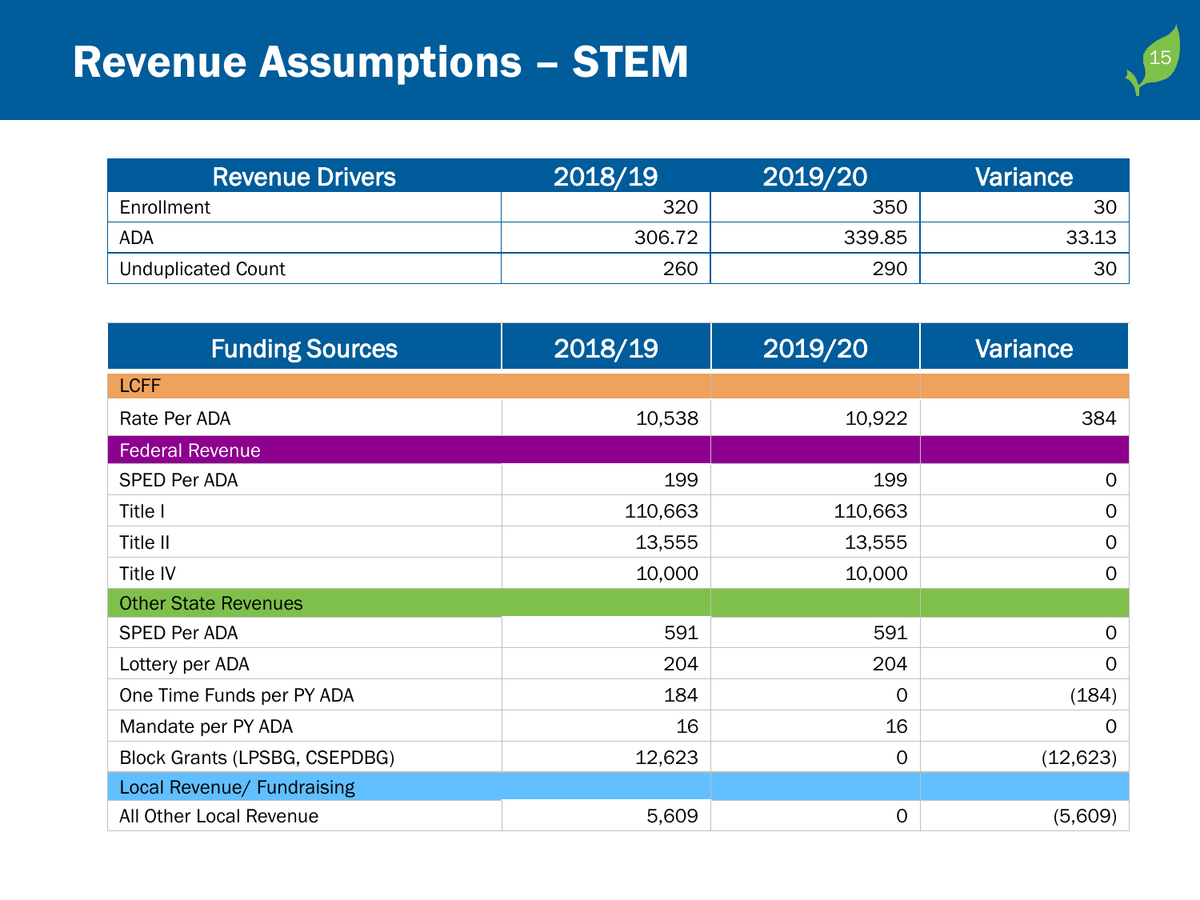# Revenue Assumptions – STEM

| Revenue Drivers | 2018/19 | 2019/20 | Variance |
|---|---|---|---|
| Enrollment | 320 | 350 | 30 |
| ADA | 306.72 | 339.85 | 33.13 |
| Unduplicated Count | 260 | 290 | 30 |

| Funding Sources | 2018/19 | 2019/20 | Variance |
|---|---|---|---|
| LCFF | | | |
| Rate Per ADA | 10,538 | 10,922 | 384 |
| Federal Revenue | | | |
| SPED Per ADA | 199 | 199 | 0 |
| Title I | 110,663 | 110,663 | 0 |
| Title II | 13,555 | 13,555 | 0 |
| Title IV | 10,000 | 10,000 | 0 |
| Other State Revenues | | | |
| SPED Per ADA | 591 | 591 | 0 |
| Lottery per ADA | 204 | 204 | 0 |
| One Time Funds per PY ADA | 184 | 0 | (184) |
| Mandate per PY ADA | 16 | 16 | 0 |
| Block Grants (LPSBG, CSEPDBG) | 12,623 | 0 | (12,623) |
| Local Revenue/ Fundraising | | | |
| All Other Local Revenue | 5,609 | 0 | (5,609) |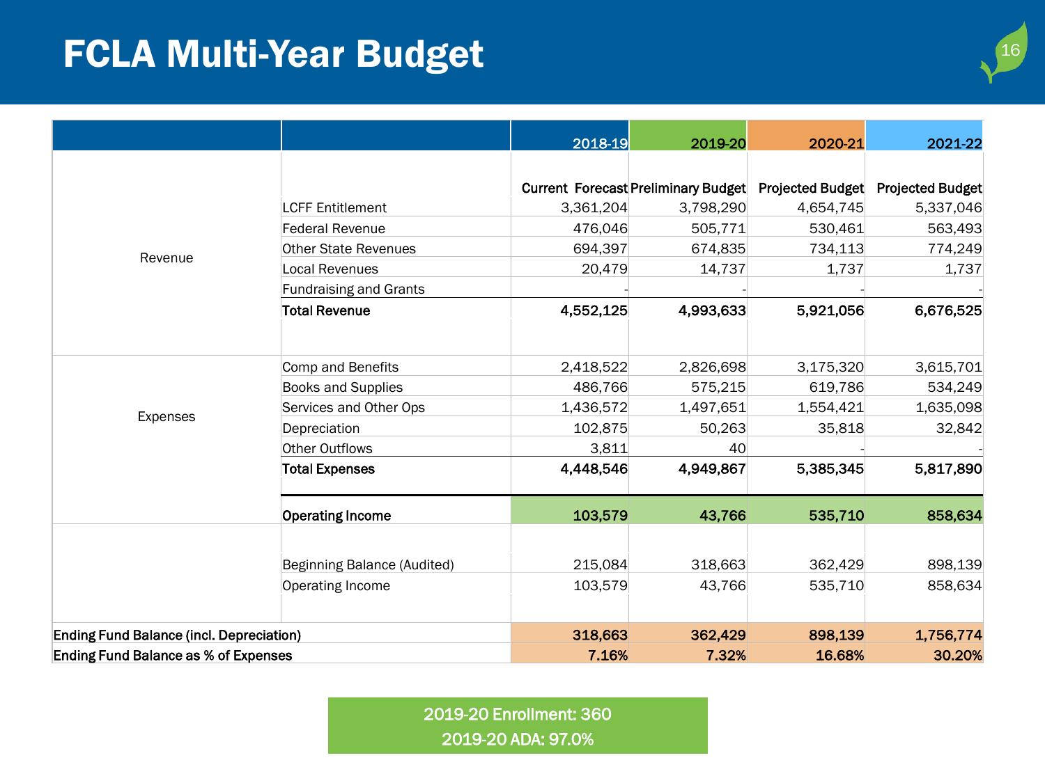# FCLA Multi-Year Budget

| | | 2018-19 | 2019-20 | 2020-21 | 2021-22 |
|---|---|---|---|---|---|
| | | Current Forecast | Preliminary Budget | Projected Budget | Projected Budget |
| Revenue | LCFF Entitlement | 3,361,204 | 3,798,290 | 4,654,745 | 5,337,046 |
| | Federal Revenue | 476,046 | 505,771 | 530,461 | 563,493 |
| | Other State Revenues | 694,397 | 674,835 | 734,113 | 774,249 |
| | Local Revenues | 20,479 | 14,737 | 1,737 | 1,737 |
| | Fundraising and Grants | - | - | - | - |
| | **Total Revenue** | **4,552,125** | **4,993,633** | **5,921,056** | **6,676,525** |
| Expenses | Comp and Benefits | 2,418,522 | 2,826,698 | 3,175,320 | 3,615,701 |
| | Books and Supplies | 486,766 | 575,215 | 619,786 | 534,249 |
| | Services and Other Ops | 1,436,572 | 1,497,651 | 1,554,421 | 1,635,098 |
| | Depreciation | 102,875 | 50,263 | 35,818 | 32,842 |
| | Other Outflows | 3,811 | 40 | - | - |
| | **Total Expenses** | **4,448,546** | **4,949,867** | **5,385,345** | **5,817,890** |
| | **Operating Income** | **103,579** | **43,766** | **535,710** | **858,634** |
| | Beginning Balance (Audited) | 215,084 | 318,663 | 362,429 | 898,139 |
| | Operating Income | 103,579 | 43,766 | 535,710 | 858,634 |
| **Ending Fund Balance (incl. Depreciation)** | | **318,663** | **362,429** | **898,139** | **1,756,774** |
| **Ending Fund Balance as % of Expenses** | | **7.16%** | **7.32%** | **16.68%** | **30.20%** |

2019-20 Enrollment: 360

2019-20 ADA: 97.0%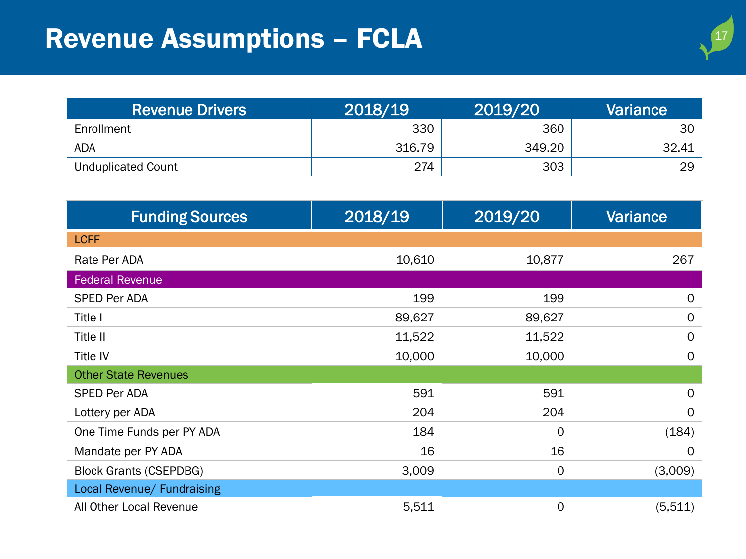# Revenue Assumptions – FCLA

| Revenue Drivers | 2018/19 | 2019/20 | Variance |
|---|---|---|---|
| Enrollment | 330 | 360 | 30 |
| ADA | 316.79 | 349.20 | 32.41 |
| Unduplicated Count | 274 | 303 | 29 |

| Funding Sources | 2018/19 | 2019/20 | Variance |
|---|---|---|---|
| LCFF | | | |
| Rate Per ADA | 10,610 | 10,877 | 267 |
| Federal Revenue | | | |
| SPED Per ADA | 199 | 199 | 0 |
| Title I | 89,627 | 89,627 | 0 |
| Title II | 11,522 | 11,522 | 0 |
| Title IV | 10,000 | 10,000 | 0 |
| Other State Revenues | | | |
| SPED Per ADA | 591 | 591 | 0 |
| Lottery per ADA | 204 | 204 | 0 |
| One Time Funds per PY ADA | 184 | 0 | (184) |
| Mandate per PY ADA | 16 | 16 | 0 |
| Block Grants (CSEPDBG) | 3,009 | 0 | (3,009) |
| Local Revenue/ Fundraising | | | |
| All Other Local Revenue | 5,511 | 0 | (5,511) |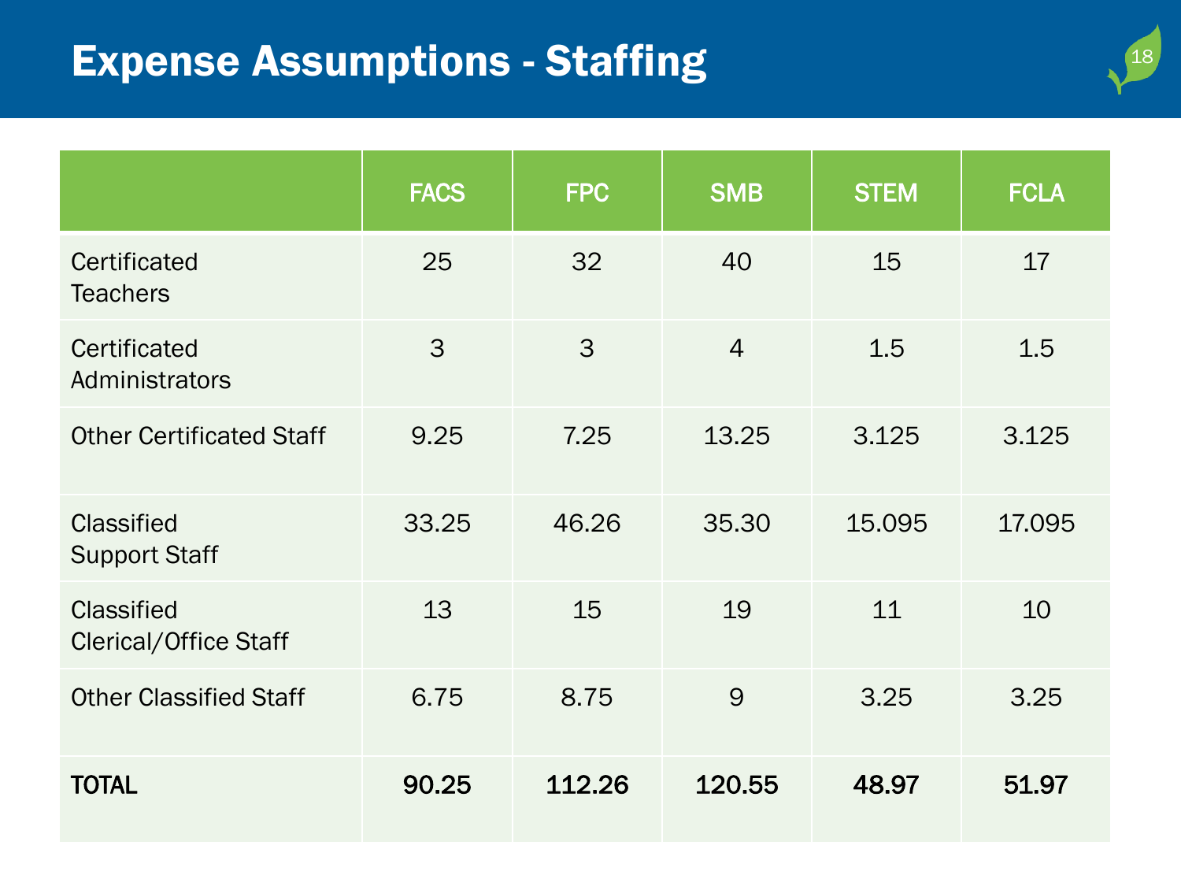# Expense Assumptions - Staffing

| | FACS | FPC | SMB | STEM | FCLA |
|---|---|---|---|---|---|
| Certificated Teachers | 25 | 32 | 40 | 15 | 17 |
| Certificated Administrators | 3 | 3 | 4 | 1.5 | 1.5 |
| Other Certificated Staff | 9.25 | 7.25 | 13.25 | 3.125 | 3.125 |
| Classified Support Staff | 33.25 | 46.26 | 35.30 | 15.095 | 17.095 |
| Classified Clerical/Office Staff | 13 | 15 | 19 | 11 | 10 |
| Other Classified Staff | 6.75 | 8.75 | 9 | 3.25 | 3.25 |
| **TOTAL** | **90.25** | **112.26** | **120.55** | **48.97** | **51.97** |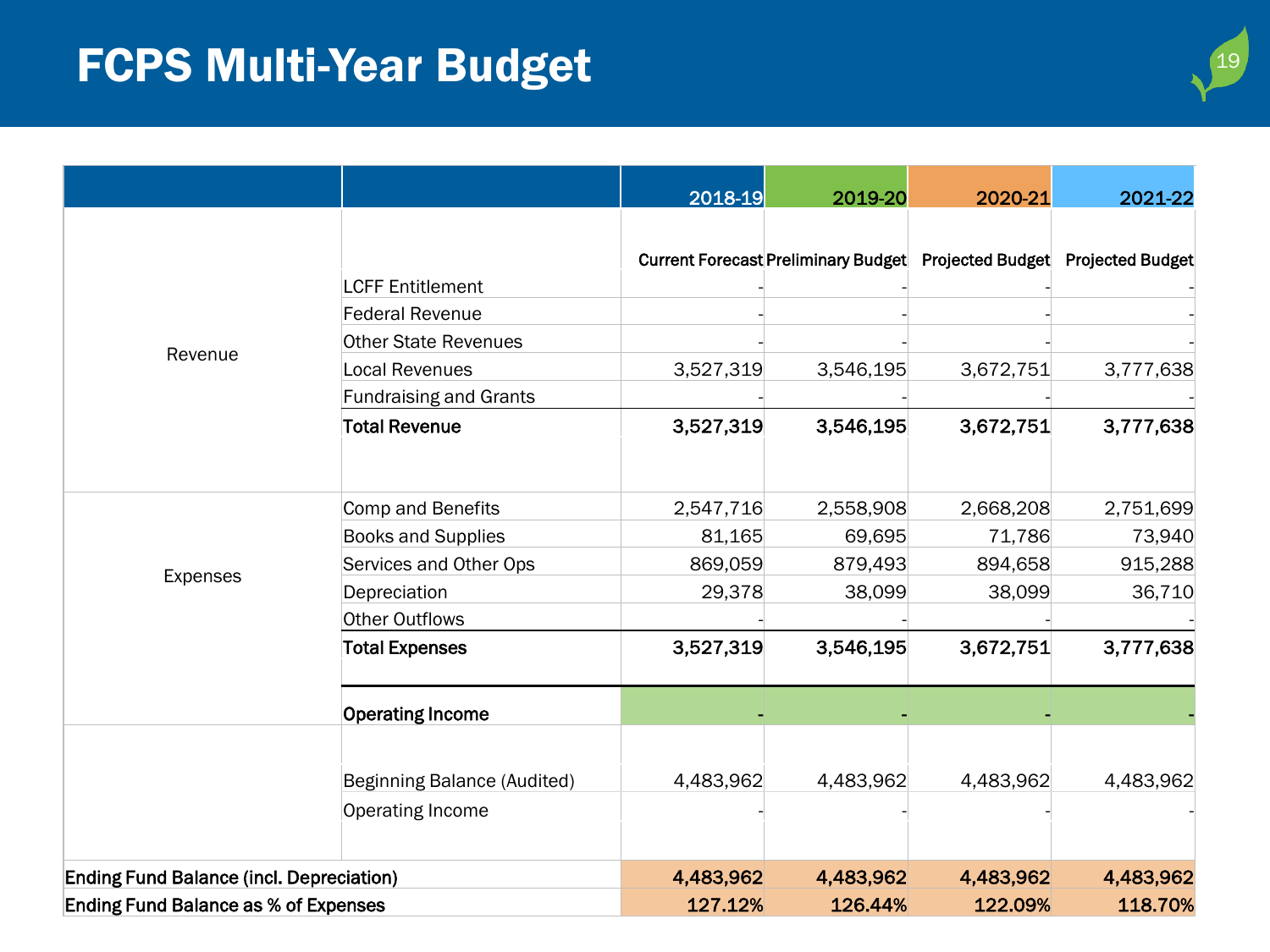# FCPS Multi-Year Budget

| | | 2018-19 | 2019-20 | 2020-21 | 2021-22 |
|---|---|---|---|---|---|
| | | Current Forecast | Preliminary Budget | Projected Budget | Projected Budget |
| Revenue | LCFF Entitlement | - | - | - | - |
| | Federal Revenue | - | - | - | - |
| | Other State Revenues | - | - | - | - |
| | Local Revenues | 3,527,319 | 3,546,195 | 3,672,751 | 3,777,638 |
| | Fundraising and Grants | - | - | - | - |
| | **Total Revenue** | **3,527,319** | **3,546,195** | **3,672,751** | **3,777,638** |
| Expenses | Comp and Benefits | 2,547,716 | 2,558,908 | 2,668,208 | 2,751,699 |
| | Books and Supplies | 81,165 | 69,695 | 71,786 | 73,940 |
| | Services and Other Ops | 869,059 | 879,493 | 894,658 | 915,288 |
| | Depreciation | 29,378 | 38,099 | 38,099 | 36,710 |
| | Other Outflows | - | - | - | - |
| | **Total Expenses** | **3,527,319** | **3,546,195** | **3,672,751** | **3,777,638** |
| | **Operating Income** | **-** | **-** | **-** | **-** |
| | Beginning Balance (Audited) | 4,483,962 | 4,483,962 | 4,483,962 | 4,483,962 |
| | Operating Income | - | - | - | - |
| **Ending Fund Balance (incl. Depreciation)** | | **4,483,962** | **4,483,962** | **4,483,962** | **4,483,962** |
| **Ending Fund Balance as % of Expenses** | | **127.12%** | **126.44%** | **122.09%** | **118.70%** |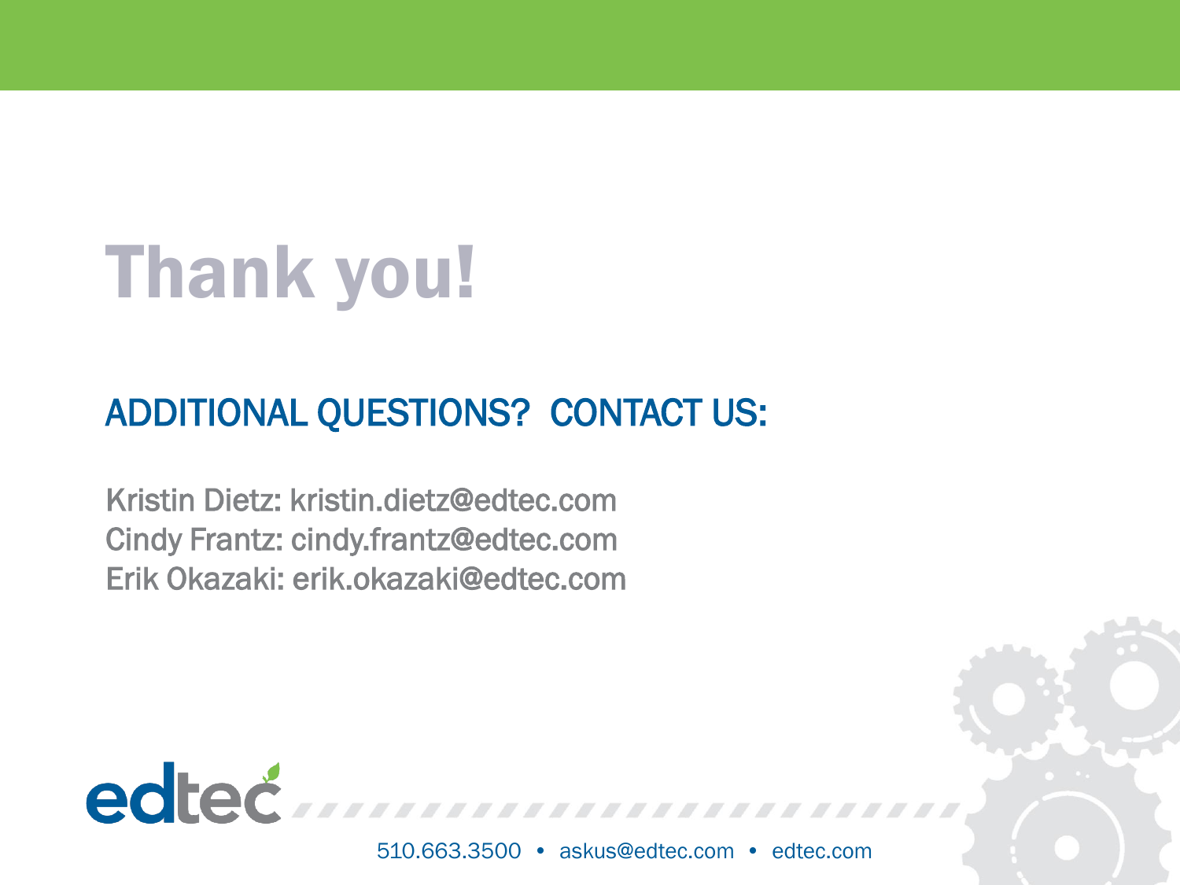# Thank you!

## ADDITIONAL QUESTIONS? CONTACT US:

Kristin Dietz: kristin.dietz@edtec.com
Cindy Frantz: cindy.frantz@edtec.com
Erik Okazaki: erik.okazaki@edtec.com

edtec

510.663.3500 • askus@edtec.com • edtec.com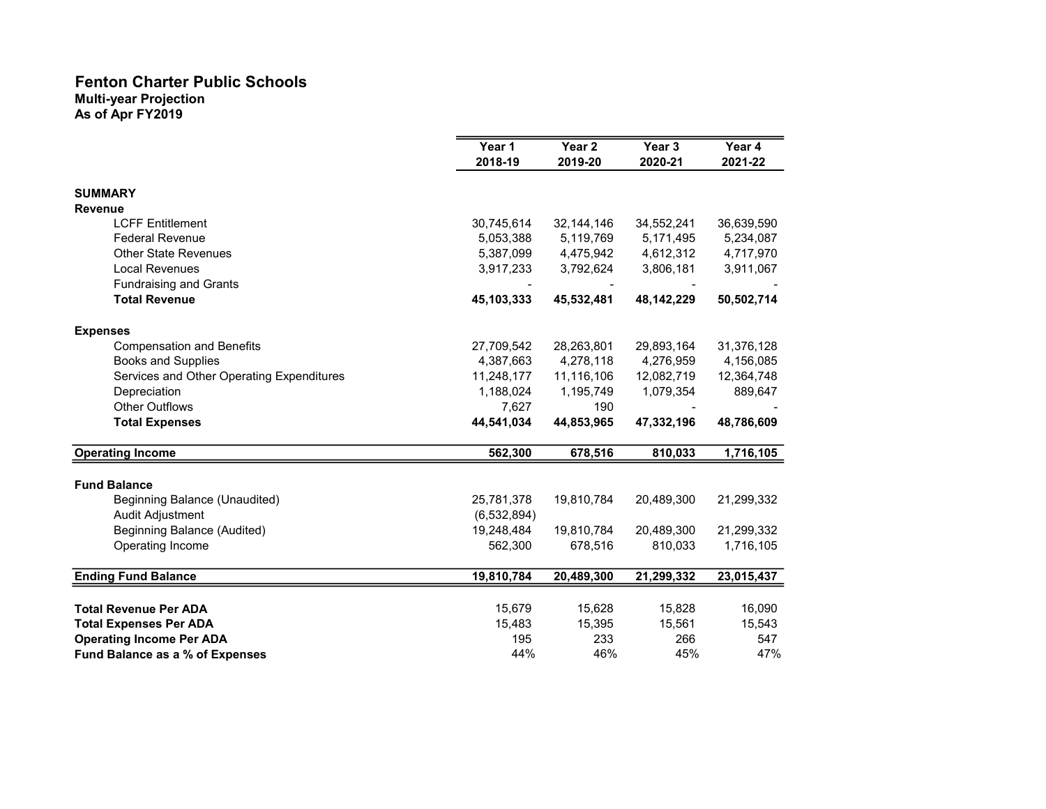# Fenton Charter Public Schools

## Multi-year Projection

### As of Apr FY2019

| | Year 1 2018-19 | Year 2 2019-20 | Year 3 2020-21 | Year 4 2021-22 |
|---|---|---|---|---|
| **SUMMARY** | | | | |
| **Revenue** | | | | |
| LCFF Entitlement | 30,745,614 | 32,144,146 | 34,552,241 | 36,639,590 |
| Federal Revenue | 5,053,388 | 5,119,769 | 5,171,495 | 5,234,087 |
| Other State Revenues | 5,387,099 | 4,475,942 | 4,612,312 | 4,717,970 |
| Local Revenues | 3,917,233 | 3,792,624 | 3,806,181 | 3,911,067 |
| Fundraising and Grants | - | - | - | - |
| **Total Revenue** | **45,103,333** | **45,532,481** | **48,142,229** | **50,502,714** |
| **Expenses** | | | | |
| Compensation and Benefits | 27,709,542 | 28,263,801 | 29,893,164 | 31,376,128 |
| Books and Supplies | 4,387,663 | 4,278,118 | 4,276,959 | 4,156,085 |
| Services and Other Operating Expenditures | 11,248,177 | 11,116,106 | 12,082,719 | 12,364,748 |
| Depreciation | 1,188,024 | 1,195,749 | 1,079,354 | 889,647 |
| Other Outflows | 7,627 | 190 | - | - |
| **Total Expenses** | **44,541,034** | **44,853,965** | **47,332,196** | **48,786,609** |
| **Operating Income** | **562,300** | **678,516** | **810,033** | **1,716,105** |
| **Fund Balance** | | | | |
| Beginning Balance (Unaudited) | 25,781,378 | 19,810,784 | 20,489,300 | 21,299,332 |
| Audit Adjustment | (6,532,894) | | | |
| Beginning Balance (Audited) | 19,248,484 | 19,810,784 | 20,489,300 | 21,299,332 |
| Operating Income | 562,300 | 678,516 | 810,033 | 1,716,105 |
| **Ending Fund Balance** | **19,810,784** | **20,489,300** | **21,299,332** | **23,015,437** |
| **Total Revenue Per ADA** | 15,679 | 15,628 | 15,828 | 16,090 |
| **Total Expenses Per ADA** | 15,483 | 15,395 | 15,561 | 15,543 |
| **Operating Income Per ADA** | 195 | 233 | 266 | 547 |
| **Fund Balance as a % of Expenses** | 44% | 46% | 45% | 47% |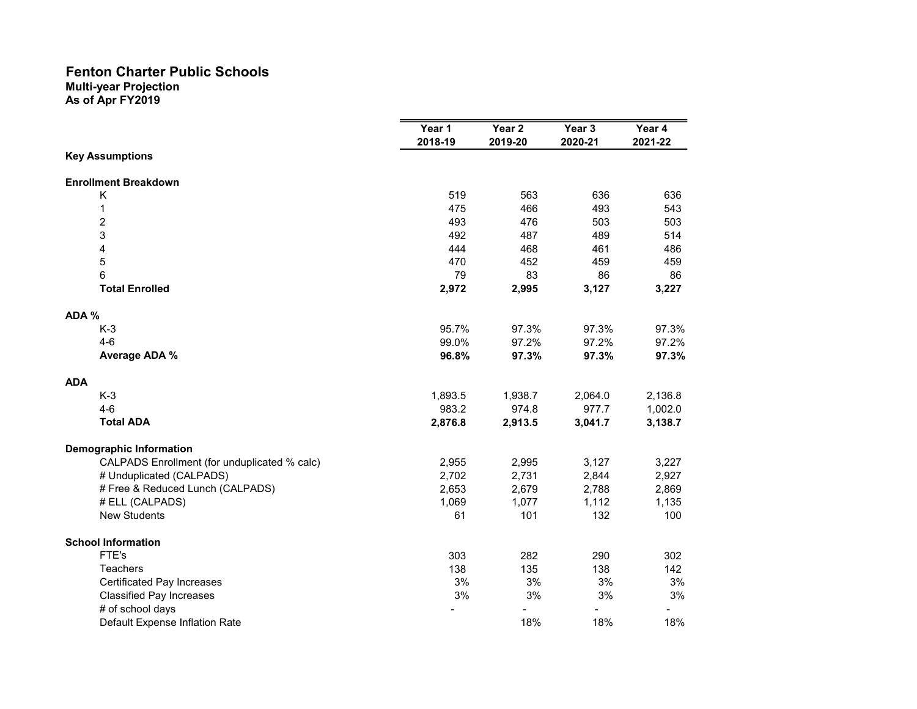# Fenton Charter Public Schools

**Multi-year Projection**
**As of Apr FY2019**

| | Year 1<br>2018-19 | Year 2<br>2019-20 | Year 3<br>2020-21 | Year 4<br>2021-22 |
|---|---|---|---|---|
| **Key Assumptions** | | | | |
| | | | | |
| **Enrollment Breakdown** | | | | |
| K | 519 | 563 | 636 | 636 |
| 1 | 475 | 466 | 493 | 543 |
| 2 | 493 | 476 | 503 | 503 |
| 3 | 492 | 487 | 489 | 514 |
| 4 | 444 | 468 | 461 | 486 |
| 5 | 470 | 452 | 459 | 459 |
| 6 | 79 | 83 | 86 | 86 |
| **Total Enrolled** | **2,972** | **2,995** | **3,127** | **3,227** |
| | | | | |
| **ADA %** | | | | |
| K-3 | 95.7% | 97.3% | 97.3% | 97.3% |
| 4-6 | 99.0% | 97.2% | 97.2% | 97.2% |
| **Average ADA %** | **96.8%** | **97.3%** | **97.3%** | **97.3%** |
| | | | | |
| **ADA** | | | | |
| K-3 | 1,893.5 | 1,938.7 | 2,064.0 | 2,136.8 |
| 4-6 | 983.2 | 974.8 | 977.7 | 1,002.0 |
| **Total ADA** | **2,876.8** | **2,913.5** | **3,041.7** | **3,138.7** |
| | | | | |
| **Demographic Information** | | | | |
| CALPADS Enrollment (for unduplicated % calc) | 2,955 | 2,995 | 3,127 | 3,227 |
| # Unduplicated (CALPADS) | 2,702 | 2,731 | 2,844 | 2,927 |
| # Free & Reduced Lunch (CALPADS) | 2,653 | 2,679 | 2,788 | 2,869 |
| # ELL (CALPADS) | 1,069 | 1,077 | 1,112 | 1,135 |
| New Students | 61 | 101 | 132 | 100 |
| | | | | |
| **School Information** | | | | |
| FTE's | 303 | 282 | 290 | 302 |
| Teachers | 138 | 135 | 138 | 142 |
| Certificated Pay Increases | 3% | 3% | 3% | 3% |
| Classified Pay Increases | 3% | 3% | 3% | 3% |
| # of school days | - | - | - | - |
| Default Expense Inflation Rate | | 18% | 18% | 18% |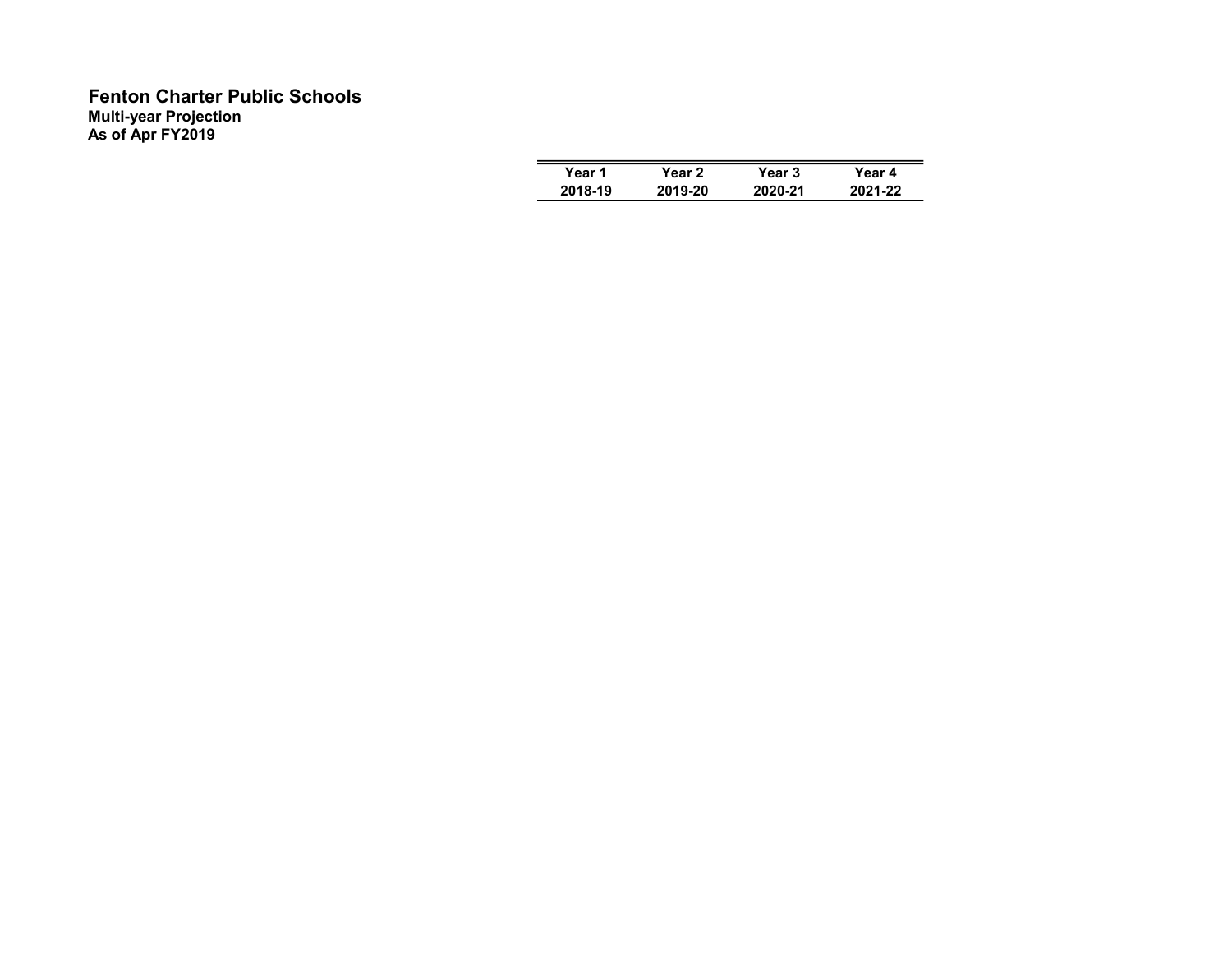# Fenton Charter Public Schools

**Multi-year Projection**
**As of Apr FY2019**

| Year 1 | Year 2 | Year 3 | Year 4 |
|---|---|---|---|
| 2018-19 | 2019-20 | 2020-21 | 2021-22 |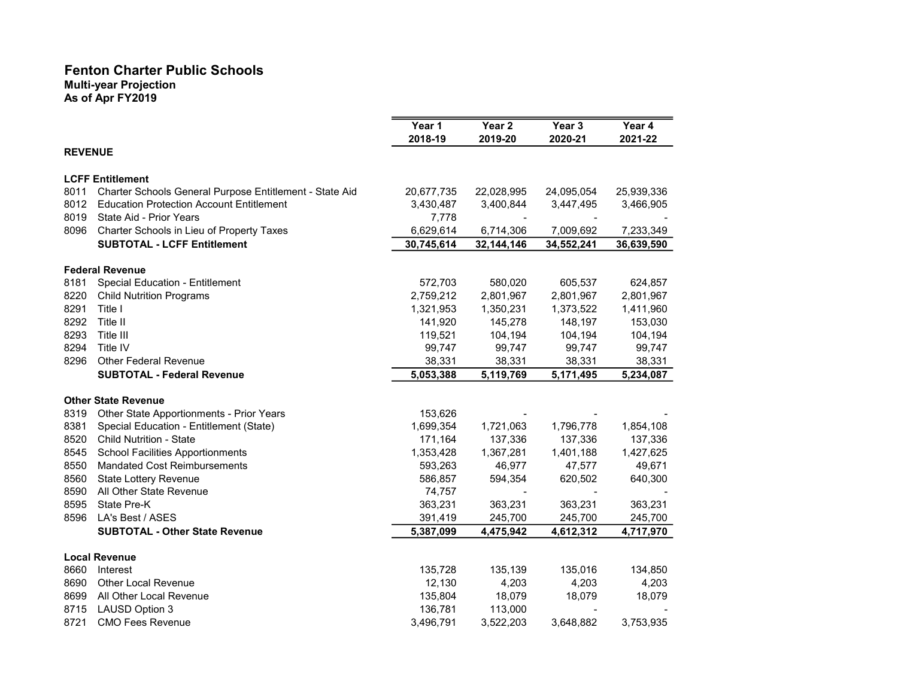# Fenton Charter Public Schools

**Multi-year Projection**
**As of Apr FY2019**

| | | Year 1<br>2018-19 | Year 2<br>2019-20 | Year 3<br>2020-21 | Year 4<br>2021-22 |
|---|---|---|---|---|---|
| **REVENUE** | | | | | |
| **LCFF Entitlement** | | | | | |
| 8011 | Charter Schools General Purpose Entitlement - State Aid | 20,677,735 | 22,028,995 | 24,095,054 | 25,939,336 |
| 8012 | Education Protection Account Entitlement | 3,430,487 | 3,400,844 | 3,447,495 | 3,466,905 |
| 8019 | State Aid - Prior Years | 7,778 | - | - | - |
| 8096 | Charter Schools in Lieu of Property Taxes | 6,629,614 | 6,714,306 | 7,009,692 | 7,233,349 |
| | **SUBTOTAL - LCFF Entitlement** | **30,745,614** | **32,144,146** | **34,552,241** | **36,639,590** |
| **Federal Revenue** | | | | | |
| 8181 | Special Education - Entitlement | 572,703 | 580,020 | 605,537 | 624,857 |
| 8220 | Child Nutrition Programs | 2,759,212 | 2,801,967 | 2,801,967 | 2,801,967 |
| 8291 | Title I | 1,321,953 | 1,350,231 | 1,373,522 | 1,411,960 |
| 8292 | Title II | 141,920 | 145,278 | 148,197 | 153,030 |
| 8293 | Title III | 119,521 | 104,194 | 104,194 | 104,194 |
| 8294 | Title IV | 99,747 | 99,747 | 99,747 | 99,747 |
| 8296 | Other Federal Revenue | 38,331 | 38,331 | 38,331 | 38,331 |
| | **SUBTOTAL - Federal Revenue** | **5,053,388** | **5,119,769** | **5,171,495** | **5,234,087** |
| **Other State Revenue** | | | | | |
| 8319 | Other State Apportionments - Prior Years | 153,626 | - | - | - |
| 8381 | Special Education - Entitlement (State) | 1,699,354 | 1,721,063 | 1,796,778 | 1,854,108 |
| 8520 | Child Nutrition - State | 171,164 | 137,336 | 137,336 | 137,336 |
| 8545 | School Facilities Apportionments | 1,353,428 | 1,367,281 | 1,401,188 | 1,427,625 |
| 8550 | Mandated Cost Reimbursements | 593,263 | 46,977 | 47,577 | 49,671 |
| 8560 | State Lottery Revenue | 586,857 | 594,354 | 620,502 | 640,300 |
| 8590 | All Other State Revenue | 74,757 | - | - | - |
| 8595 | State Pre-K | 363,231 | 363,231 | 363,231 | 363,231 |
| 8596 | LA's Best / ASES | 391,419 | 245,700 | 245,700 | 245,700 |
| | **SUBTOTAL - Other State Revenue** | **5,387,099** | **4,475,942** | **4,612,312** | **4,717,970** |
| **Local Revenue** | | | | | |
| 8660 | Interest | 135,728 | 135,139 | 135,016 | 134,850 |
| 8690 | Other Local Revenue | 12,130 | 4,203 | 4,203 | 4,203 |
| 8699 | All Other Local Revenue | 135,804 | 18,079 | 18,079 | 18,079 |
| 8715 | LAUSD Option 3 | 136,781 | 113,000 | - | - |
| 8721 | CMO Fees Revenue | 3,496,791 | 3,522,203 | 3,648,882 | 3,753,935 |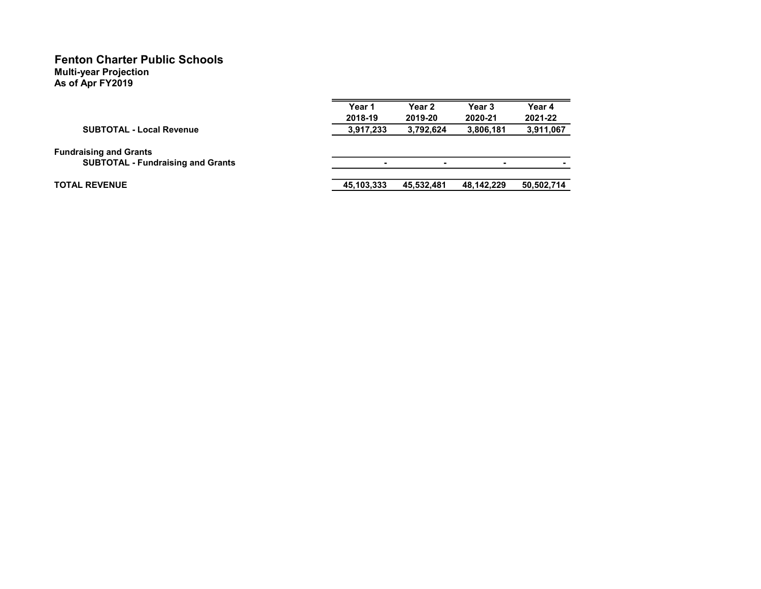# Fenton Charter Public Schools

**Multi-year Projection**
**As of Apr FY2019**

| | Year 1 2018-19 | Year 2 2019-20 | Year 3 2020-21 | Year 4 2021-22 |
|---|---|---|---|---|
| **SUBTOTAL - Local Revenue** | 3,917,233 | 3,792,624 | 3,806,181 | 3,911,067 |
| **Fundraising and Grants** | | | | |
| **SUBTOTAL - Fundraising and Grants** | - | - | - | - |
| **TOTAL REVENUE** | 45,103,333 | 45,532,481 | 48,142,229 | 50,502,714 |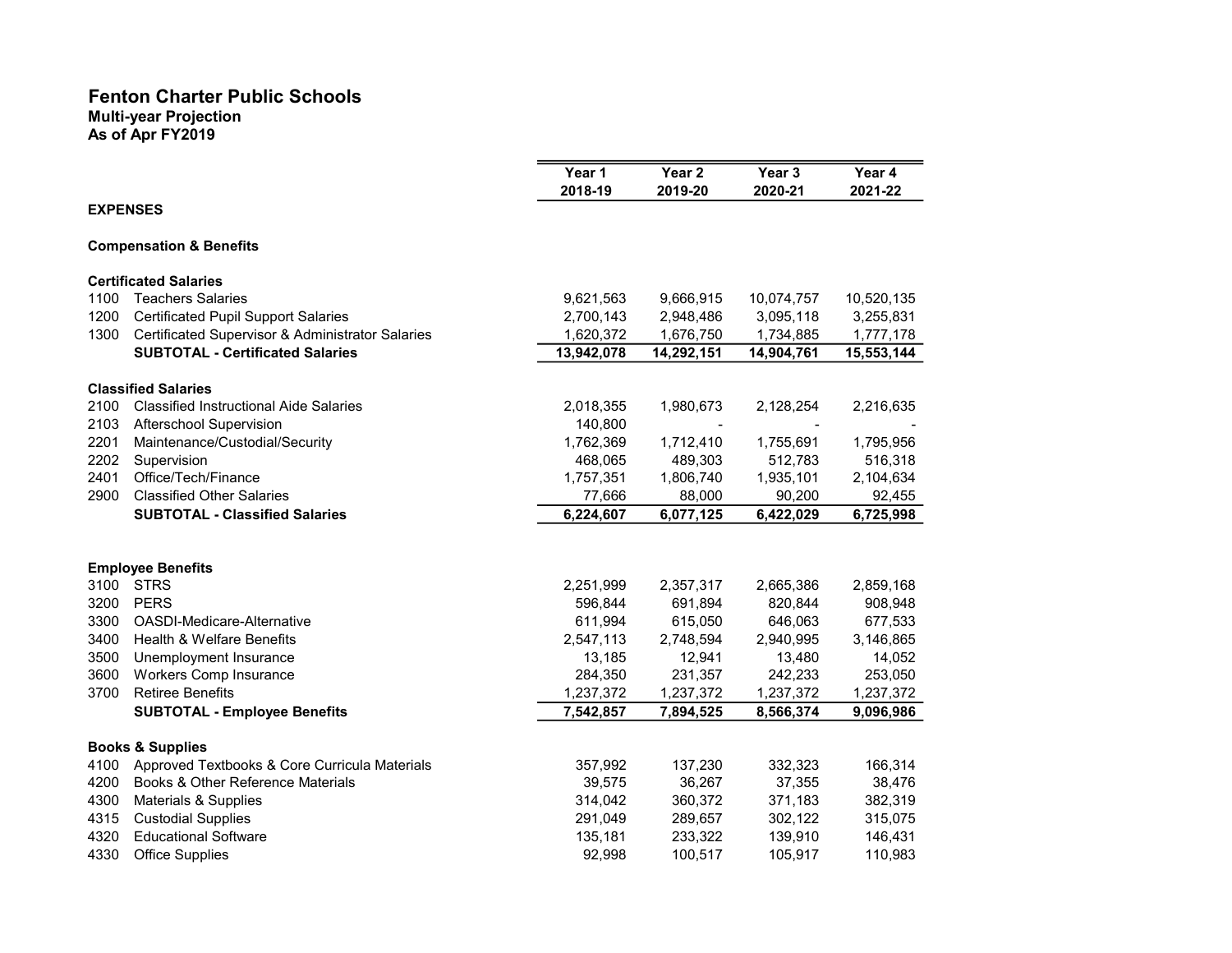# Fenton Charter Public Schools

**Multi-year Projection**
**As of Apr FY2019**

| | | Year 1 2018-19 | Year 2 2019-20 | Year 3 2020-21 | Year 4 2021-22 |
|---|---|---|---|---|---|
| **EXPENSES** | | | | | |
| **Compensation & Benefits** | | | | | |
| **Certificated Salaries** | | | | | |
| 1100 | Teachers Salaries | 9,621,563 | 9,666,915 | 10,074,757 | 10,520,135 |
| 1200 | Certificated Pupil Support Salaries | 2,700,143 | 2,948,486 | 3,095,118 | 3,255,831 |
| 1300 | Certificated Supervisor & Administrator Salaries | 1,620,372 | 1,676,750 | 1,734,885 | 1,777,178 |
| | **SUBTOTAL - Certificated Salaries** | **13,942,078** | **14,292,151** | **14,904,761** | **15,553,144** |
| **Classified Salaries** | | | | | |
| 2100 | Classified Instructional Aide Salaries | 2,018,355 | 1,980,673 | 2,128,254 | 2,216,635 |
| 2103 | Afterschool Supervision | 140,800 | - | - | - |
| 2201 | Maintenance/Custodial/Security | 1,762,369 | 1,712,410 | 1,755,691 | 1,795,956 |
| 2202 | Supervision | 468,065 | 489,303 | 512,783 | 516,318 |
| 2401 | Office/Tech/Finance | 1,757,351 | 1,806,740 | 1,935,101 | 2,104,634 |
| 2900 | Classified Other Salaries | 77,666 | 88,000 | 90,200 | 92,455 |
| | **SUBTOTAL - Classified Salaries** | **6,224,607** | **6,077,125** | **6,422,029** | **6,725,998** |
| **Employee Benefits** | | | | | |
| 3100 | STRS | 2,251,999 | 2,357,317 | 2,665,386 | 2,859,168 |
| 3200 | PERS | 596,844 | 691,894 | 820,844 | 908,948 |
| 3300 | OASDI-Medicare-Alternative | 611,994 | 615,050 | 646,063 | 677,533 |
| 3400 | Health & Welfare Benefits | 2,547,113 | 2,748,594 | 2,940,995 | 3,146,865 |
| 3500 | Unemployment Insurance | 13,185 | 12,941 | 13,480 | 14,052 |
| 3600 | Workers Comp Insurance | 284,350 | 231,357 | 242,233 | 253,050 |
| 3700 | Retiree Benefits | 1,237,372 | 1,237,372 | 1,237,372 | 1,237,372 |
| | **SUBTOTAL - Employee Benefits** | **7,542,857** | **7,894,525** | **8,566,374** | **9,096,986** |
| **Books & Supplies** | | | | | |
| 4100 | Approved Textbooks & Core Curricula Materials | 357,992 | 137,230 | 332,323 | 166,314 |
| 4200 | Books & Other Reference Materials | 39,575 | 36,267 | 37,355 | 38,476 |
| 4300 | Materials & Supplies | 314,042 | 360,372 | 371,183 | 382,319 |
| 4315 | Custodial Supplies | 291,049 | 289,657 | 302,122 | 315,075 |
| 4320 | Educational Software | 135,181 | 233,322 | 139,910 | 146,431 |
| 4330 | Office Supplies | 92,998 | 100,517 | 105,917 | 110,983 |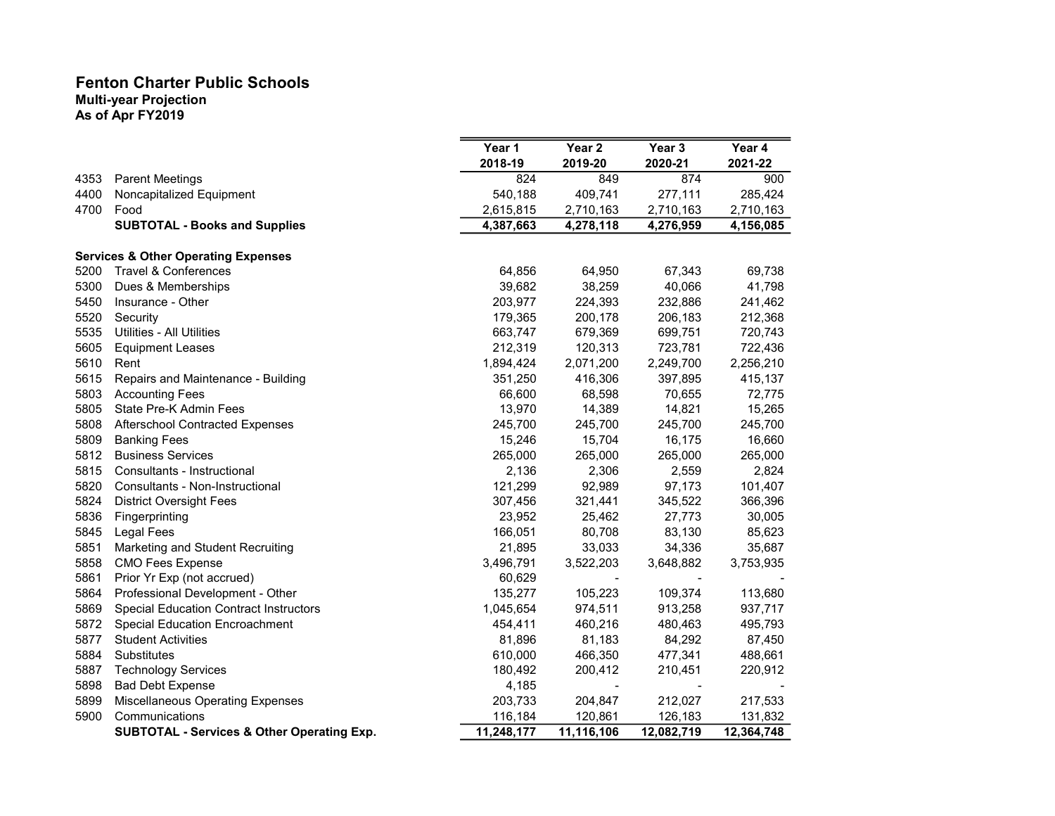# Fenton Charter Public Schools
**Multi-year Projection**
**As of Apr FY2019**

| | | Year 1<br>2018-19 | Year 2<br>2019-20 | Year 3<br>2020-21 | Year 4<br>2021-22 |
|---|---|---|---|---|---|
| 4353 | Parent Meetings | 824 | 849 | 874 | 900 |
| 4400 | Noncapitalized Equipment | 540,188 | 409,741 | 277,111 | 285,424 |
| 4700 | Food | 2,615,815 | 2,710,163 | 2,710,163 | 2,710,163 |
| | **SUBTOTAL - Books and Supplies** | **4,387,663** | **4,278,118** | **4,276,959** | **4,156,085** |
| | | | | | |
| **Services & Other Operating Expenses** | | | | | |
| 5200 | Travel & Conferences | 64,856 | 64,950 | 67,343 | 69,738 |
| 5300 | Dues & Memberships | 39,682 | 38,259 | 40,066 | 41,798 |
| 5450 | Insurance - Other | 203,977 | 224,393 | 232,886 | 241,462 |
| 5520 | Security | 179,365 | 200,178 | 206,183 | 212,368 |
| 5535 | Utilities - All Utilities | 663,747 | 679,369 | 699,751 | 720,743 |
| 5605 | Equipment Leases | 212,319 | 120,313 | 723,781 | 722,436 |
| 5610 | Rent | 1,894,424 | 2,071,200 | 2,249,700 | 2,256,210 |
| 5615 | Repairs and Maintenance - Building | 351,250 | 416,306 | 397,895 | 415,137 |
| 5803 | Accounting Fees | 66,600 | 68,598 | 70,655 | 72,775 |
| 5805 | State Pre-K Admin Fees | 13,970 | 14,389 | 14,821 | 15,265 |
| 5808 | Afterschool Contracted Expenses | 245,700 | 245,700 | 245,700 | 245,700 |
| 5809 | Banking Fees | 15,246 | 15,704 | 16,175 | 16,660 |
| 5812 | Business Services | 265,000 | 265,000 | 265,000 | 265,000 |
| 5815 | Consultants - Instructional | 2,136 | 2,306 | 2,559 | 2,824 |
| 5820 | Consultants - Non-Instructional | 121,299 | 92,989 | 97,173 | 101,407 |
| 5824 | District Oversight Fees | 307,456 | 321,441 | 345,522 | 366,396 |
| 5836 | Fingerprinting | 23,952 | 25,462 | 27,773 | 30,005 |
| 5845 | Legal Fees | 166,051 | 80,708 | 83,130 | 85,623 |
| 5851 | Marketing and Student Recruiting | 21,895 | 33,033 | 34,336 | 35,687 |
| 5858 | CMO Fees Expense | 3,496,791 | 3,522,203 | 3,648,882 | 3,753,935 |
| 5861 | Prior Yr Exp (not accrued) | 60,629 | - | - | - |
| 5864 | Professional Development - Other | 135,277 | 105,223 | 109,374 | 113,680 |
| 5869 | Special Education Contract Instructors | 1,045,654 | 974,511 | 913,258 | 937,717 |
| 5872 | Special Education Encroachment | 454,411 | 460,216 | 480,463 | 495,793 |
| 5877 | Student Activities | 81,896 | 81,183 | 84,292 | 87,450 |
| 5884 | Substitutes | 610,000 | 466,350 | 477,341 | 488,661 |
| 5887 | Technology Services | 180,492 | 200,412 | 210,451 | 220,912 |
| 5898 | Bad Debt Expense | 4,185 | - | - | - |
| 5899 | Miscellaneous Operating Expenses | 203,733 | 204,847 | 212,027 | 217,533 |
| 5900 | Communications | 116,184 | 120,861 | 126,183 | 131,832 |
| | **SUBTOTAL - Services & Other Operating Exp.** | **11,248,177** | **11,116,106** | **12,082,719** | **12,364,748** |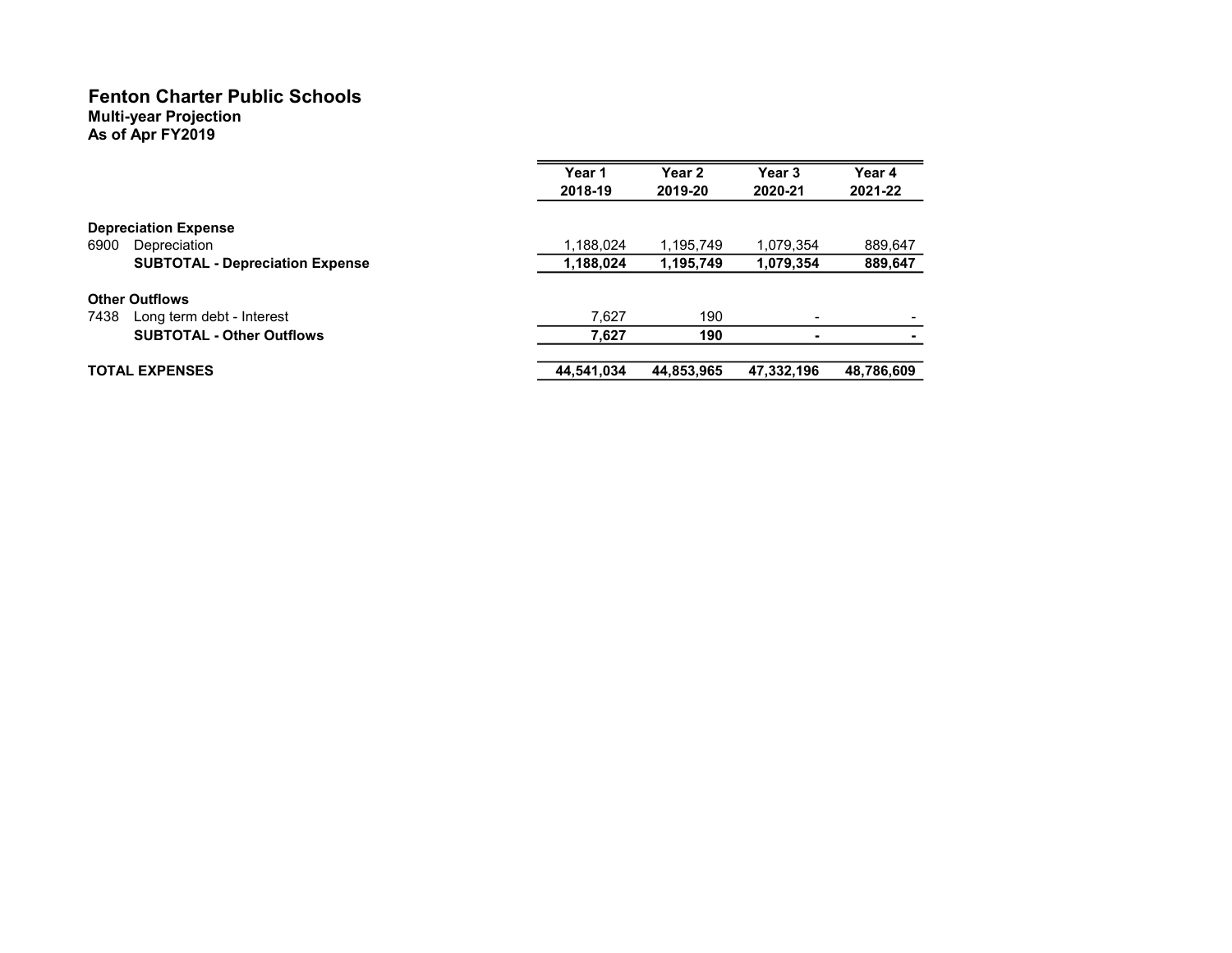# Fenton Charter Public Schools
## Multi-year Projection
### As of Apr FY2019

| | | Year 1 2018-19 | Year 2 2019-20 | Year 3 2020-21 | Year 4 2021-22 |
|---|---|---|---|---|---|
| **Depreciation Expense** | | | | | |
| 6900 | Depreciation | 1,188,024 | 1,195,749 | 1,079,354 | 889,647 |
| | **SUBTOTAL - Depreciation Expense** | **1,188,024** | **1,195,749** | **1,079,354** | **889,647** |
| **Other Outflows** | | | | | |
| 7438 | Long term debt - Interest | 7,627 | 190 | - | - |
| | **SUBTOTAL - Other Outflows** | **7,627** | **190** | **-** | **-** |
| **TOTAL EXPENSES** | | **44,541,034** | **44,853,965** | **47,332,196** | **48,786,609** |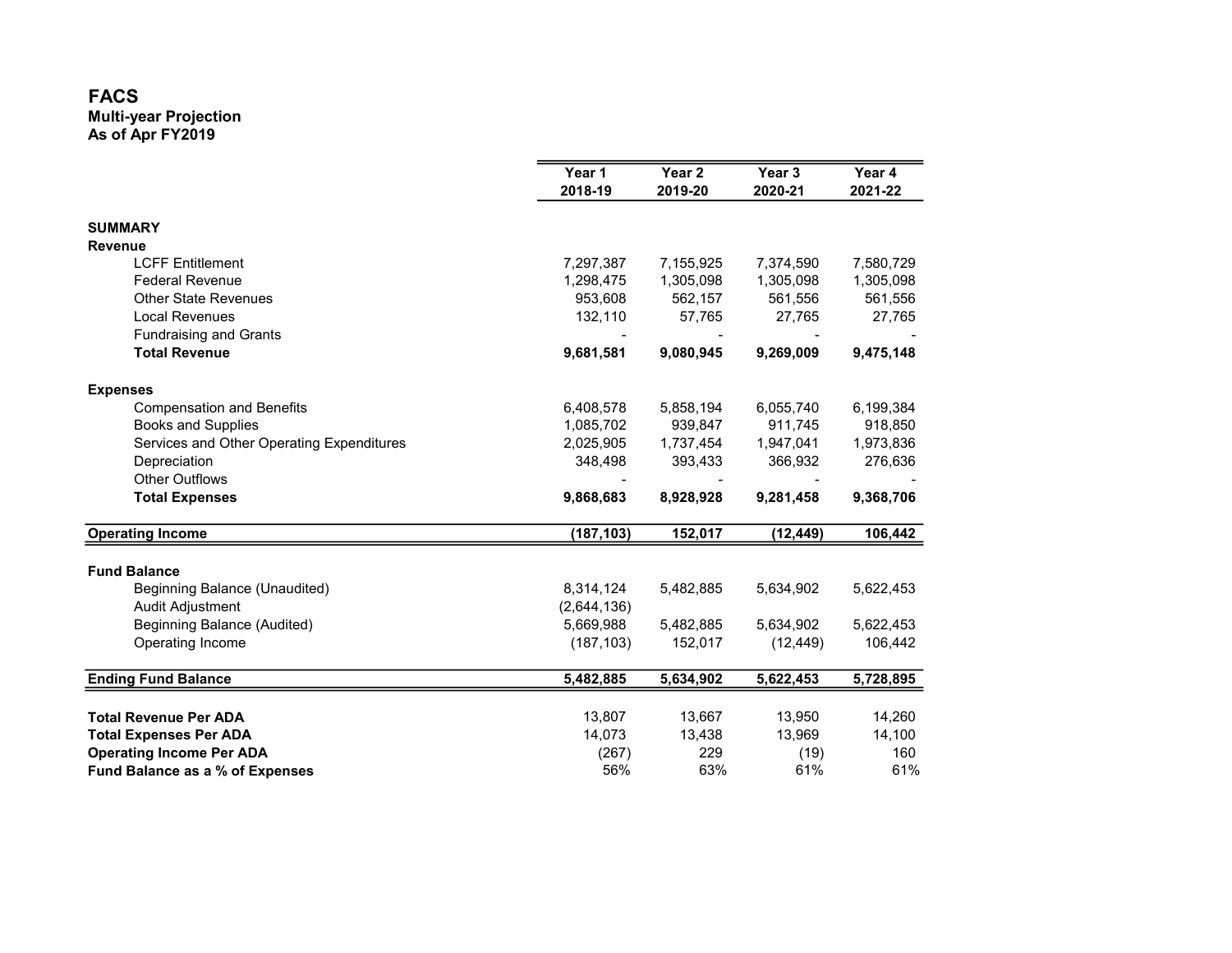# FACS

**Multi-year Projection**
**As of Apr FY2019**

| | Year 1 2018-19 | Year 2 2019-20 | Year 3 2020-21 | Year 4 2021-22 |
|---|---|---|---|---|
| **SUMMARY** | | | | |
| **Revenue** | | | | |
| LCFF Entitlement | 7,297,387 | 7,155,925 | 7,374,590 | 7,580,729 |
| Federal Revenue | 1,298,475 | 1,305,098 | 1,305,098 | 1,305,098 |
| Other State Revenues | 953,608 | 562,157 | 561,556 | 561,556 |
| Local Revenues | 132,110 | 57,765 | 27,765 | 27,765 |
| Fundraising and Grants | - | - | - | - |
| **Total Revenue** | **9,681,581** | **9,080,945** | **9,269,009** | **9,475,148** |
| **Expenses** | | | | |
| Compensation and Benefits | 6,408,578 | 5,858,194 | 6,055,740 | 6,199,384 |
| Books and Supplies | 1,085,702 | 939,847 | 911,745 | 918,850 |
| Services and Other Operating Expenditures | 2,025,905 | 1,737,454 | 1,947,041 | 1,973,836 |
| Depreciation | 348,498 | 393,433 | 366,932 | 276,636 |
| Other Outflows | - | - | - | - |
| **Total Expenses** | **9,868,683** | **8,928,928** | **9,281,458** | **9,368,706** |
| **Operating Income** | **(187,103)** | **152,017** | **(12,449)** | **106,442** |
| **Fund Balance** | | | | |
| Beginning Balance (Unaudited) | 8,314,124 | 5,482,885 | 5,634,902 | 5,622,453 |
| Audit Adjustment | (2,644,136) | | | |
| Beginning Balance (Audited) | 5,669,988 | 5,482,885 | 5,634,902 | 5,622,453 |
| Operating Income | (187,103) | 152,017 | (12,449) | 106,442 |
| **Ending Fund Balance** | **5,482,885** | **5,634,902** | **5,622,453** | **5,728,895** |
| **Total Revenue Per ADA** | 13,807 | 13,667 | 13,950 | 14,260 |
| **Total Expenses Per ADA** | 14,073 | 13,438 | 13,969 | 14,100 |
| **Operating Income Per ADA** | (267) | 229 | (19) | 160 |
| **Fund Balance as a % of Expenses** | 56% | 63% | 61% | 61% |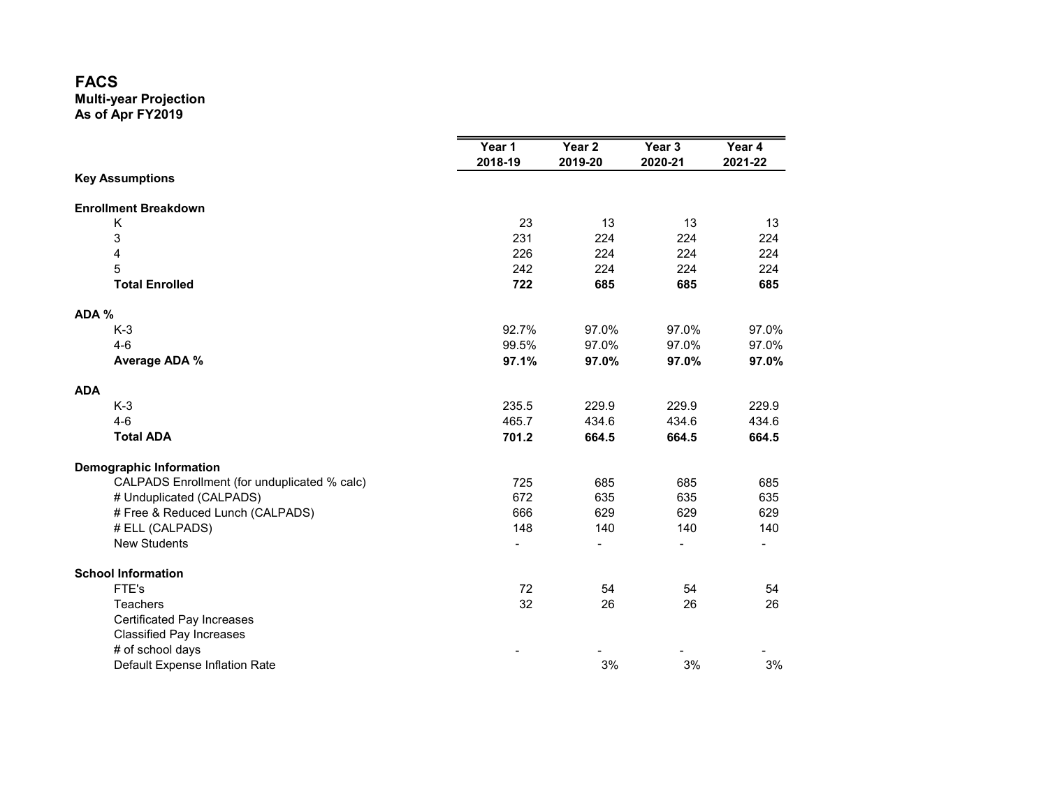# FACS

**Multi-year Projection**
**As of Apr FY2019**

| | Year 1<br>2018-19 | Year 2<br>2019-20 | Year 3<br>2020-21 | Year 4<br>2021-22 |
|---|---|---|---|---|
| **Key Assumptions** | | | | |
| | | | | |
| **Enrollment Breakdown** | | | | |
| K | 23 | 13 | 13 | 13 |
| 3 | 231 | 224 | 224 | 224 |
| 4 | 226 | 224 | 224 | 224 |
| 5 | 242 | 224 | 224 | 224 |
| **Total Enrolled** | **722** | **685** | **685** | **685** |
| | | | | |
| **ADA %** | | | | |
| K-3 | 92.7% | 97.0% | 97.0% | 97.0% |
| 4-6 | 99.5% | 97.0% | 97.0% | 97.0% |
| **Average ADA %** | **97.1%** | **97.0%** | **97.0%** | **97.0%** |
| | | | | |
| **ADA** | | | | |
| K-3 | 235.5 | 229.9 | 229.9 | 229.9 |
| 4-6 | 465.7 | 434.6 | 434.6 | 434.6 |
| **Total ADA** | **701.2** | **664.5** | **664.5** | **664.5** |
| | | | | |
| **Demographic Information** | | | | |
| CALPADS Enrollment (for unduplicated % calc) | 725 | 685 | 685 | 685 |
| # Unduplicated (CALPADS) | 672 | 635 | 635 | 635 |
| # Free & Reduced Lunch (CALPADS) | 666 | 629 | 629 | 629 |
| # ELL (CALPADS) | 148 | 140 | 140 | 140 |
| New Students | - | - | - | - |
| | | | | |
| **School Information** | | | | |
| FTE's | 72 | 54 | 54 | 54 |
| Teachers | 32 | 26 | 26 | 26 |
| Certificated Pay Increases | | | | |
| Classified Pay Increases | | | | |
| # of school days | - | - | - | - |
| Default Expense Inflation Rate | | 3% | 3% | 3% |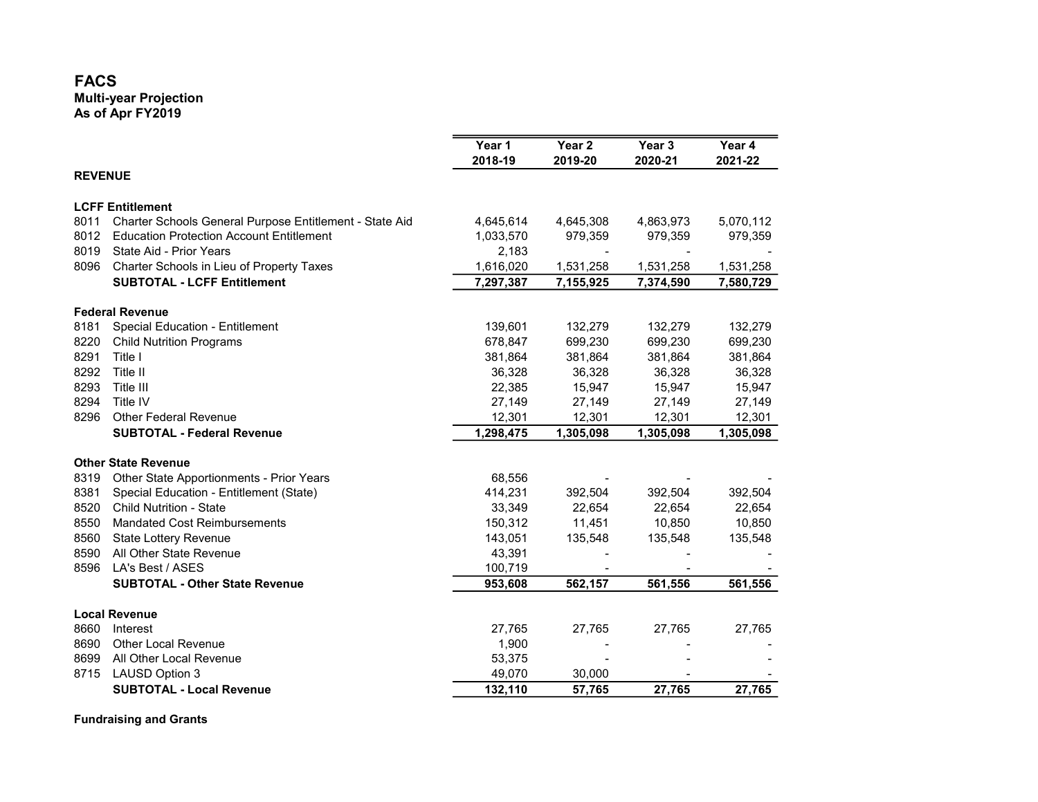# FACS
**Multi-year Projection**
**As of Apr FY2019**

| | | Year 1 2018-19 | Year 2 2019-20 | Year 3 2020-21 | Year 4 2021-22 |
|---|---|---|---|---|---|
| **REVENUE** | | | | | |
| **LCFF Entitlement** | | | | | |
| 8011 | Charter Schools General Purpose Entitlement - State Aid | 4,645,614 | 4,645,308 | 4,863,973 | 5,070,112 |
| 8012 | Education Protection Account Entitlement | 1,033,570 | 979,359 | 979,359 | 979,359 |
| 8019 | State Aid - Prior Years | 2,183 | - | - | - |
| 8096 | Charter Schools in Lieu of Property Taxes | 1,616,020 | 1,531,258 | 1,531,258 | 1,531,258 |
| | **SUBTOTAL - LCFF Entitlement** | **7,297,387** | **7,155,925** | **7,374,590** | **7,580,729** |
| **Federal Revenue** | | | | | |
| 8181 | Special Education - Entitlement | 139,601 | 132,279 | 132,279 | 132,279 |
| 8220 | Child Nutrition Programs | 678,847 | 699,230 | 699,230 | 699,230 |
| 8291 | Title I | 381,864 | 381,864 | 381,864 | 381,864 |
| 8292 | Title II | 36,328 | 36,328 | 36,328 | 36,328 |
| 8293 | Title III | 22,385 | 15,947 | 15,947 | 15,947 |
| 8294 | Title IV | 27,149 | 27,149 | 27,149 | 27,149 |
| 8296 | Other Federal Revenue | 12,301 | 12,301 | 12,301 | 12,301 |
| | **SUBTOTAL - Federal Revenue** | **1,298,475** | **1,305,098** | **1,305,098** | **1,305,098** |
| **Other State Revenue** | | | | | |
| 8319 | Other State Apportionments - Prior Years | 68,556 | - | - | - |
| 8381 | Special Education - Entitlement (State) | 414,231 | 392,504 | 392,504 | 392,504 |
| 8520 | Child Nutrition - State | 33,349 | 22,654 | 22,654 | 22,654 |
| 8550 | Mandated Cost Reimbursements | 150,312 | 11,451 | 10,850 | 10,850 |
| 8560 | State Lottery Revenue | 143,051 | 135,548 | 135,548 | 135,548 |
| 8590 | All Other State Revenue | 43,391 | - | - | - |
| 8596 | LA's Best / ASES | 100,719 | - | - | - |
| | **SUBTOTAL - Other State Revenue** | **953,608** | **562,157** | **561,556** | **561,556** |
| **Local Revenue** | | | | | |
| 8660 | Interest | 27,765 | 27,765 | 27,765 | 27,765 |
| 8690 | Other Local Revenue | 1,900 | - | - | - |
| 8699 | All Other Local Revenue | 53,375 | - | - | - |
| 8715 | LAUSD Option 3 | 49,070 | 30,000 | - | - |
| | **SUBTOTAL - Local Revenue** | **132,110** | **57,765** | **27,765** | **27,765** |
| **Fundraising and Grants** | | | | | |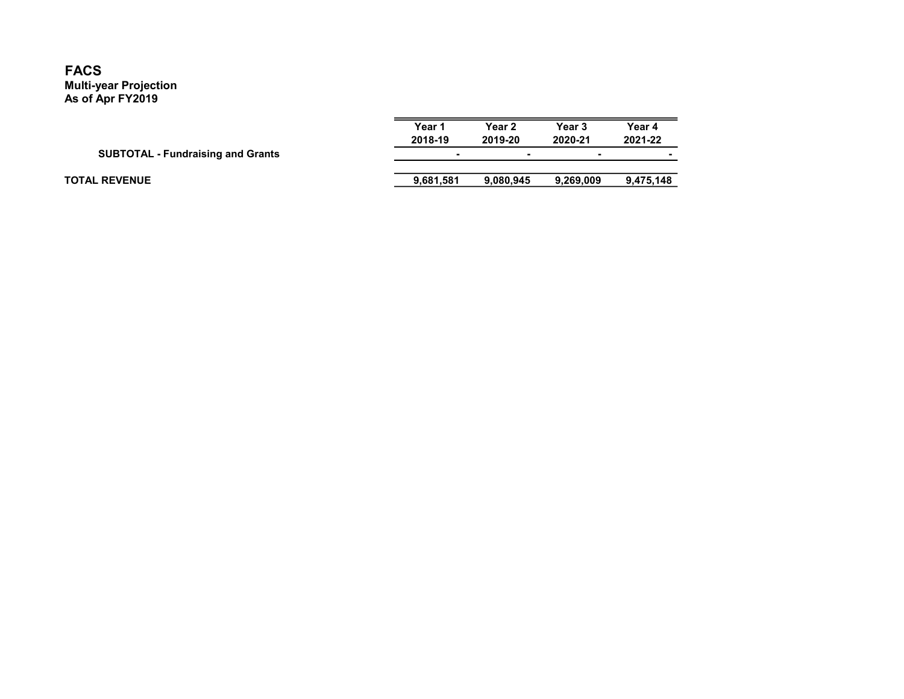# FACS

**Multi-year Projection**
**As of Apr FY2019**

| | Year 1<br>2018-19 | Year 2<br>2019-20 | Year 3<br>2020-21 | Year 4<br>2021-22 |
|---|---|---|---|---|
| **SUBTOTAL - Fundraising and Grants** | - | - | - | - |
| **TOTAL REVENUE** | **9,681,581** | **9,080,945** | **9,269,009** | **9,475,148** |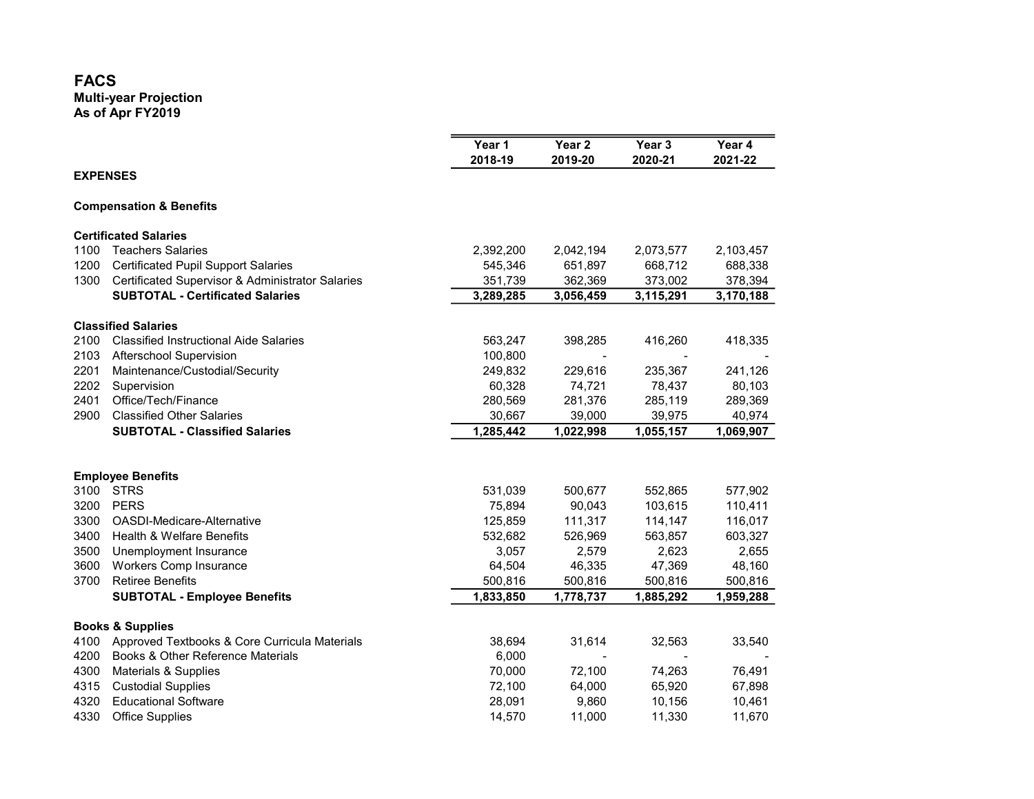# FACS

**Multi-year Projection**
**As of Apr FY2019**

| | | Year 1<br>2018-19 | Year 2<br>2019-20 | Year 3<br>2020-21 | Year 4<br>2021-22 |
|---|---|---|---|---|---|
| **EXPENSES** | | | | | |
| **Compensation & Benefits** | | | | | |
| **Certificated Salaries** | | | | | |
| 1100 | Teachers Salaries | 2,392,200 | 2,042,194 | 2,073,577 | 2,103,457 |
| 1200 | Certificated Pupil Support Salaries | 545,346 | 651,897 | 668,712 | 688,338 |
| 1300 | Certificated Supervisor & Administrator Salaries | 351,739 | 362,369 | 373,002 | 378,394 |
| | **SUBTOTAL - Certificated Salaries** | **3,289,285** | **3,056,459** | **3,115,291** | **3,170,188** |
| **Classified Salaries** | | | | | |
| 2100 | Classified Instructional Aide Salaries | 563,247 | 398,285 | 416,260 | 418,335 |
| 2103 | Afterschool Supervision | 100,800 | - | - | - |
| 2201 | Maintenance/Custodial/Security | 249,832 | 229,616 | 235,367 | 241,126 |
| 2202 | Supervision | 60,328 | 74,721 | 78,437 | 80,103 |
| 2401 | Office/Tech/Finance | 280,569 | 281,376 | 285,119 | 289,369 |
| 2900 | Classified Other Salaries | 30,667 | 39,000 | 39,975 | 40,974 |
| | **SUBTOTAL - Classified Salaries** | **1,285,442** | **1,022,998** | **1,055,157** | **1,069,907** |
| **Employee Benefits** | | | | | |
| 3100 | STRS | 531,039 | 500,677 | 552,865 | 577,902 |
| 3200 | PERS | 75,894 | 90,043 | 103,615 | 110,411 |
| 3300 | OASDI-Medicare-Alternative | 125,859 | 111,317 | 114,147 | 116,017 |
| 3400 | Health & Welfare Benefits | 532,682 | 526,969 | 563,857 | 603,327 |
| 3500 | Unemployment Insurance | 3,057 | 2,579 | 2,623 | 2,655 |
| 3600 | Workers Comp Insurance | 64,504 | 46,335 | 47,369 | 48,160 |
| 3700 | Retiree Benefits | 500,816 | 500,816 | 500,816 | 500,816 |
| | **SUBTOTAL - Employee Benefits** | **1,833,850** | **1,778,737** | **1,885,292** | **1,959,288** |
| **Books & Supplies** | | | | | |
| 4100 | Approved Textbooks & Core Curricula Materials | 38,694 | 31,614 | 32,563 | 33,540 |
| 4200 | Books & Other Reference Materials | 6,000 | - | - | - |
| 4300 | Materials & Supplies | 70,000 | 72,100 | 74,263 | 76,491 |
| 4315 | Custodial Supplies | 72,100 | 64,000 | 65,920 | 67,898 |
| 4320 | Educational Software | 28,091 | 9,860 | 10,156 | 10,461 |
| 4330 | Office Supplies | 14,570 | 11,000 | 11,330 | 11,670 |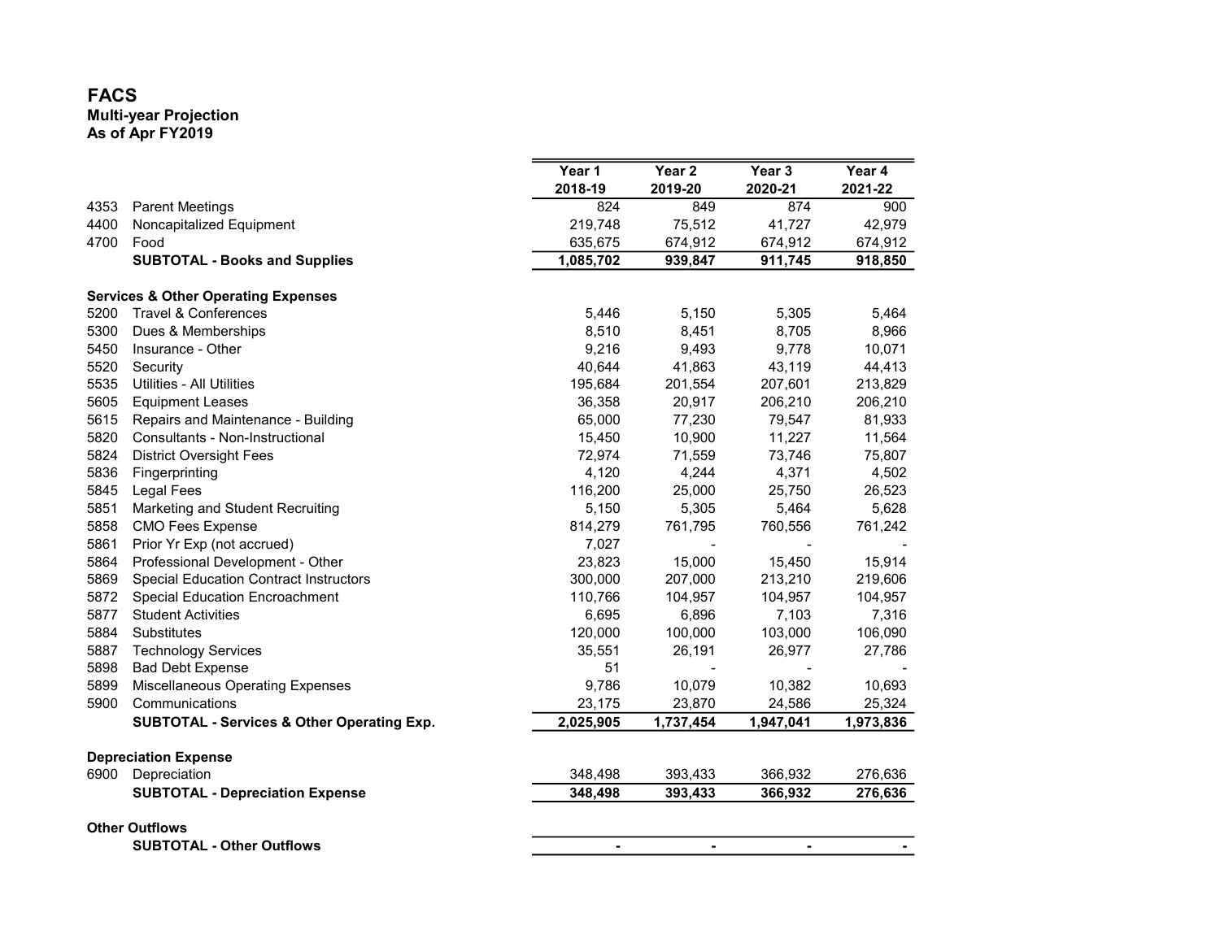# FACS

**Multi-year Projection**
**As of Apr FY2019**

| | | Year 1 2018-19 | Year 2 2019-20 | Year 3 2020-21 | Year 4 2021-22 |
|---|---|---|---|---|---|
| 4353 | Parent Meetings | 824 | 849 | 874 | 900 |
| 4400 | Noncapitalized Equipment | 219,748 | 75,512 | 41,727 | 42,979 |
| 4700 | Food | 635,675 | 674,912 | 674,912 | 674,912 |
| | **SUBTOTAL - Books and Supplies** | **1,085,702** | **939,847** | **911,745** | **918,850** |
| | | | | | |
| **Services & Other Operating Expenses** | | | | | |
| 5200 | Travel & Conferences | 5,446 | 5,150 | 5,305 | 5,464 |
| 5300 | Dues & Memberships | 8,510 | 8,451 | 8,705 | 8,966 |
| 5450 | Insurance - Other | 9,216 | 9,493 | 9,778 | 10,071 |
| 5520 | Security | 40,644 | 41,863 | 43,119 | 44,413 |
| 5535 | Utilities - All Utilities | 195,684 | 201,554 | 207,601 | 213,829 |
| 5605 | Equipment Leases | 36,358 | 20,917 | 206,210 | 206,210 |
| 5615 | Repairs and Maintenance - Building | 65,000 | 77,230 | 79,547 | 81,933 |
| 5820 | Consultants - Non-Instructional | 15,450 | 10,900 | 11,227 | 11,564 |
| 5824 | District Oversight Fees | 72,974 | 71,559 | 73,746 | 75,807 |
| 5836 | Fingerprinting | 4,120 | 4,244 | 4,371 | 4,502 |
| 5845 | Legal Fees | 116,200 | 25,000 | 25,750 | 26,523 |
| 5851 | Marketing and Student Recruiting | 5,150 | 5,305 | 5,464 | 5,628 |
| 5858 | CMO Fees Expense | 814,279 | 761,795 | 760,556 | 761,242 |
| 5861 | Prior Yr Exp (not accrued) | 7,027 | - | - | - |
| 5864 | Professional Development - Other | 23,823 | 15,000 | 15,450 | 15,914 |
| 5869 | Special Education Contract Instructors | 300,000 | 207,000 | 213,210 | 219,606 |
| 5872 | Special Education Encroachment | 110,766 | 104,957 | 104,957 | 104,957 |
| 5877 | Student Activities | 6,695 | 6,896 | 7,103 | 7,316 |
| 5884 | Substitutes | 120,000 | 100,000 | 103,000 | 106,090 |
| 5887 | Technology Services | 35,551 | 26,191 | 26,977 | 27,786 |
| 5898 | Bad Debt Expense | 51 | - | - | - |
| 5899 | Miscellaneous Operating Expenses | 9,786 | 10,079 | 10,382 | 10,693 |
| 5900 | Communications | 23,175 | 23,870 | 24,586 | 25,324 |
| | **SUBTOTAL - Services & Other Operating Exp.** | **2,025,905** | **1,737,454** | **1,947,041** | **1,973,836** |
| | | | | | |
| **Depreciation Expense** | | | | | |
| 6900 | Depreciation | 348,498 | 393,433 | 366,932 | 276,636 |
| | **SUBTOTAL - Depreciation Expense** | **348,498** | **393,433** | **366,932** | **276,636** |
| | | | | | |
| **Other Outflows** | | | | | |
| | **SUBTOTAL - Other Outflows** | **-** | **-** | **-** | **-** |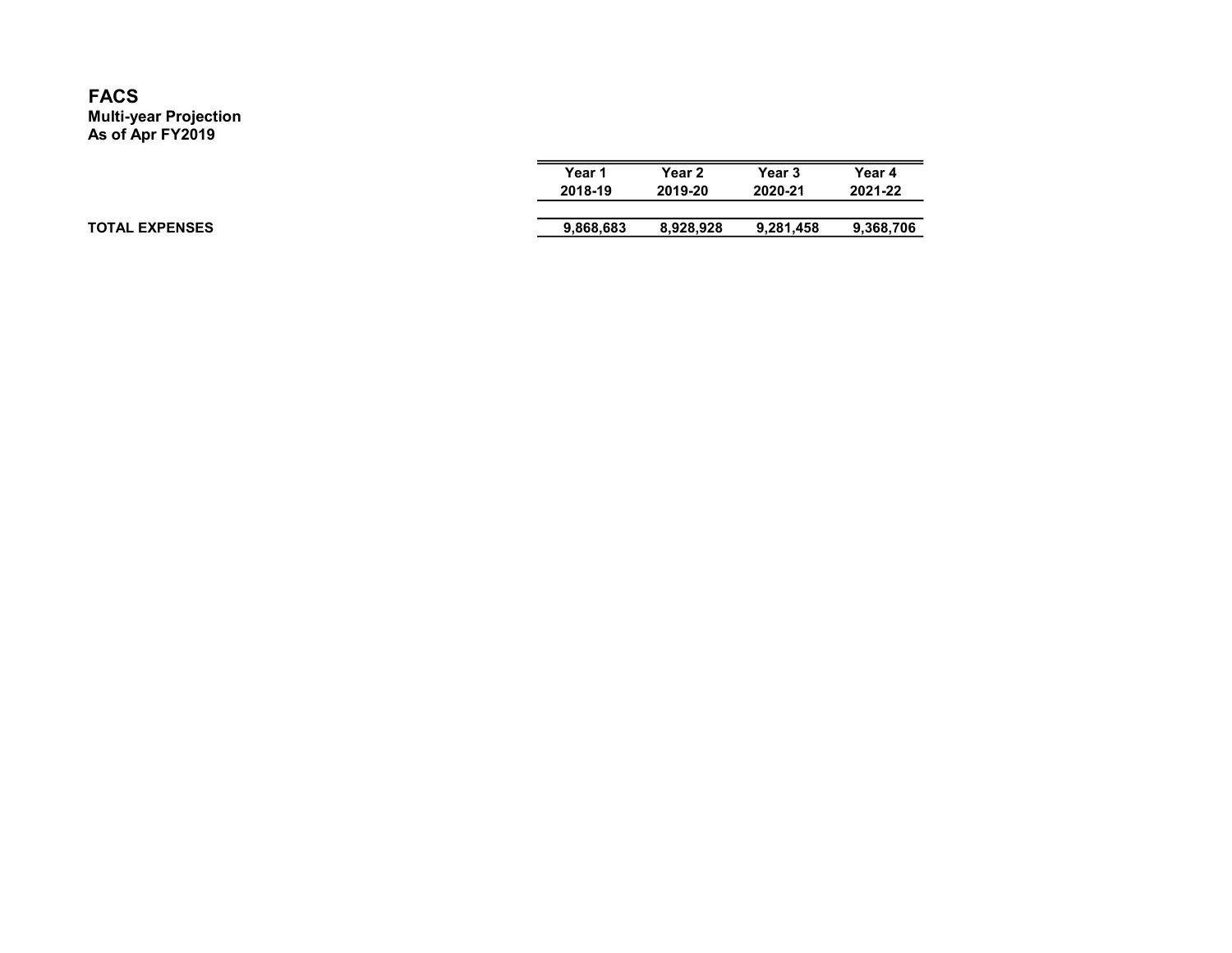# FACS
**Multi-year Projection**
**As of Apr FY2019**

| | Year 1<br>2018-19 | Year 2<br>2019-20 | Year 3<br>2020-21 | Year 4<br>2021-22 |
|---|---|---|---|---|
| **TOTAL EXPENSES** | **9,868,683** | **8,928,928** | **9,281,458** | **9,368,706** |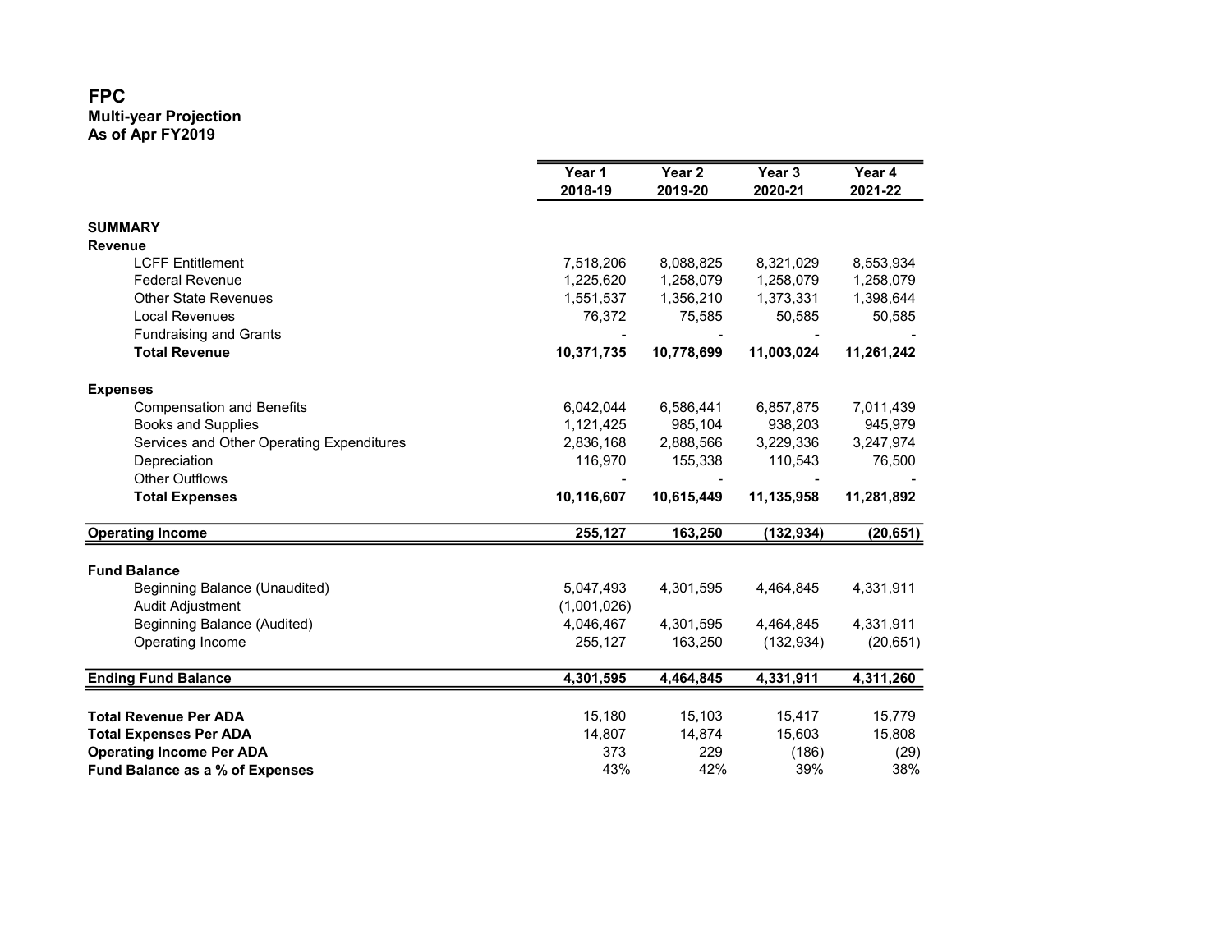# FPC

**Multi-year Projection**
**As of Apr FY2019**

| | Year 1 2018-19 | Year 2 2019-20 | Year 3 2020-21 | Year 4 2021-22 |
|---|---|---|---|---|
| **SUMMARY** | | | | |
| **Revenue** | | | | |
| LCFF Entitlement | 7,518,206 | 8,088,825 | 8,321,029 | 8,553,934 |
| Federal Revenue | 1,225,620 | 1,258,079 | 1,258,079 | 1,258,079 |
| Other State Revenues | 1,551,537 | 1,356,210 | 1,373,331 | 1,398,644 |
| Local Revenues | 76,372 | 75,585 | 50,585 | 50,585 |
| Fundraising and Grants | - | - | - | - |
| **Total Revenue** | **10,371,735** | **10,778,699** | **11,003,024** | **11,261,242** |
| **Expenses** | | | | |
| Compensation and Benefits | 6,042,044 | 6,586,441 | 6,857,875 | 7,011,439 |
| Books and Supplies | 1,121,425 | 985,104 | 938,203 | 945,979 |
| Services and Other Operating Expenditures | 2,836,168 | 2,888,566 | 3,229,336 | 3,247,974 |
| Depreciation | 116,970 | 155,338 | 110,543 | 76,500 |
| Other Outflows | - | - | - | - |
| **Total Expenses** | **10,116,607** | **10,615,449** | **11,135,958** | **11,281,892** |
| **Operating Income** | **255,127** | **163,250** | **(132,934)** | **(20,651)** |
| **Fund Balance** | | | | |
| Beginning Balance (Unaudited) | 5,047,493 | 4,301,595 | 4,464,845 | 4,331,911 |
| Audit Adjustment | (1,001,026) | | | |
| Beginning Balance (Audited) | 4,046,467 | 4,301,595 | 4,464,845 | 4,331,911 |
| Operating Income | 255,127 | 163,250 | (132,934) | (20,651) |
| **Ending Fund Balance** | **4,301,595** | **4,464,845** | **4,331,911** | **4,311,260** |
| **Total Revenue Per ADA** | 15,180 | 15,103 | 15,417 | 15,779 |
| **Total Expenses Per ADA** | 14,807 | 14,874 | 15,603 | 15,808 |
| **Operating Income Per ADA** | 373 | 229 | (186) | (29) |
| **Fund Balance as a % of Expenses** | 43% | 42% | 39% | 38% |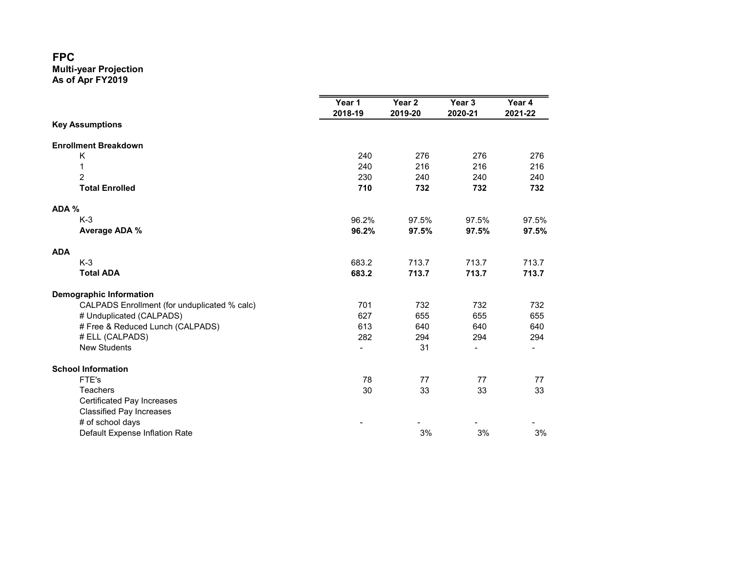# FPC

**Multi-year Projection**
**As of Apr FY2019**

| | Year 1<br>2018-19 | Year 2<br>2019-20 | Year 3<br>2020-21 | Year 4<br>2021-22 |
|---|---|---|---|---|
| **Key Assumptions** | | | | |
| | | | | |
| **Enrollment Breakdown** | | | | |
| K | 240 | 276 | 276 | 276 |
| 1 | 240 | 216 | 216 | 216 |
| 2 | 230 | 240 | 240 | 240 |
| **Total Enrolled** | **710** | **732** | **732** | **732** |
| | | | | |
| **ADA %** | | | | |
| K-3 | 96.2% | 97.5% | 97.5% | 97.5% |
| **Average ADA %** | **96.2%** | **97.5%** | **97.5%** | **97.5%** |
| | | | | |
| **ADA** | | | | |
| K-3 | 683.2 | 713.7 | 713.7 | 713.7 |
| **Total ADA** | **683.2** | **713.7** | **713.7** | **713.7** |
| | | | | |
| **Demographic Information** | | | | |
| CALPADS Enrollment (for unduplicated % calc) | 701 | 732 | 732 | 732 |
| # Unduplicated (CALPADS) | 627 | 655 | 655 | 655 |
| # Free & Reduced Lunch (CALPADS) | 613 | 640 | 640 | 640 |
| # ELL (CALPADS) | 282 | 294 | 294 | 294 |
| New Students | - | 31 | - | - |
| | | | | |
| **School Information** | | | | |
| FTE's | 78 | 77 | 77 | 77 |
| Teachers | 30 | 33 | 33 | 33 |
| Certificated Pay Increases | | | | |
| Classified Pay Increases | | | | |
| # of school days | - | - | - | - |
| Default Expense Inflation Rate | | 3% | 3% | 3% |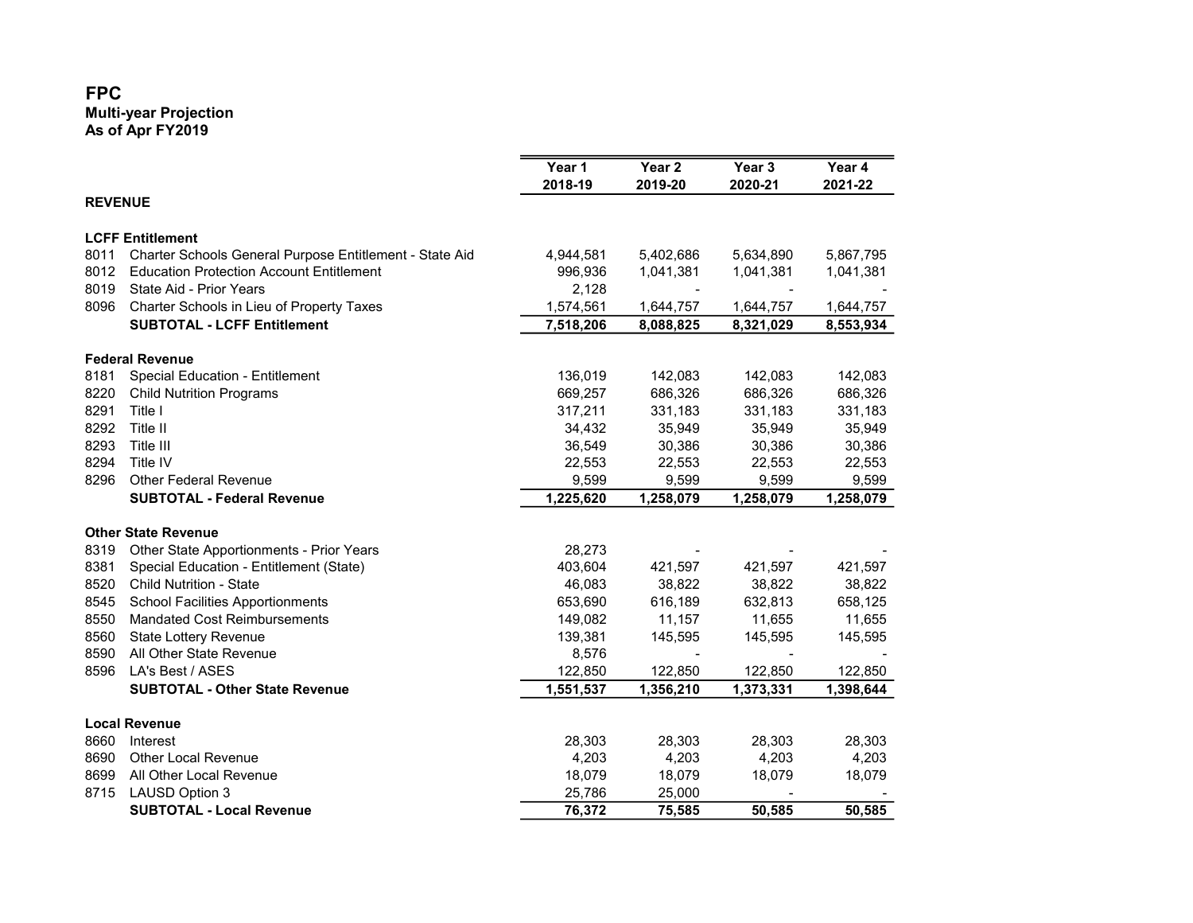# FPC

**Multi-year Projection**
**As of Apr FY2019**

| | | Year 1 2018-19 | Year 2 2019-20 | Year 3 2020-21 | Year 4 2021-22 |
|---|---|---|---|---|---|
| **REVENUE** | | | | | |
| **LCFF Entitlement** | | | | | |
| 8011 | Charter Schools General Purpose Entitlement - State Aid | 4,944,581 | 5,402,686 | 5,634,890 | 5,867,795 |
| 8012 | Education Protection Account Entitlement | 996,936 | 1,041,381 | 1,041,381 | 1,041,381 |
| 8019 | State Aid - Prior Years | 2,128 | - | - | - |
| 8096 | Charter Schools in Lieu of Property Taxes | 1,574,561 | 1,644,757 | 1,644,757 | 1,644,757 |
| | **SUBTOTAL - LCFF Entitlement** | **7,518,206** | **8,088,825** | **8,321,029** | **8,553,934** |
| **Federal Revenue** | | | | | |
| 8181 | Special Education - Entitlement | 136,019 | 142,083 | 142,083 | 142,083 |
| 8220 | Child Nutrition Programs | 669,257 | 686,326 | 686,326 | 686,326 |
| 8291 | Title I | 317,211 | 331,183 | 331,183 | 331,183 |
| 8292 | Title II | 34,432 | 35,949 | 35,949 | 35,949 |
| 8293 | Title III | 36,549 | 30,386 | 30,386 | 30,386 |
| 8294 | Title IV | 22,553 | 22,553 | 22,553 | 22,553 |
| 8296 | Other Federal Revenue | 9,599 | 9,599 | 9,599 | 9,599 |
| | **SUBTOTAL - Federal Revenue** | **1,225,620** | **1,258,079** | **1,258,079** | **1,258,079** |
| **Other State Revenue** | | | | | |
| 8319 | Other State Apportionments - Prior Years | 28,273 | - | - | - |
| 8381 | Special Education - Entitlement (State) | 403,604 | 421,597 | 421,597 | 421,597 |
| 8520 | Child Nutrition - State | 46,083 | 38,822 | 38,822 | 38,822 |
| 8545 | School Facilities Apportionments | 653,690 | 616,189 | 632,813 | 658,125 |
| 8550 | Mandated Cost Reimbursements | 149,082 | 11,157 | 11,655 | 11,655 |
| 8560 | State Lottery Revenue | 139,381 | 145,595 | 145,595 | 145,595 |
| 8590 | All Other State Revenue | 8,576 | - | - | - |
| 8596 | LA's Best / ASES | 122,850 | 122,850 | 122,850 | 122,850 |
| | **SUBTOTAL - Other State Revenue** | **1,551,537** | **1,356,210** | **1,373,331** | **1,398,644** |
| **Local Revenue** | | | | | |
| 8660 | Interest | 28,303 | 28,303 | 28,303 | 28,303 |
| 8690 | Other Local Revenue | 4,203 | 4,203 | 4,203 | 4,203 |
| 8699 | All Other Local Revenue | 18,079 | 18,079 | 18,079 | 18,079 |
| 8715 | LAUSD Option 3 | 25,786 | 25,000 | - | - |
| | **SUBTOTAL - Local Revenue** | **76,372** | **75,585** | **50,585** | **50,585** |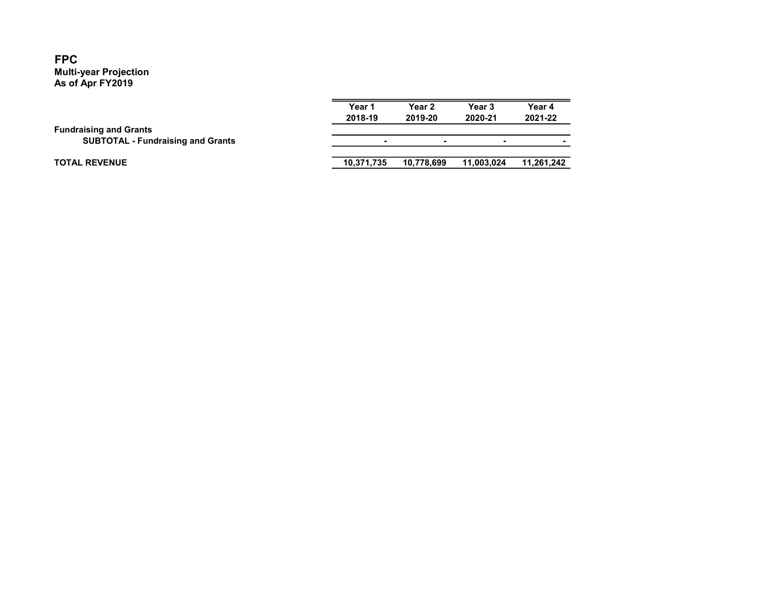# FPC
**Multi-year Projection**
**As of Apr FY2019**

| | Year 1 2018-19 | Year 2 2019-20 | Year 3 2020-21 | Year 4 2021-22 |
|---|---|---|---|---|
| **Fundraising and Grants** | | | | |
| **SUBTOTAL - Fundraising and Grants** | - | - | - | - |
| | | | | |
| **TOTAL REVENUE** | 10,371,735 | 10,778,699 | 11,003,024 | 11,261,242 |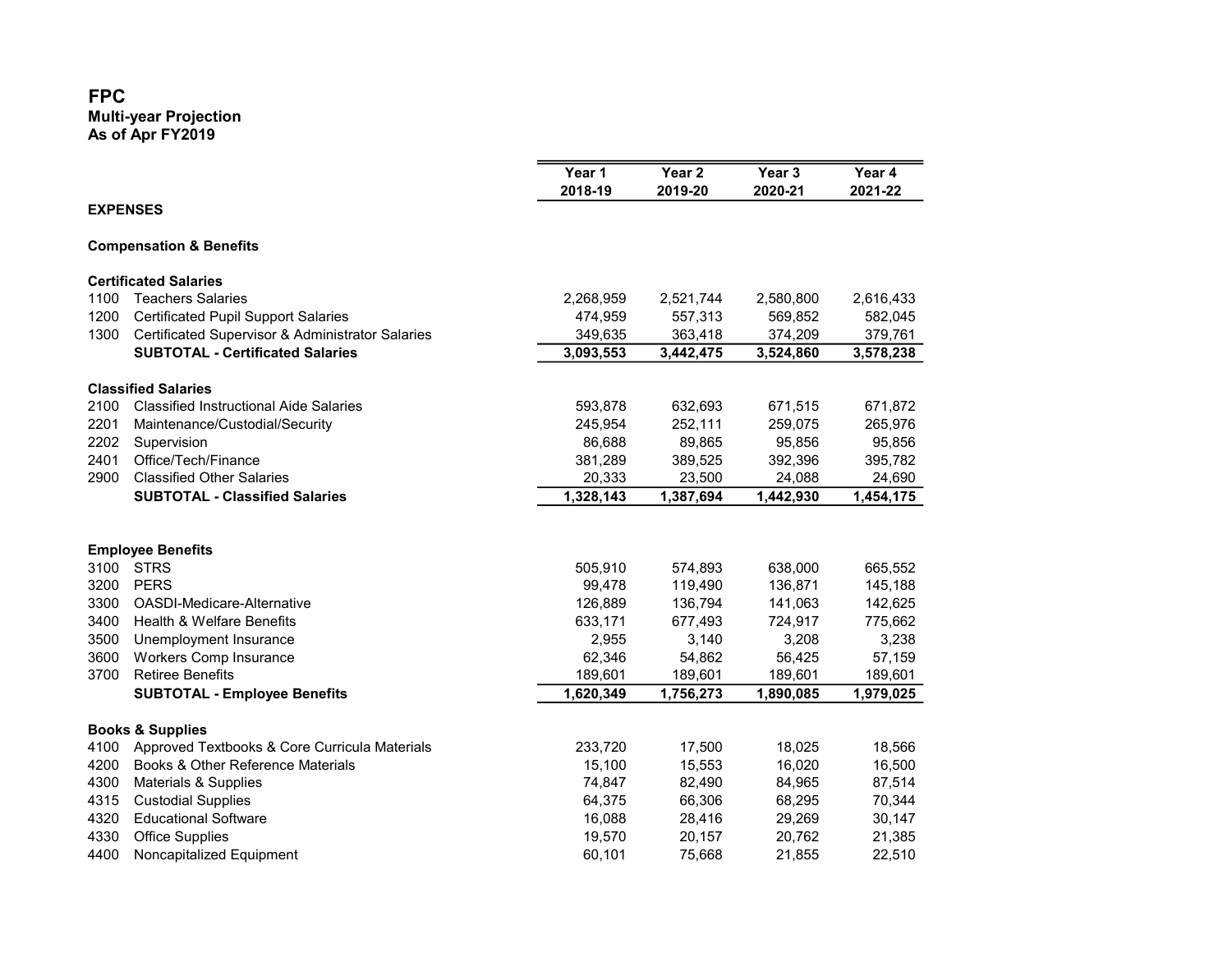**FPC**
**Multi-year Projection**
**As of Apr FY2019**

| | | Year 1 2018-19 | Year 2 2019-20 | Year 3 2020-21 | Year 4 2021-22 |
|---|---|---|---|---|---|
| **EXPENSES** | | | | | |
| **Compensation & Benefits** | | | | | |
| **Certificated Salaries** | | | | | |
| 1100 | Teachers Salaries | 2,268,959 | 2,521,744 | 2,580,800 | 2,616,433 |
| 1200 | Certificated Pupil Support Salaries | 474,959 | 557,313 | 569,852 | 582,045 |
| 1300 | Certificated Supervisor & Administrator Salaries | 349,635 | 363,418 | 374,209 | 379,761 |
| | **SUBTOTAL - Certificated Salaries** | **3,093,553** | **3,442,475** | **3,524,860** | **3,578,238** |
| **Classified Salaries** | | | | | |
| 2100 | Classified Instructional Aide Salaries | 593,878 | 632,693 | 671,515 | 671,872 |
| 2201 | Maintenance/Custodial/Security | 245,954 | 252,111 | 259,075 | 265,976 |
| 2202 | Supervision | 86,688 | 89,865 | 95,856 | 95,856 |
| 2401 | Office/Tech/Finance | 381,289 | 389,525 | 392,396 | 395,782 |
| 2900 | Classified Other Salaries | 20,333 | 23,500 | 24,088 | 24,690 |
| | **SUBTOTAL - Classified Salaries** | **1,328,143** | **1,387,694** | **1,442,930** | **1,454,175** |
| **Employee Benefits** | | | | | |
| 3100 | STRS | 505,910 | 574,893 | 638,000 | 665,552 |
| 3200 | PERS | 99,478 | 119,490 | 136,871 | 145,188 |
| 3300 | OASDI-Medicare-Alternative | 126,889 | 136,794 | 141,063 | 142,625 |
| 3400 | Health & Welfare Benefits | 633,171 | 677,493 | 724,917 | 775,662 |
| 3500 | Unemployment Insurance | 2,955 | 3,140 | 3,208 | 3,238 |
| 3600 | Workers Comp Insurance | 62,346 | 54,862 | 56,425 | 57,159 |
| 3700 | Retiree Benefits | 189,601 | 189,601 | 189,601 | 189,601 |
| | **SUBTOTAL - Employee Benefits** | **1,620,349** | **1,756,273** | **1,890,085** | **1,979,025** |
| **Books & Supplies** | | | | | |
| 4100 | Approved Textbooks & Core Curricula Materials | 233,720 | 17,500 | 18,025 | 18,566 |
| 4200 | Books & Other Reference Materials | 15,100 | 15,553 | 16,020 | 16,500 |
| 4300 | Materials & Supplies | 74,847 | 82,490 | 84,965 | 87,514 |
| 4315 | Custodial Supplies | 64,375 | 66,306 | 68,295 | 70,344 |
| 4320 | Educational Software | 16,088 | 28,416 | 29,269 | 30,147 |
| 4330 | Office Supplies | 19,570 | 20,157 | 20,762 | 21,385 |
| 4400 | Noncapitalized Equipment | 60,101 | 75,668 | 21,855 | 22,510 |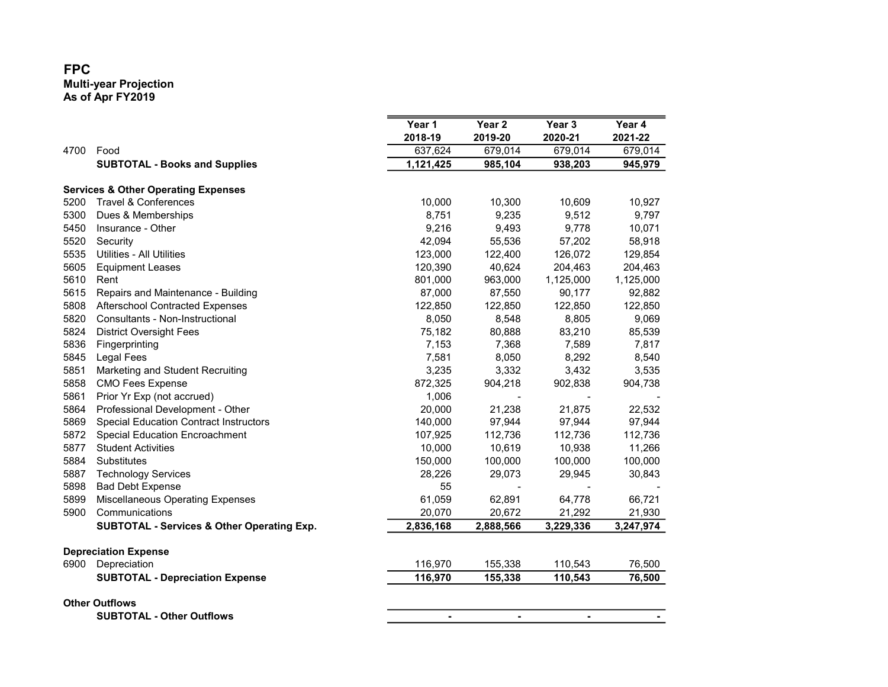# FPC
**Multi-year Projection**
**As of Apr FY2019**

| | | Year 1<br>2018-19 | Year 2<br>2019-20 | Year 3<br>2020-21 | Year 4<br>2021-22 |
|---|---|---|---|---|---|
| 4700 | Food | 637,624 | 679,014 | 679,014 | 679,014 |
| | **SUBTOTAL - Books and Supplies** | **1,121,425** | **985,104** | **938,203** | **945,979** |
| | | | | | |
| **Services & Other Operating Expenses** | | | | | |
| 5200 | Travel & Conferences | 10,000 | 10,300 | 10,609 | 10,927 |
| 5300 | Dues & Memberships | 8,751 | 9,235 | 9,512 | 9,797 |
| 5450 | Insurance - Other | 9,216 | 9,493 | 9,778 | 10,071 |
| 5520 | Security | 42,094 | 55,536 | 57,202 | 58,918 |
| 5535 | Utilities - All Utilities | 123,000 | 122,400 | 126,072 | 129,854 |
| 5605 | Equipment Leases | 120,390 | 40,624 | 204,463 | 204,463 |
| 5610 | Rent | 801,000 | 963,000 | 1,125,000 | 1,125,000 |
| 5615 | Repairs and Maintenance - Building | 87,000 | 87,550 | 90,177 | 92,882 |
| 5808 | Afterschool Contracted Expenses | 122,850 | 122,850 | 122,850 | 122,850 |
| 5820 | Consultants - Non-Instructional | 8,050 | 8,548 | 8,805 | 9,069 |
| 5824 | District Oversight Fees | 75,182 | 80,888 | 83,210 | 85,539 |
| 5836 | Fingerprinting | 7,153 | 7,368 | 7,589 | 7,817 |
| 5845 | Legal Fees | 7,581 | 8,050 | 8,292 | 8,540 |
| 5851 | Marketing and Student Recruiting | 3,235 | 3,332 | 3,432 | 3,535 |
| 5858 | CMO Fees Expense | 872,325 | 904,218 | 902,838 | 904,738 |
| 5861 | Prior Yr Exp (not accrued) | 1,006 | - | - | - |
| 5864 | Professional Development - Other | 20,000 | 21,238 | 21,875 | 22,532 |
| 5869 | Special Education Contract Instructors | 140,000 | 97,944 | 97,944 | 97,944 |
| 5872 | Special Education Encroachment | 107,925 | 112,736 | 112,736 | 112,736 |
| 5877 | Student Activities | 10,000 | 10,619 | 10,938 | 11,266 |
| 5884 | Substitutes | 150,000 | 100,000 | 100,000 | 100,000 |
| 5887 | Technology Services | 28,226 | 29,073 | 29,945 | 30,843 |
| 5898 | Bad Debt Expense | 55 | - | - | - |
| 5899 | Miscellaneous Operating Expenses | 61,059 | 62,891 | 64,778 | 66,721 |
| 5900 | Communications | 20,070 | 20,672 | 21,292 | 21,930 |
| | **SUBTOTAL - Services & Other Operating Exp.** | **2,836,168** | **2,888,566** | **3,229,336** | **3,247,974** |
| | | | | | |
| **Depreciation Expense** | | | | | |
| 6900 | Depreciation | 116,970 | 155,338 | 110,543 | 76,500 |
| | **SUBTOTAL - Depreciation Expense** | **116,970** | **155,338** | **110,543** | **76,500** |
| | | | | | |
| **Other Outflows** | | | | | |
| | **SUBTOTAL - Other Outflows** | **-** | **-** | **-** | **-** |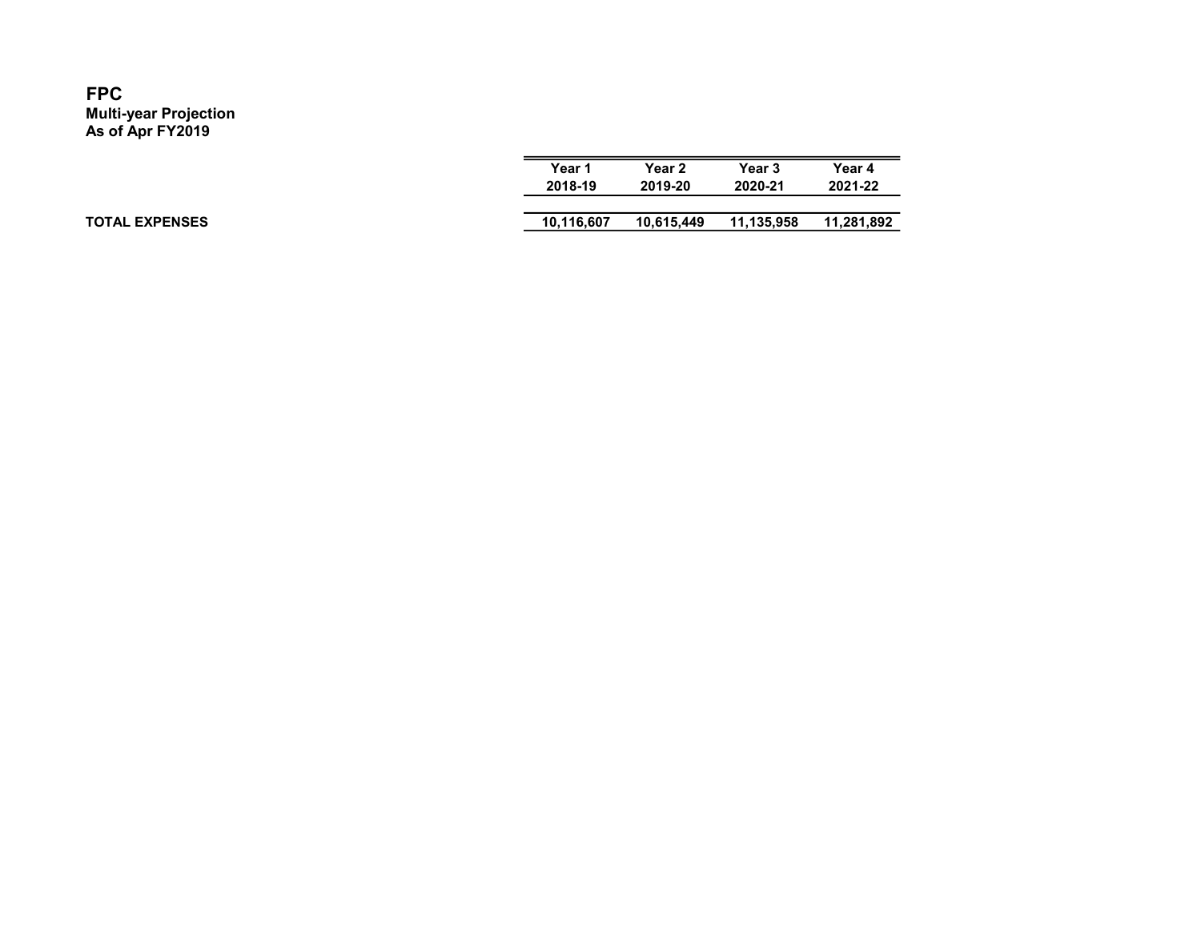# FPC

**Multi-year Projection**
**As of Apr FY2019**

| | Year 1<br>2018-19 | Year 2<br>2019-20 | Year 3<br>2020-21 | Year 4<br>2021-22 |
|---|---|---|---|---|
| **TOTAL EXPENSES** | **10,116,607** | **10,615,449** | **11,135,958** | **11,281,892** |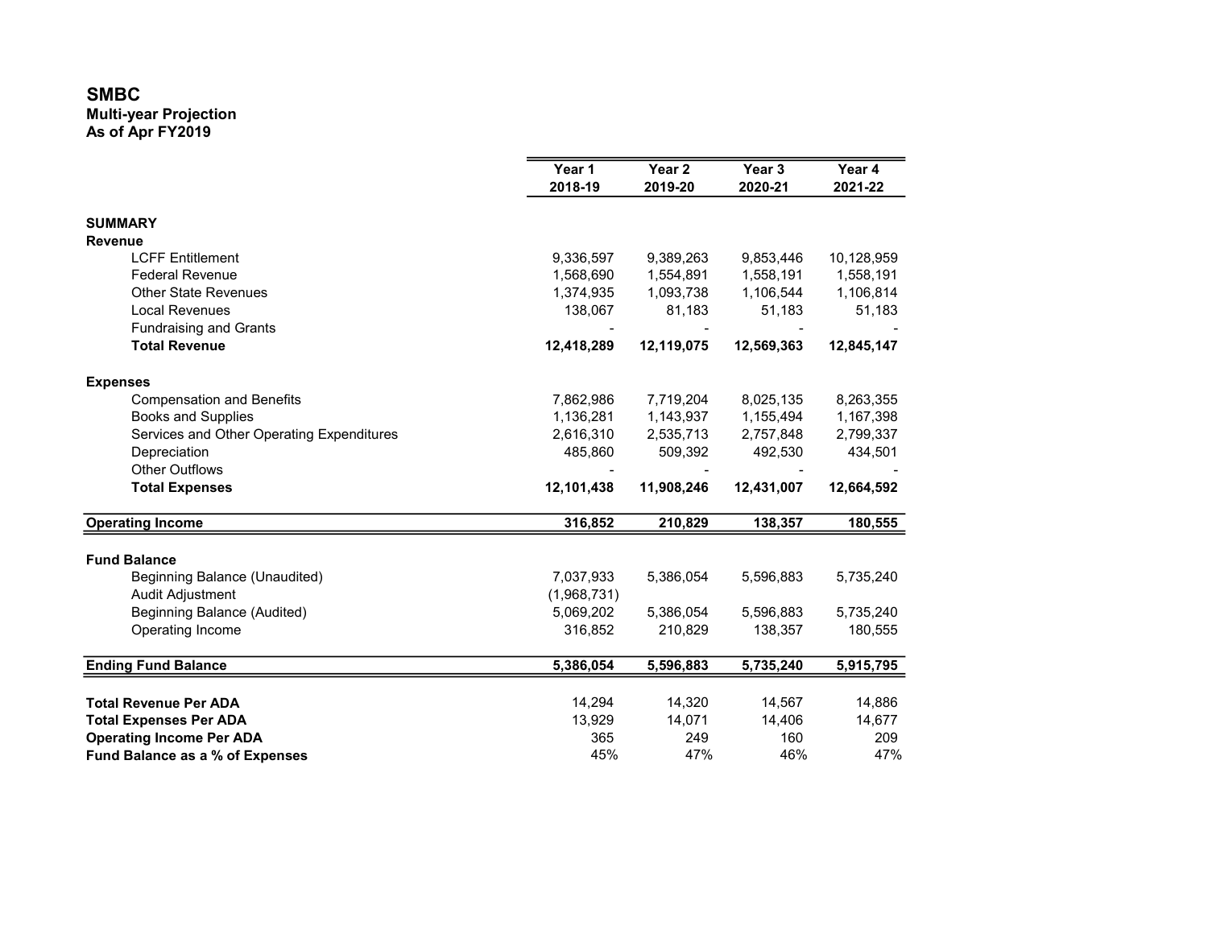# SMBC

**Multi-year Projection**
**As of Apr FY2019**

| | Year 1<br>2018-19 | Year 2<br>2019-20 | Year 3<br>2020-21 | Year 4<br>2021-22 |
|---|---|---|---|---|
| **SUMMARY** | | | | |
| **Revenue** | | | | |
| LCFF Entitlement | 9,336,597 | 9,389,263 | 9,853,446 | 10,128,959 |
| Federal Revenue | 1,568,690 | 1,554,891 | 1,558,191 | 1,558,191 |
| Other State Revenues | 1,374,935 | 1,093,738 | 1,106,544 | 1,106,814 |
| Local Revenues | 138,067 | 81,183 | 51,183 | 51,183 |
| Fundraising and Grants | - | - | - | - |
| **Total Revenue** | **12,418,289** | **12,119,075** | **12,569,363** | **12,845,147** |
| | | | | |
| **Expenses** | | | | |
| Compensation and Benefits | 7,862,986 | 7,719,204 | 8,025,135 | 8,263,355 |
| Books and Supplies | 1,136,281 | 1,143,937 | 1,155,494 | 1,167,398 |
| Services and Other Operating Expenditures | 2,616,310 | 2,535,713 | 2,757,848 | 2,799,337 |
| Depreciation | 485,860 | 509,392 | 492,530 | 434,501 |
| Other Outflows | - | - | - | - |
| **Total Expenses** | **12,101,438** | **11,908,246** | **12,431,007** | **12,664,592** |
| | | | | |
| **Operating Income** | **316,852** | **210,829** | **138,357** | **180,555** |
| | | | | |
| **Fund Balance** | | | | |
| Beginning Balance (Unaudited) | 7,037,933 | 5,386,054 | 5,596,883 | 5,735,240 |
| Audit Adjustment | (1,968,731) | | | |
| Beginning Balance (Audited) | 5,069,202 | 5,386,054 | 5,596,883 | 5,735,240 |
| Operating Income | 316,852 | 210,829 | 138,357 | 180,555 |
| | | | | |
| **Ending Fund Balance** | **5,386,054** | **5,596,883** | **5,735,240** | **5,915,795** |
| | | | | |
| **Total Revenue Per ADA** | 14,294 | 14,320 | 14,567 | 14,886 |
| **Total Expenses Per ADA** | 13,929 | 14,071 | 14,406 | 14,677 |
| **Operating Income Per ADA** | 365 | 249 | 160 | 209 |
| **Fund Balance as a % of Expenses** | 45% | 47% | 46% | 47% |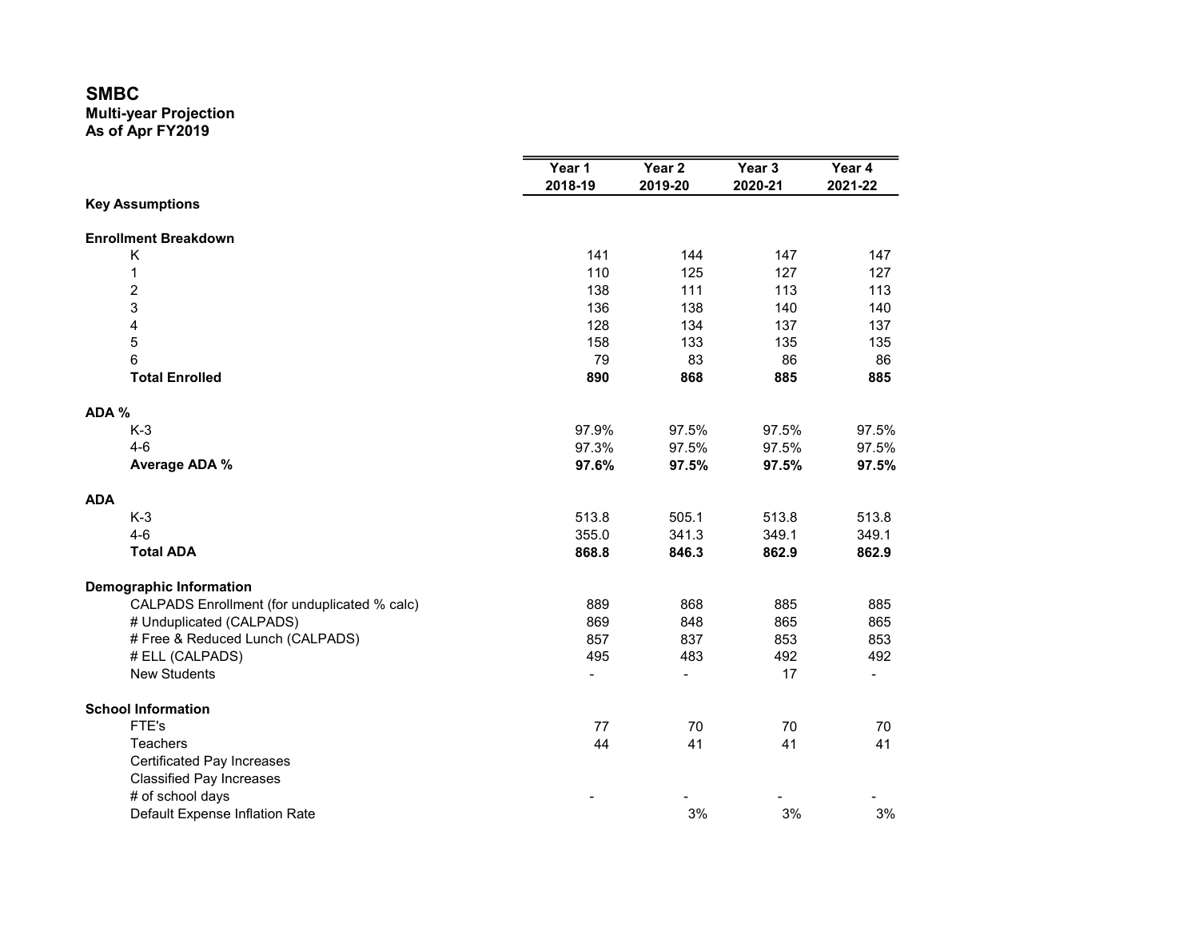# SMBC

**Multi-year Projection**
**As of Apr FY2019**

| | Year 1<br>2018-19 | Year 2<br>2019-20 | Year 3<br>2020-21 | Year 4<br>2021-22 |
|---|---|---|---|---|
| **Key Assumptions** | | | | |
| | | | | |
| **Enrollment Breakdown** | | | | |
| K | 141 | 144 | 147 | 147 |
| 1 | 110 | 125 | 127 | 127 |
| 2 | 138 | 111 | 113 | 113 |
| 3 | 136 | 138 | 140 | 140 |
| 4 | 128 | 134 | 137 | 137 |
| 5 | 158 | 133 | 135 | 135 |
| 6 | 79 | 83 | 86 | 86 |
| **Total Enrolled** | **890** | **868** | **885** | **885** |
| | | | | |
| **ADA %** | | | | |
| K-3 | 97.9% | 97.5% | 97.5% | 97.5% |
| 4-6 | 97.3% | 97.5% | 97.5% | 97.5% |
| **Average ADA %** | **97.6%** | **97.5%** | **97.5%** | **97.5%** |
| | | | | |
| **ADA** | | | | |
| K-3 | 513.8 | 505.1 | 513.8 | 513.8 |
| 4-6 | 355.0 | 341.3 | 349.1 | 349.1 |
| **Total ADA** | **868.8** | **846.3** | **862.9** | **862.9** |
| | | | | |
| **Demographic Information** | | | | |
| CALPADS Enrollment (for unduplicated % calc) | 889 | 868 | 885 | 885 |
| # Unduplicated (CALPADS) | 869 | 848 | 865 | 865 |
| # Free & Reduced Lunch (CALPADS) | 857 | 837 | 853 | 853 |
| # ELL (CALPADS) | 495 | 483 | 492 | 492 |
| New Students | - | - | 17 | - |
| | | | | |
| **School Information** | | | | |
| FTE's | 77 | 70 | 70 | 70 |
| Teachers | 44 | 41 | 41 | 41 |
| Certificated Pay Increases | | | | |
| Classified Pay Increases | | | | |
| # of school days | - | - | - | - |
| Default Expense Inflation Rate | | 3% | 3% | 3% |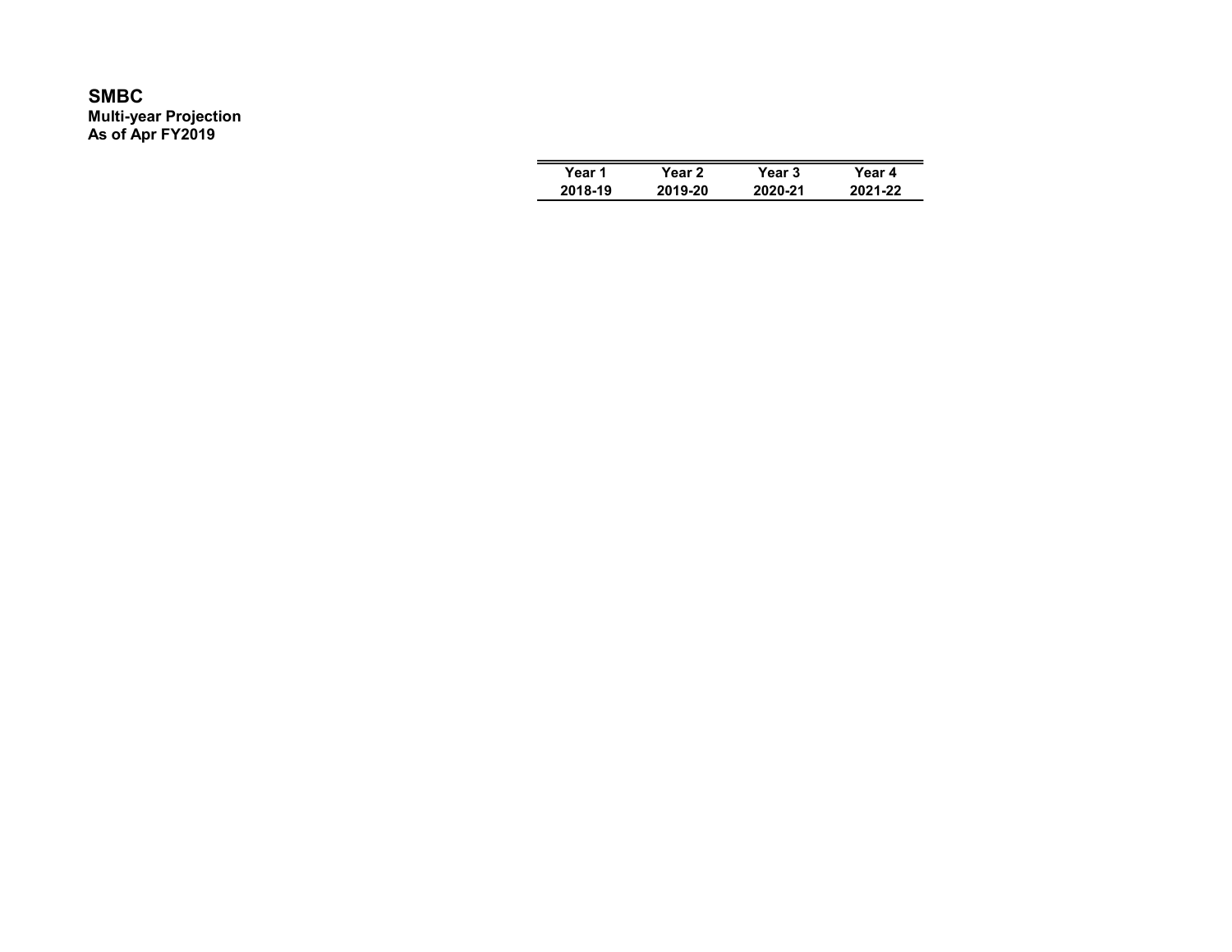**SMBC**
**Multi-year Projection**
**As of Apr FY2019**

| Year 1 | Year 2 | Year 3 | Year 4 |
|---|---|---|---|
| 2018-19 | 2019-20 | 2020-21 | 2021-22 |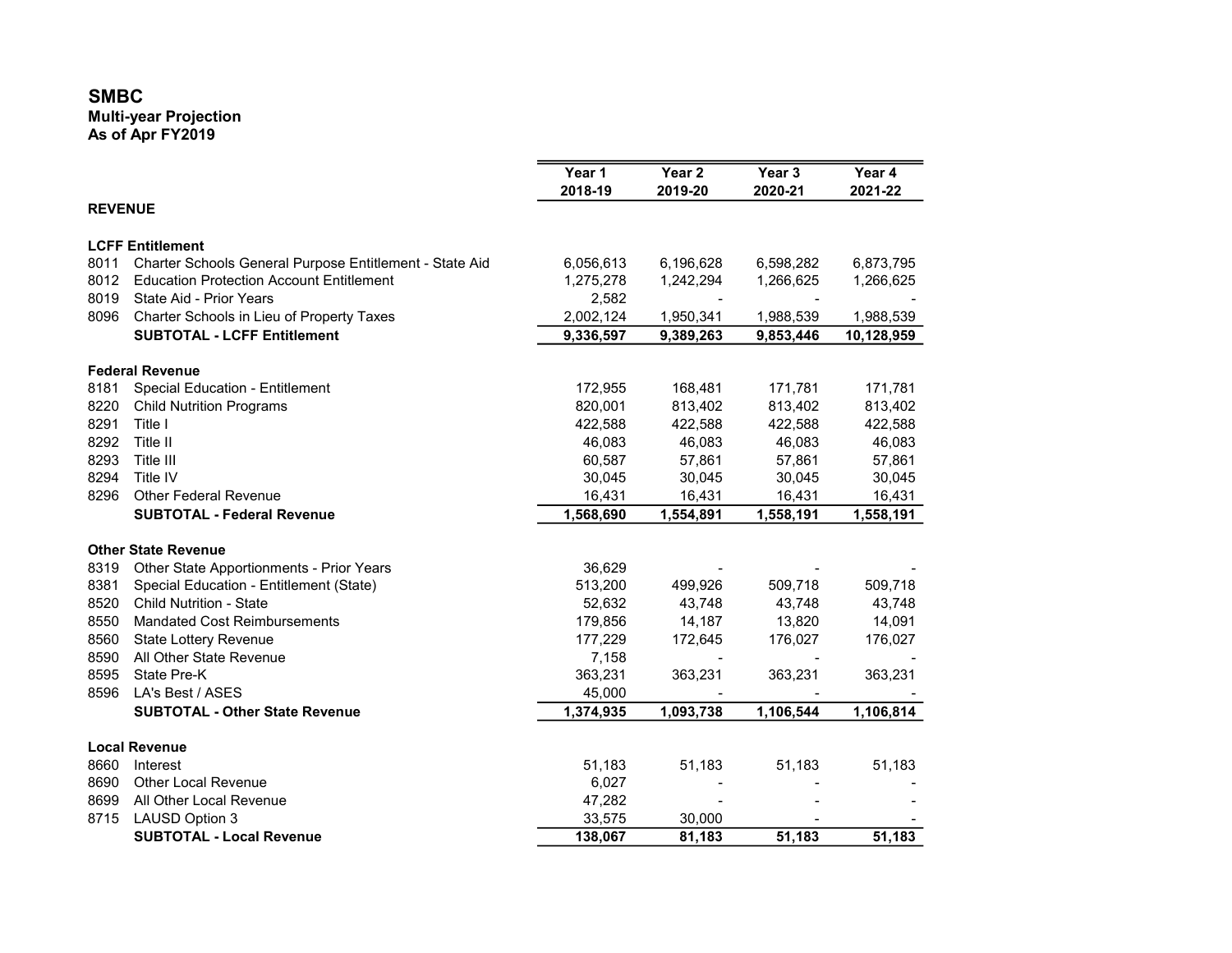# SMBC

**Multi-year Projection**
**As of Apr FY2019**

| | | Year 1 2018-19 | Year 2 2019-20 | Year 3 2020-21 | Year 4 2021-22 |
|---|---|---|---|---|---|
| **REVENUE** | | | | | |
| **LCFF Entitlement** | | | | | |
| 8011 | Charter Schools General Purpose Entitlement - State Aid | 6,056,613 | 6,196,628 | 6,598,282 | 6,873,795 |
| 8012 | Education Protection Account Entitlement | 1,275,278 | 1,242,294 | 1,266,625 | 1,266,625 |
| 8019 | State Aid - Prior Years | 2,582 | - | - | - |
| 8096 | Charter Schools in Lieu of Property Taxes | 2,002,124 | 1,950,341 | 1,988,539 | 1,988,539 |
| | **SUBTOTAL - LCFF Entitlement** | **9,336,597** | **9,389,263** | **9,853,446** | **10,128,959** |
| **Federal Revenue** | | | | | |
| 8181 | Special Education - Entitlement | 172,955 | 168,481 | 171,781 | 171,781 |
| 8220 | Child Nutrition Programs | 820,001 | 813,402 | 813,402 | 813,402 |
| 8291 | Title I | 422,588 | 422,588 | 422,588 | 422,588 |
| 8292 | Title II | 46,083 | 46,083 | 46,083 | 46,083 |
| 8293 | Title III | 60,587 | 57,861 | 57,861 | 57,861 |
| 8294 | Title IV | 30,045 | 30,045 | 30,045 | 30,045 |
| 8296 | Other Federal Revenue | 16,431 | 16,431 | 16,431 | 16,431 |
| | **SUBTOTAL - Federal Revenue** | **1,568,690** | **1,554,891** | **1,558,191** | **1,558,191** |
| **Other State Revenue** | | | | | |
| 8319 | Other State Apportionments - Prior Years | 36,629 | - | - | - |
| 8381 | Special Education - Entitlement (State) | 513,200 | 499,926 | 509,718 | 509,718 |
| 8520 | Child Nutrition - State | 52,632 | 43,748 | 43,748 | 43,748 |
| 8550 | Mandated Cost Reimbursements | 179,856 | 14,187 | 13,820 | 14,091 |
| 8560 | State Lottery Revenue | 177,229 | 172,645 | 176,027 | 176,027 |
| 8590 | All Other State Revenue | 7,158 | - | - | - |
| 8595 | State Pre-K | 363,231 | 363,231 | 363,231 | 363,231 |
| 8596 | LA's Best / ASES | 45,000 | - | - | - |
| | **SUBTOTAL - Other State Revenue** | **1,374,935** | **1,093,738** | **1,106,544** | **1,106,814** |
| **Local Revenue** | | | | | |
| 8660 | Interest | 51,183 | 51,183 | 51,183 | 51,183 |
| 8690 | Other Local Revenue | 6,027 | - | - | - |
| 8699 | All Other Local Revenue | 47,282 | - | - | - |
| 8715 | LAUSD Option 3 | 33,575 | 30,000 | - | - |
| | **SUBTOTAL - Local Revenue** | **138,067** | **81,183** | **51,183** | **51,183** |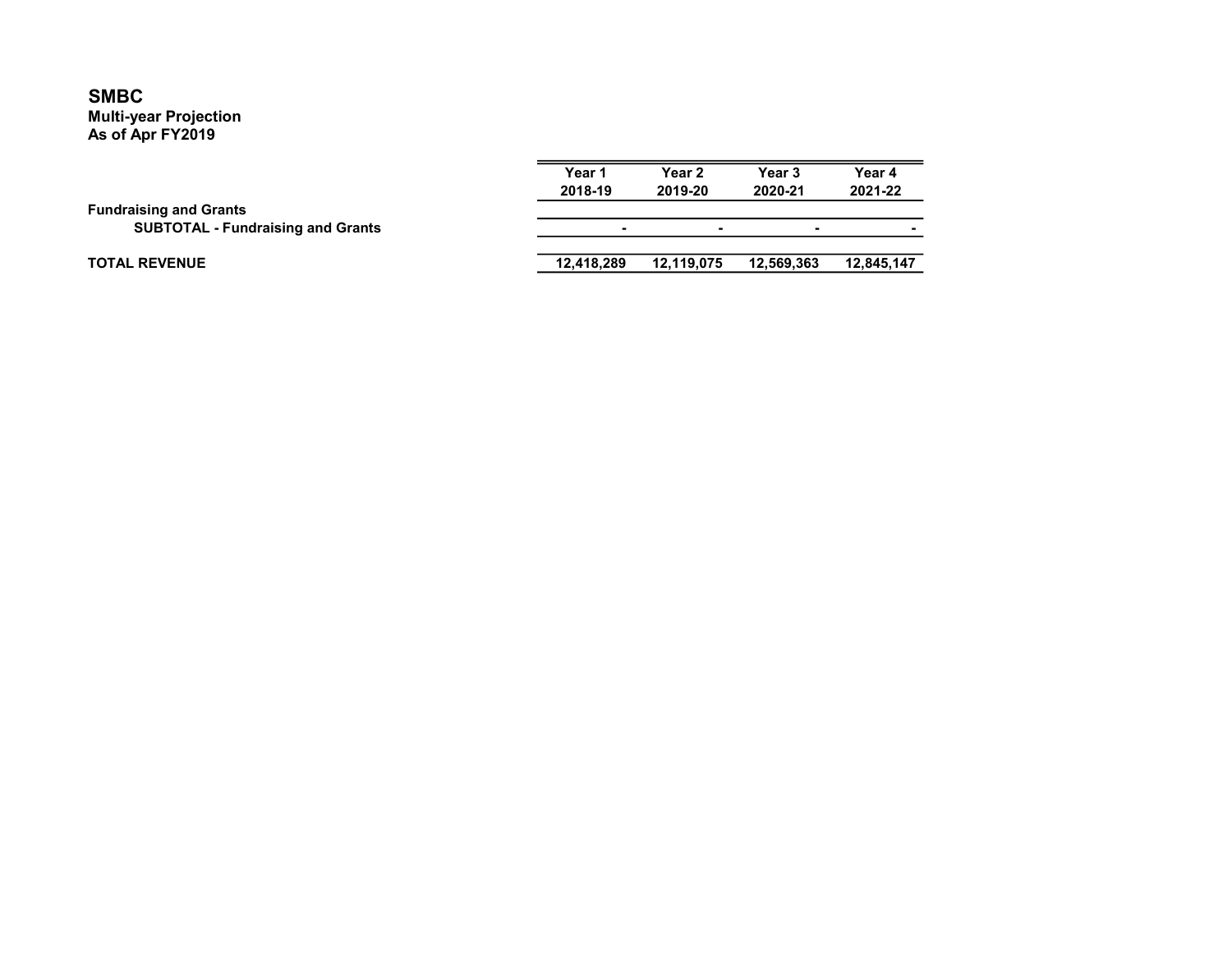# SMBC

**Multi-year Projection**
**As of Apr FY2019**

| | Year 1<br>2018-19 | Year 2<br>2019-20 | Year 3<br>2020-21 | Year 4<br>2021-22 |
|---|---|---|---|---|
| **Fundraising and Grants** | | | | |
| **SUBTOTAL - Fundraising and Grants** | - | - | - | - |
| **TOTAL REVENUE** | 12,418,289 | 12,119,075 | 12,569,363 | 12,845,147 |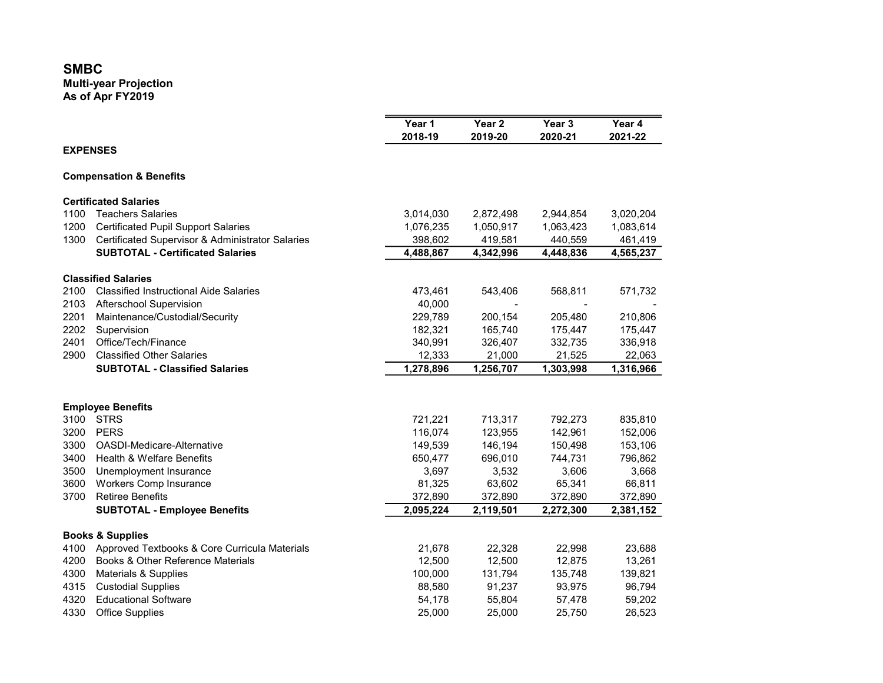**SMBC**
**Multi-year Projection**
**As of Apr FY2019**

| | | Year 1<br>2018-19 | Year 2<br>2019-20 | Year 3<br>2020-21 | Year 4<br>2021-22 |
|---|---|---|---|---|---|
| **EXPENSES** | | | | | |
| **Compensation & Benefits** | | | | | |
| **Certificated Salaries** | | | | | |
| 1100 | Teachers Salaries | 3,014,030 | 2,872,498 | 2,944,854 | 3,020,204 |
| 1200 | Certificated Pupil Support Salaries | 1,076,235 | 1,050,917 | 1,063,423 | 1,083,614 |
| 1300 | Certificated Supervisor & Administrator Salaries | 398,602 | 419,581 | 440,559 | 461,419 |
| | **SUBTOTAL - Certificated Salaries** | **4,488,867** | **4,342,996** | **4,448,836** | **4,565,237** |
| **Classified Salaries** | | | | | |
| 2100 | Classified Instructional Aide Salaries | 473,461 | 543,406 | 568,811 | 571,732 |
| 2103 | Afterschool Supervision | 40,000 | - | - | - |
| 2201 | Maintenance/Custodial/Security | 229,789 | 200,154 | 205,480 | 210,806 |
| 2202 | Supervision | 182,321 | 165,740 | 175,447 | 175,447 |
| 2401 | Office/Tech/Finance | 340,991 | 326,407 | 332,735 | 336,918 |
| 2900 | Classified Other Salaries | 12,333 | 21,000 | 21,525 | 22,063 |
| | **SUBTOTAL - Classified Salaries** | **1,278,896** | **1,256,707** | **1,303,998** | **1,316,966** |
| **Employee Benefits** | | | | | |
| 3100 | STRS | 721,221 | 713,317 | 792,273 | 835,810 |
| 3200 | PERS | 116,074 | 123,955 | 142,961 | 152,006 |
| 3300 | OASDI-Medicare-Alternative | 149,539 | 146,194 | 150,498 | 153,106 |
| 3400 | Health & Welfare Benefits | 650,477 | 696,010 | 744,731 | 796,862 |
| 3500 | Unemployment Insurance | 3,697 | 3,532 | 3,606 | 3,668 |
| 3600 | Workers Comp Insurance | 81,325 | 63,602 | 65,341 | 66,811 |
| 3700 | Retiree Benefits | 372,890 | 372,890 | 372,890 | 372,890 |
| | **SUBTOTAL - Employee Benefits** | **2,095,224** | **2,119,501** | **2,272,300** | **2,381,152** |
| **Books & Supplies** | | | | | |
| 4100 | Approved Textbooks & Core Curricula Materials | 21,678 | 22,328 | 22,998 | 23,688 |
| 4200 | Books & Other Reference Materials | 12,500 | 12,500 | 12,875 | 13,261 |
| 4300 | Materials & Supplies | 100,000 | 131,794 | 135,748 | 139,821 |
| 4315 | Custodial Supplies | 88,580 | 91,237 | 93,975 | 96,794 |
| 4320 | Educational Software | 54,178 | 55,804 | 57,478 | 59,202 |
| 4330 | Office Supplies | 25,000 | 25,000 | 25,750 | 26,523 |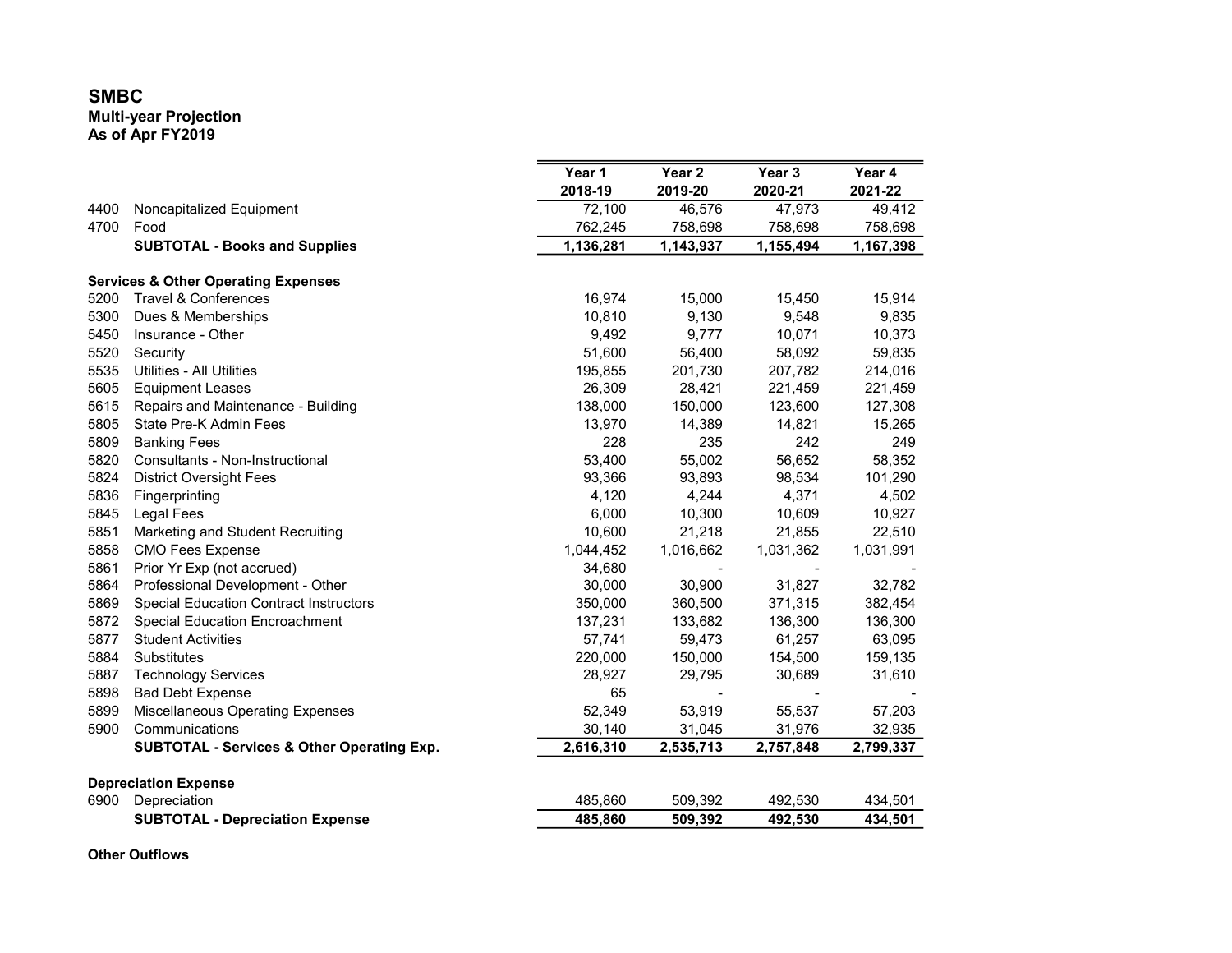# SMBC

## Multi-year Projection

### As of Apr FY2019

| | | Year 1 2018-19 | Year 2 2019-20 | Year 3 2020-21 | Year 4 2021-22 |
|---|---|---|---|---|---|
| 4400 | Noncapitalized Equipment | 72,100 | 46,576 | 47,973 | 49,412 |
| 4700 | Food | 762,245 | 758,698 | 758,698 | 758,698 |
| | **SUBTOTAL - Books and Supplies** | **1,136,281** | **1,143,937** | **1,155,494** | **1,167,398** |
| | | | | | |
| **Services & Other Operating Expenses** | | | | | |
| 5200 | Travel & Conferences | 16,974 | 15,000 | 15,450 | 15,914 |
| 5300 | Dues & Memberships | 10,810 | 9,130 | 9,548 | 9,835 |
| 5450 | Insurance - Other | 9,492 | 9,777 | 10,071 | 10,373 |
| 5520 | Security | 51,600 | 56,400 | 58,092 | 59,835 |
| 5535 | Utilities - All Utilities | 195,855 | 201,730 | 207,782 | 214,016 |
| 5605 | Equipment Leases | 26,309 | 28,421 | 221,459 | 221,459 |
| 5615 | Repairs and Maintenance - Building | 138,000 | 150,000 | 123,600 | 127,308 |
| 5805 | State Pre-K Admin Fees | 13,970 | 14,389 | 14,821 | 15,265 |
| 5809 | Banking Fees | 228 | 235 | 242 | 249 |
| 5820 | Consultants - Non-Instructional | 53,400 | 55,002 | 56,652 | 58,352 |
| 5824 | District Oversight Fees | 93,366 | 93,893 | 98,534 | 101,290 |
| 5836 | Fingerprinting | 4,120 | 4,244 | 4,371 | 4,502 |
| 5845 | Legal Fees | 6,000 | 10,300 | 10,609 | 10,927 |
| 5851 | Marketing and Student Recruiting | 10,600 | 21,218 | 21,855 | 22,510 |
| 5858 | CMO Fees Expense | 1,044,452 | 1,016,662 | 1,031,362 | 1,031,991 |
| 5861 | Prior Yr Exp (not accrued) | 34,680 | - | - | - |
| 5864 | Professional Development - Other | 30,000 | 30,900 | 31,827 | 32,782 |
| 5869 | Special Education Contract Instructors | 350,000 | 360,500 | 371,315 | 382,454 |
| 5872 | Special Education Encroachment | 137,231 | 133,682 | 136,300 | 136,300 |
| 5877 | Student Activities | 57,741 | 59,473 | 61,257 | 63,095 |
| 5884 | Substitutes | 220,000 | 150,000 | 154,500 | 159,135 |
| 5887 | Technology Services | 28,927 | 29,795 | 30,689 | 31,610 |
| 5898 | Bad Debt Expense | 65 | - | - | - |
| 5899 | Miscellaneous Operating Expenses | 52,349 | 53,919 | 55,537 | 57,203 |
| 5900 | Communications | 30,140 | 31,045 | 31,976 | 32,935 |
| | **SUBTOTAL - Services & Other Operating Exp.** | **2,616,310** | **2,535,713** | **2,757,848** | **2,799,337** |
| | | | | | |
| **Depreciation Expense** | | | | | |
| 6900 | Depreciation | 485,860 | 509,392 | 492,530 | 434,501 |
| | **SUBTOTAL - Depreciation Expense** | **485,860** | **509,392** | **492,530** | **434,501** |

**Other Outflows**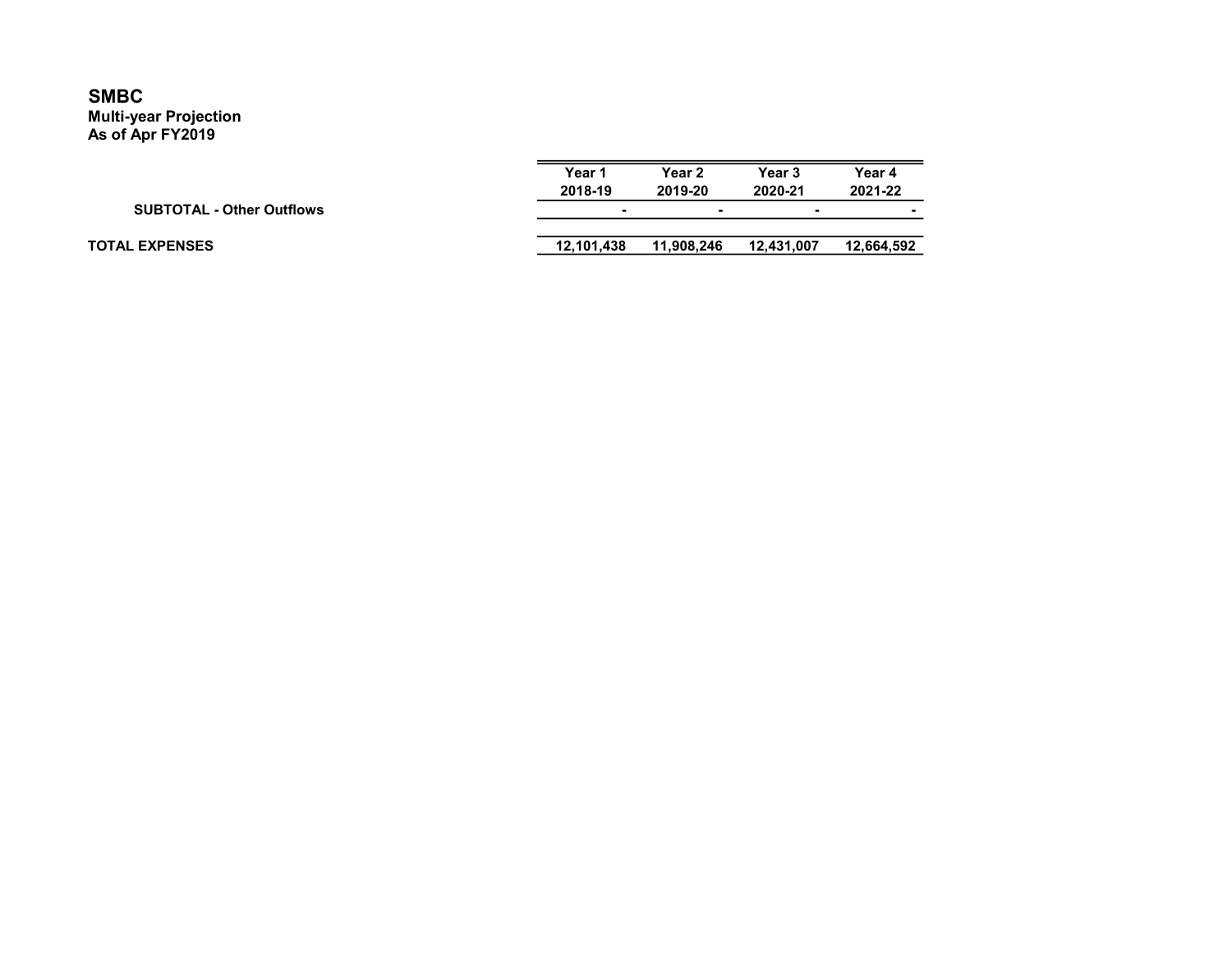# SMBC

**Multi-year Projection**
**As of Apr FY2019**

| | Year 1<br>2018-19 | Year 2<br>2019-20 | Year 3<br>2020-21 | Year 4<br>2021-22 |
|---|---|---|---|---|
| **SUBTOTAL - Other Outflows** | - | - | - | - |
| **TOTAL EXPENSES** | 12,101,438 | 11,908,246 | 12,431,007 | 12,664,592 |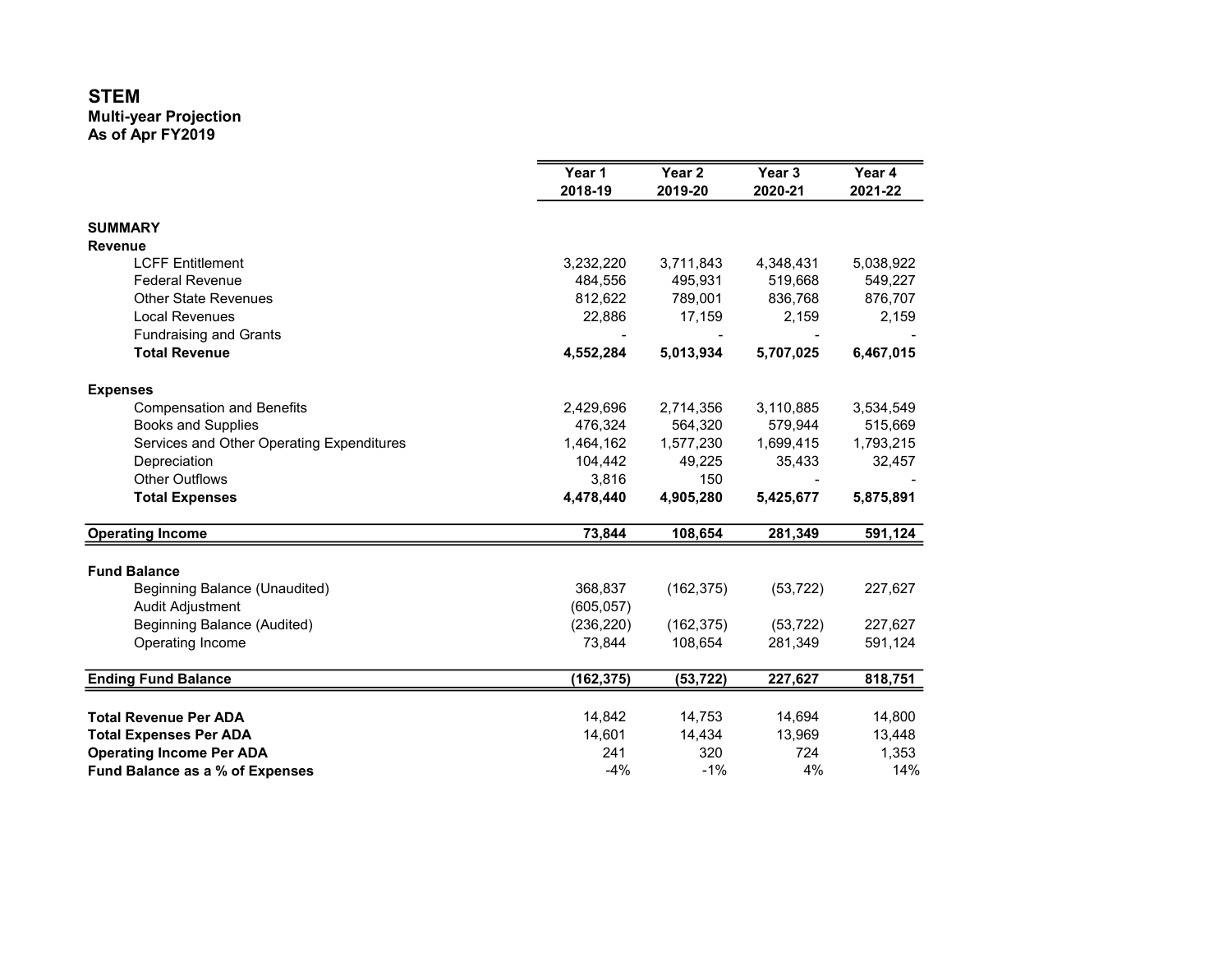# STEM

**Multi-year Projection**
**As of Apr FY2019**

| | Year 1<br>2018-19 | Year 2<br>2019-20 | Year 3<br>2020-21 | Year 4<br>2021-22 |
|---|---|---|---|---|
| **SUMMARY** | | | | |
| **Revenue** | | | | |
| LCFF Entitlement | 3,232,220 | 3,711,843 | 4,348,431 | 5,038,922 |
| Federal Revenue | 484,556 | 495,931 | 519,668 | 549,227 |
| Other State Revenues | 812,622 | 789,001 | 836,768 | 876,707 |
| Local Revenues | 22,886 | 17,159 | 2,159 | 2,159 |
| Fundraising and Grants | - | - | - | - |
| **Total Revenue** | **4,552,284** | **5,013,934** | **5,707,025** | **6,467,015** |
| | | | | |
| **Expenses** | | | | |
| Compensation and Benefits | 2,429,696 | 2,714,356 | 3,110,885 | 3,534,549 |
| Books and Supplies | 476,324 | 564,320 | 579,944 | 515,669 |
| Services and Other Operating Expenditures | 1,464,162 | 1,577,230 | 1,699,415 | 1,793,215 |
| Depreciation | 104,442 | 49,225 | 35,433 | 32,457 |
| Other Outflows | 3,816 | 150 | - | - |
| **Total Expenses** | **4,478,440** | **4,905,280** | **5,425,677** | **5,875,891** |
| | | | | |
| **Operating Income** | **73,844** | **108,654** | **281,349** | **591,124** |
| | | | | |
| **Fund Balance** | | | | |
| Beginning Balance (Unaudited) | 368,837 | (162,375) | (53,722) | 227,627 |
| Audit Adjustment | (605,057) | | | |
| Beginning Balance (Audited) | (236,220) | (162,375) | (53,722) | 227,627 |
| Operating Income | 73,844 | 108,654 | 281,349 | 591,124 |
| | | | | |
| **Ending Fund Balance** | **(162,375)** | **(53,722)** | **227,627** | **818,751** |
| | | | | |
| **Total Revenue Per ADA** | 14,842 | 14,753 | 14,694 | 14,800 |
| **Total Expenses Per ADA** | 14,601 | 14,434 | 13,969 | 13,448 |
| **Operating Income Per ADA** | 241 | 320 | 724 | 1,353 |
| **Fund Balance as a % of Expenses** | -4% | -1% | 4% | 14% |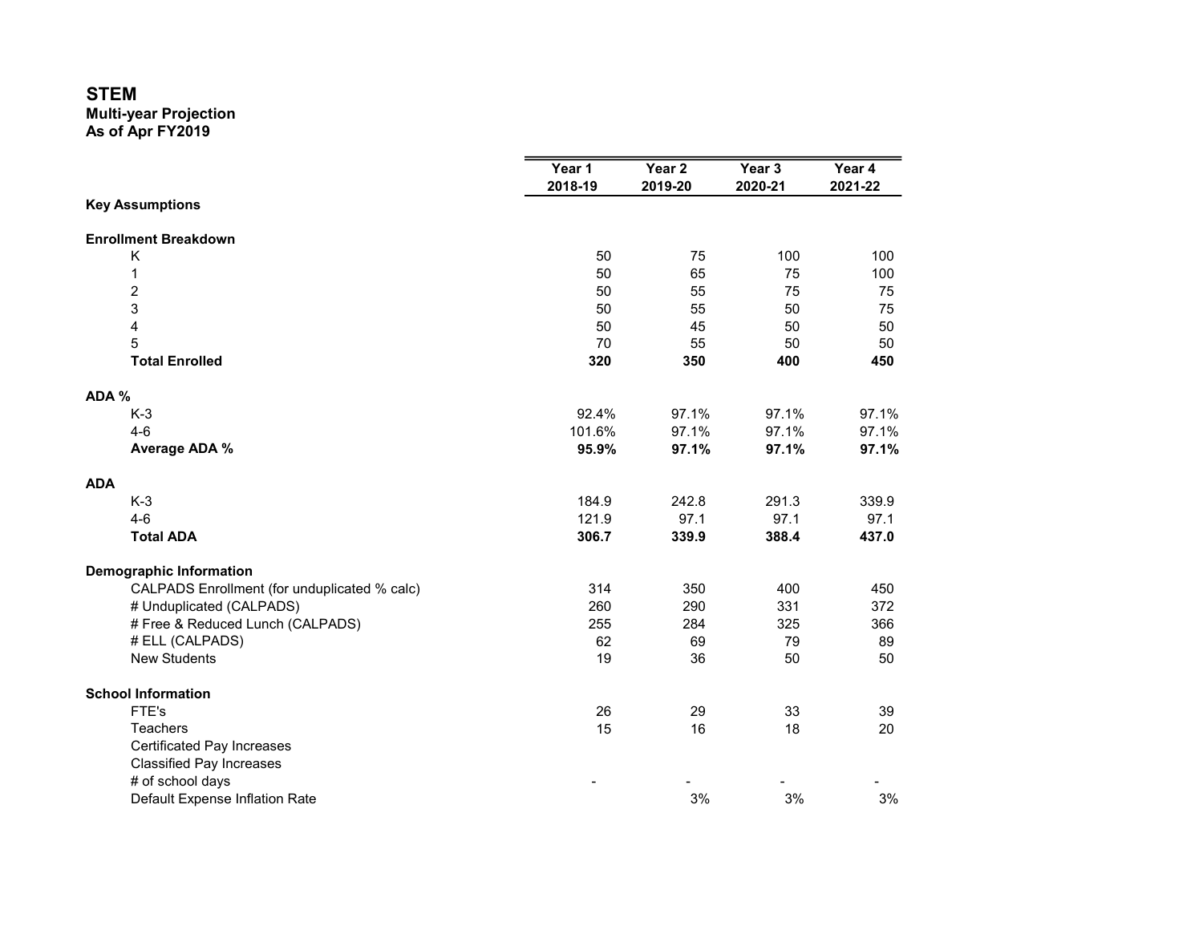**STEM**
**Multi-year Projection**
**As of Apr FY2019**

| | Year 1 2018-19 | Year 2 2019-20 | Year 3 2020-21 | Year 4 2021-22 |
|---|---|---|---|---|
| **Key Assumptions** | | | | |
| | | | | |
| **Enrollment Breakdown** | | | | |
| K | 50 | 75 | 100 | 100 |
| 1 | 50 | 65 | 75 | 100 |
| 2 | 50 | 55 | 75 | 75 |
| 3 | 50 | 55 | 50 | 75 |
| 4 | 50 | 45 | 50 | 50 |
| 5 | 70 | 55 | 50 | 50 |
| **Total Enrolled** | **320** | **350** | **400** | **450** |
| | | | | |
| **ADA %** | | | | |
| K-3 | 92.4% | 97.1% | 97.1% | 97.1% |
| 4-6 | 101.6% | 97.1% | 97.1% | 97.1% |
| **Average ADA %** | **95.9%** | **97.1%** | **97.1%** | **97.1%** |
| | | | | |
| **ADA** | | | | |
| K-3 | 184.9 | 242.8 | 291.3 | 339.9 |
| 4-6 | 121.9 | 97.1 | 97.1 | 97.1 |
| **Total ADA** | **306.7** | **339.9** | **388.4** | **437.0** |
| | | | | |
| **Demographic Information** | | | | |
| CALPADS Enrollment (for unduplicated % calc) | 314 | 350 | 400 | 450 |
| # Unduplicated (CALPADS) | 260 | 290 | 331 | 372 |
| # Free & Reduced Lunch (CALPADS) | 255 | 284 | 325 | 366 |
| # ELL (CALPADS) | 62 | 69 | 79 | 89 |
| New Students | 19 | 36 | 50 | 50 |
| | | | | |
| **School Information** | | | | |
| FTE's | 26 | 29 | 33 | 39 |
| Teachers | 15 | 16 | 18 | 20 |
| Certificated Pay Increases | | | | |
| Classified Pay Increases | | | | |
| # of school days | - | - | - | - |
| Default Expense Inflation Rate | | 3% | 3% | 3% |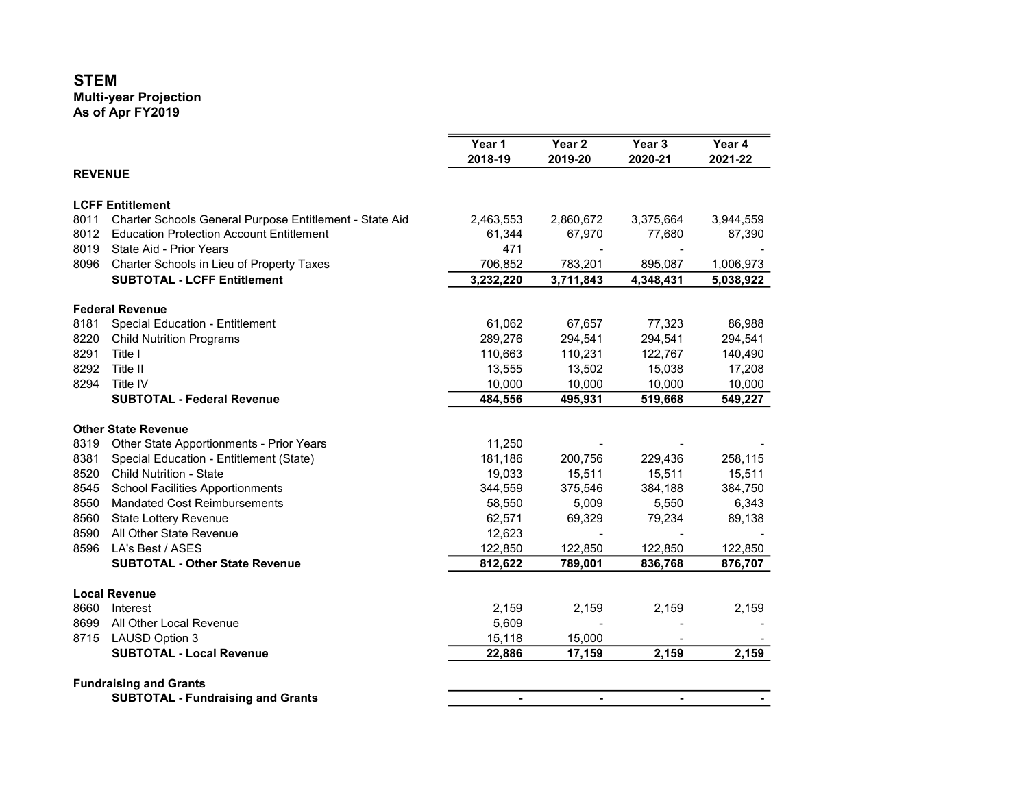# STEM

**Multi-year Projection**
**As of Apr FY2019**

| | | Year 1<br>2018-19 | Year 2<br>2019-20 | Year 3<br>2020-21 | Year 4<br>2021-22 |
|---|---|---|---|---|---|
| **REVENUE** | | | | | |
| **LCFF Entitlement** | | | | | |
| 8011 | Charter Schools General Purpose Entitlement - State Aid | 2,463,553 | 2,860,672 | 3,375,664 | 3,944,559 |
| 8012 | Education Protection Account Entitlement | 61,344 | 67,970 | 77,680 | 87,390 |
| 8019 | State Aid - Prior Years | 471 | - | - | - |
| 8096 | Charter Schools in Lieu of Property Taxes | 706,852 | 783,201 | 895,087 | 1,006,973 |
| | **SUBTOTAL - LCFF Entitlement** | **3,232,220** | **3,711,843** | **4,348,431** | **5,038,922** |
| **Federal Revenue** | | | | | |
| 8181 | Special Education - Entitlement | 61,062 | 67,657 | 77,323 | 86,988 |
| 8220 | Child Nutrition Programs | 289,276 | 294,541 | 294,541 | 294,541 |
| 8291 | Title I | 110,663 | 110,231 | 122,767 | 140,490 |
| 8292 | Title II | 13,555 | 13,502 | 15,038 | 17,208 |
| 8294 | Title IV | 10,000 | 10,000 | 10,000 | 10,000 |
| | **SUBTOTAL - Federal Revenue** | **484,556** | **495,931** | **519,668** | **549,227** |
| **Other State Revenue** | | | | | |
| 8319 | Other State Apportionments - Prior Years | 11,250 | - | - | - |
| 8381 | Special Education - Entitlement (State) | 181,186 | 200,756 | 229,436 | 258,115 |
| 8520 | Child Nutrition - State | 19,033 | 15,511 | 15,511 | 15,511 |
| 8545 | School Facilities Apportionments | 344,559 | 375,546 | 384,188 | 384,750 |
| 8550 | Mandated Cost Reimbursements | 58,550 | 5,009 | 5,550 | 6,343 |
| 8560 | State Lottery Revenue | 62,571 | 69,329 | 79,234 | 89,138 |
| 8590 | All Other State Revenue | 12,623 | - | - | - |
| 8596 | LA's Best / ASES | 122,850 | 122,850 | 122,850 | 122,850 |
| | **SUBTOTAL - Other State Revenue** | **812,622** | **789,001** | **836,768** | **876,707** |
| **Local Revenue** | | | | | |
| 8660 | Interest | 2,159 | 2,159 | 2,159 | 2,159 |
| 8699 | All Other Local Revenue | 5,609 | - | - | - |
| 8715 | LAUSD Option 3 | 15,118 | 15,000 | - | - |
| | **SUBTOTAL - Local Revenue** | **22,886** | **17,159** | **2,159** | **2,159** |
| **Fundraising and Grants** | | | | | |
| | **SUBTOTAL - Fundraising and Grants** | **-** | **-** | **-** | **-** |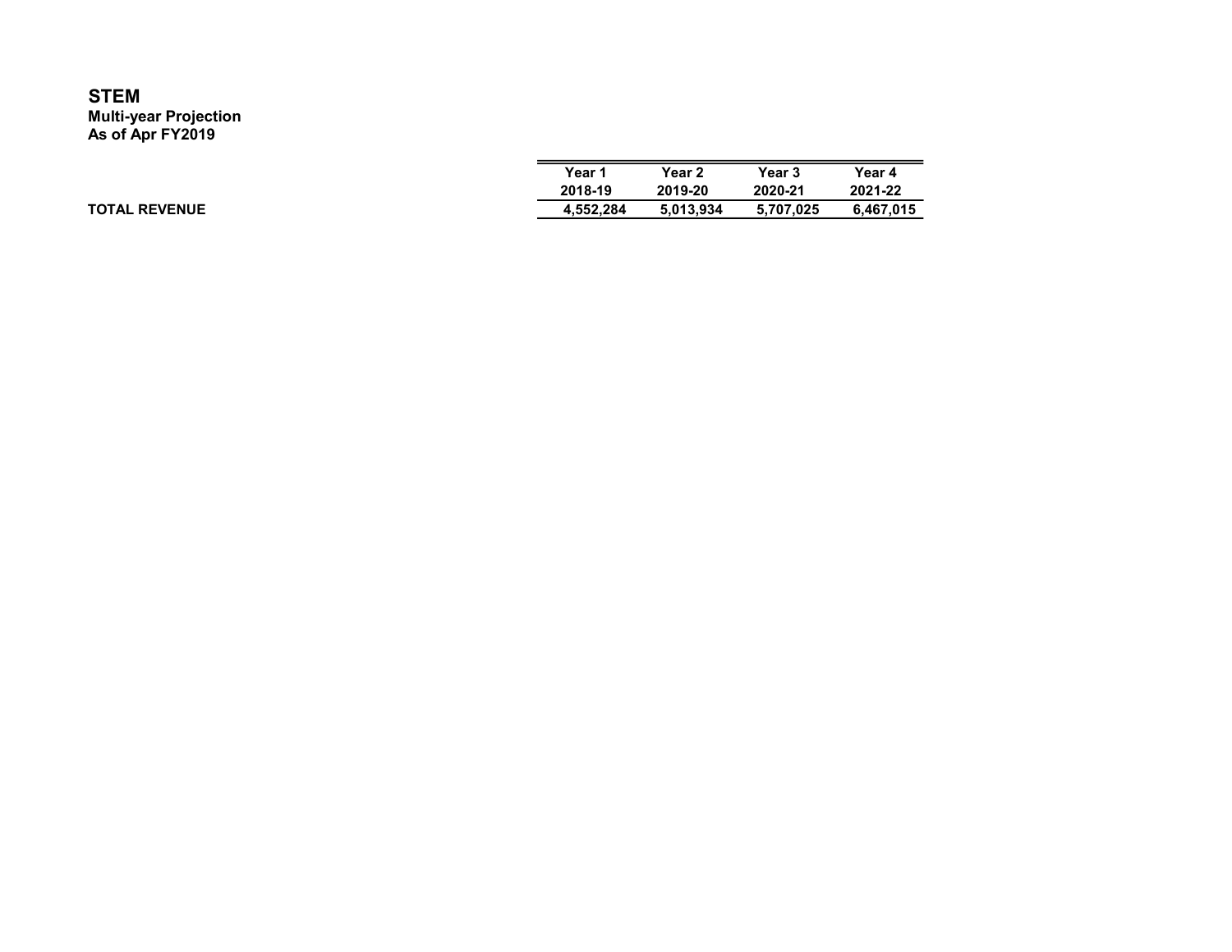# STEM

**Multi-year Projection**
**As of Apr FY2019**

| | Year 1 | Year 2 | Year 3 | Year 4 |
|---|---|---|---|---|
| | 2018-19 | 2019-20 | 2020-21 | 2021-22 |
| **TOTAL REVENUE** | **4,552,284** | **5,013,934** | **5,707,025** | **6,467,015** |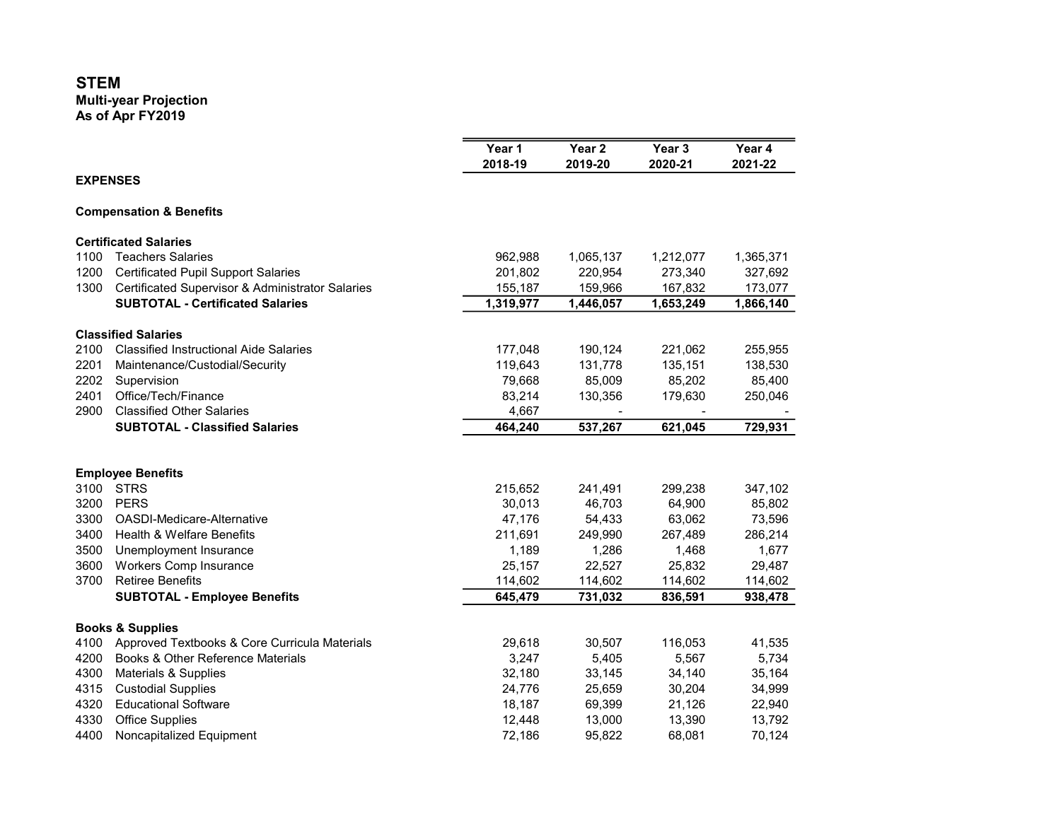**STEM**
**Multi-year Projection**
**As of Apr FY2019**

| | | Year 1 2018-19 | Year 2 2019-20 | Year 3 2020-21 | Year 4 2021-22 |
|---|---|---|---|---|---|
| **EXPENSES** | | | | | |
| **Compensation & Benefits** | | | | | |
| **Certificated Salaries** | | | | | |
| 1100 | Teachers Salaries | 962,988 | 1,065,137 | 1,212,077 | 1,365,371 |
| 1200 | Certificated Pupil Support Salaries | 201,802 | 220,954 | 273,340 | 327,692 |
| 1300 | Certificated Supervisor & Administrator Salaries | 155,187 | 159,966 | 167,832 | 173,077 |
| | **SUBTOTAL - Certificated Salaries** | **1,319,977** | **1,446,057** | **1,653,249** | **1,866,140** |
| **Classified Salaries** | | | | | |
| 2100 | Classified Instructional Aide Salaries | 177,048 | 190,124 | 221,062 | 255,955 |
| 2201 | Maintenance/Custodial/Security | 119,643 | 131,778 | 135,151 | 138,530 |
| 2202 | Supervision | 79,668 | 85,009 | 85,202 | 85,400 |
| 2401 | Office/Tech/Finance | 83,214 | 130,356 | 179,630 | 250,046 |
| 2900 | Classified Other Salaries | 4,667 | - | - | - |
| | **SUBTOTAL - Classified Salaries** | **464,240** | **537,267** | **621,045** | **729,931** |
| **Employee Benefits** | | | | | |
| 3100 | STRS | 215,652 | 241,491 | 299,238 | 347,102 |
| 3200 | PERS | 30,013 | 46,703 | 64,900 | 85,802 |
| 3300 | OASDI-Medicare-Alternative | 47,176 | 54,433 | 63,062 | 73,596 |
| 3400 | Health & Welfare Benefits | 211,691 | 249,990 | 267,489 | 286,214 |
| 3500 | Unemployment Insurance | 1,189 | 1,286 | 1,468 | 1,677 |
| 3600 | Workers Comp Insurance | 25,157 | 22,527 | 25,832 | 29,487 |
| 3700 | Retiree Benefits | 114,602 | 114,602 | 114,602 | 114,602 |
| | **SUBTOTAL - Employee Benefits** | **645,479** | **731,032** | **836,591** | **938,478** |
| **Books & Supplies** | | | | | |
| 4100 | Approved Textbooks & Core Curricula Materials | 29,618 | 30,507 | 116,053 | 41,535 |
| 4200 | Books & Other Reference Materials | 3,247 | 5,405 | 5,567 | 5,734 |
| 4300 | Materials & Supplies | 32,180 | 33,145 | 34,140 | 35,164 |
| 4315 | Custodial Supplies | 24,776 | 25,659 | 30,204 | 34,999 |
| 4320 | Educational Software | 18,187 | 69,399 | 21,126 | 22,940 |
| 4330 | Office Supplies | 12,448 | 13,000 | 13,390 | 13,792 |
| 4400 | Noncapitalized Equipment | 72,186 | 95,822 | 68,081 | 70,124 |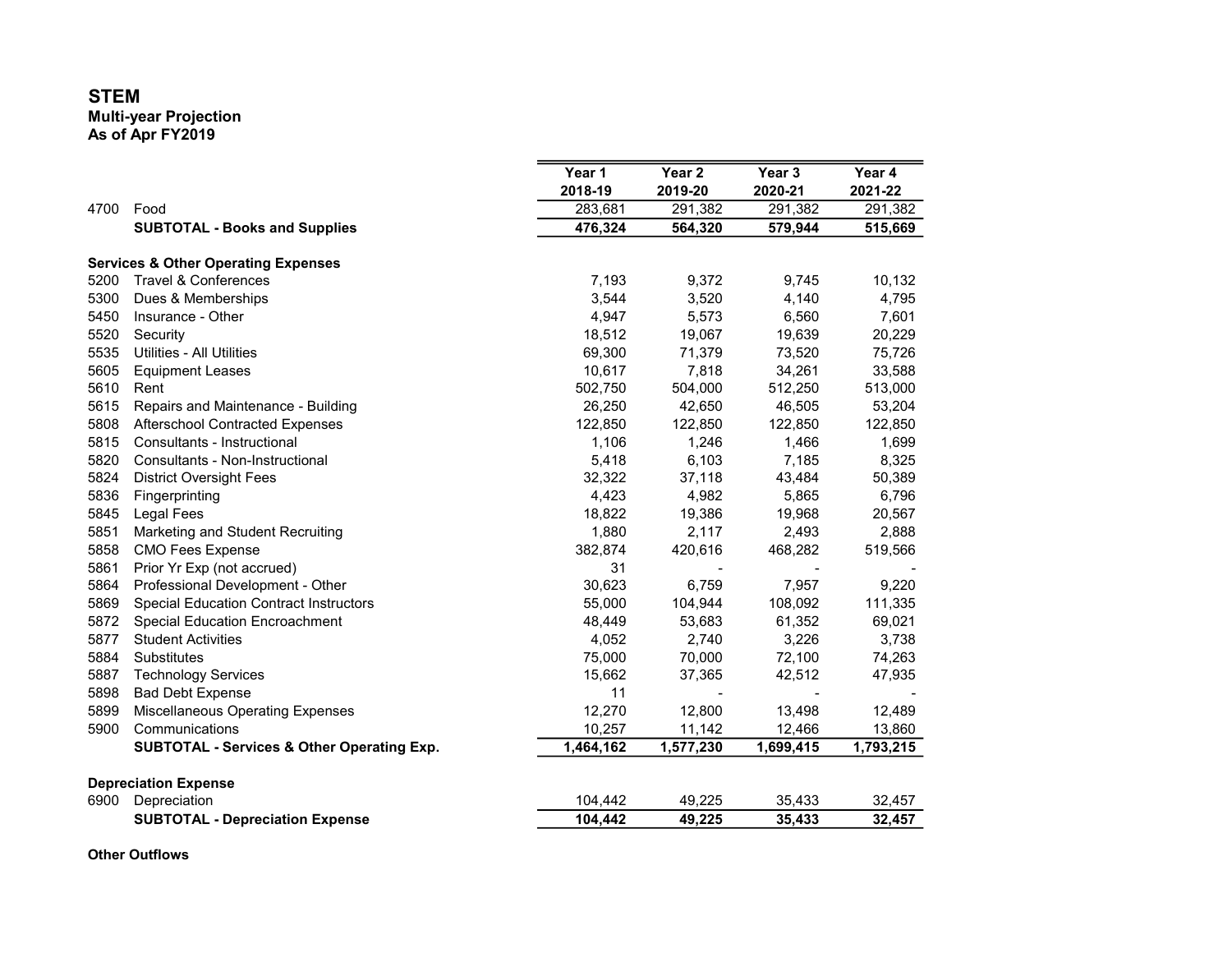# STEM
### Multi-year Projection
### As of Apr FY2019

| | | Year 1 2018-19 | Year 2 2019-20 | Year 3 2020-21 | Year 4 2021-22 |
|---|---|---|---|---|---|
| 4700 | Food | 283,681 | 291,382 | 291,382 | 291,382 |
| | **SUBTOTAL - Books and Supplies** | **476,324** | **564,320** | **579,944** | **515,669** |
| | | | | | |
| **Services & Other Operating Expenses** | | | | | |
| 5200 | Travel & Conferences | 7,193 | 9,372 | 9,745 | 10,132 |
| 5300 | Dues & Memberships | 3,544 | 3,520 | 4,140 | 4,795 |
| 5450 | Insurance - Other | 4,947 | 5,573 | 6,560 | 7,601 |
| 5520 | Security | 18,512 | 19,067 | 19,639 | 20,229 |
| 5535 | Utilities - All Utilities | 69,300 | 71,379 | 73,520 | 75,726 |
| 5605 | Equipment Leases | 10,617 | 7,818 | 34,261 | 33,588 |
| 5610 | Rent | 502,750 | 504,000 | 512,250 | 513,000 |
| 5615 | Repairs and Maintenance - Building | 26,250 | 42,650 | 46,505 | 53,204 |
| 5808 | Afterschool Contracted Expenses | 122,850 | 122,850 | 122,850 | 122,850 |
| 5815 | Consultants - Instructional | 1,106 | 1,246 | 1,466 | 1,699 |
| 5820 | Consultants - Non-Instructional | 5,418 | 6,103 | 7,185 | 8,325 |
| 5824 | District Oversight Fees | 32,322 | 37,118 | 43,484 | 50,389 |
| 5836 | Fingerprinting | 4,423 | 4,982 | 5,865 | 6,796 |
| 5845 | Legal Fees | 18,822 | 19,386 | 19,968 | 20,567 |
| 5851 | Marketing and Student Recruiting | 1,880 | 2,117 | 2,493 | 2,888 |
| 5858 | CMO Fees Expense | 382,874 | 420,616 | 468,282 | 519,566 |
| 5861 | Prior Yr Exp (not accrued) | 31 | - | - | - |
| 5864 | Professional Development - Other | 30,623 | 6,759 | 7,957 | 9,220 |
| 5869 | Special Education Contract Instructors | 55,000 | 104,944 | 108,092 | 111,335 |
| 5872 | Special Education Encroachment | 48,449 | 53,683 | 61,352 | 69,021 |
| 5877 | Student Activities | 4,052 | 2,740 | 3,226 | 3,738 |
| 5884 | Substitutes | 75,000 | 70,000 | 72,100 | 74,263 |
| 5887 | Technology Services | 15,662 | 37,365 | 42,512 | 47,935 |
| 5898 | Bad Debt Expense | 11 | - | - | - |
| 5899 | Miscellaneous Operating Expenses | 12,270 | 12,800 | 13,498 | 12,489 |
| 5900 | Communications | 10,257 | 11,142 | 12,466 | 13,860 |
| | **SUBTOTAL - Services & Other Operating Exp.** | **1,464,162** | **1,577,230** | **1,699,415** | **1,793,215** |
| | | | | | |
| **Depreciation Expense** | | | | | |
| 6900 | Depreciation | 104,442 | 49,225 | 35,433 | 32,457 |
| | **SUBTOTAL - Depreciation Expense** | **104,442** | **49,225** | **35,433** | **32,457** |

**Other Outflows**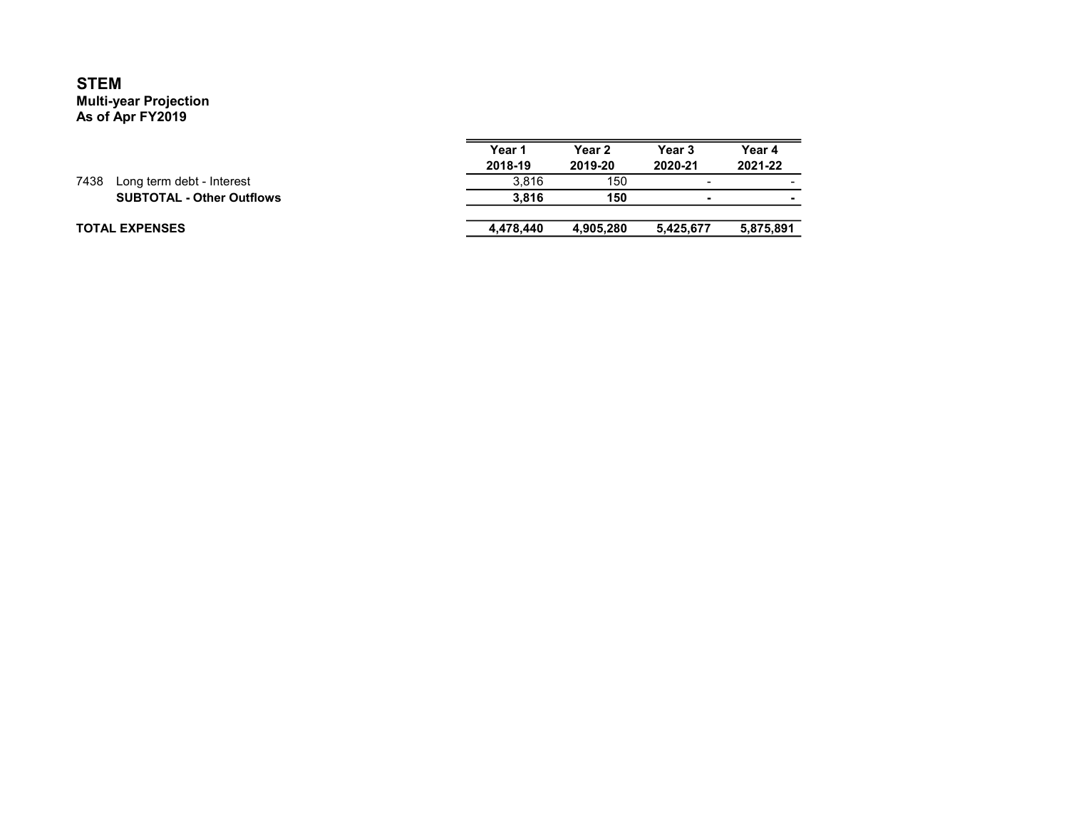**STEM**
**Multi-year Projection**
**As of Apr FY2019**

| | | Year 1<br>2018-19 | Year 2<br>2019-20 | Year 3<br>2020-21 | Year 4<br>2021-22 |
|---|---|---|---|---|---|
| 7438 | Long term debt - Interest | 3,816 | 150 | - | - |
| | **SUBTOTAL - Other Outflows** | **3,816** | **150** | **-** | **-** |
| | | | | | |
| **TOTAL EXPENSES** | | **4,478,440** | **4,905,280** | **5,425,677** | **5,875,891** |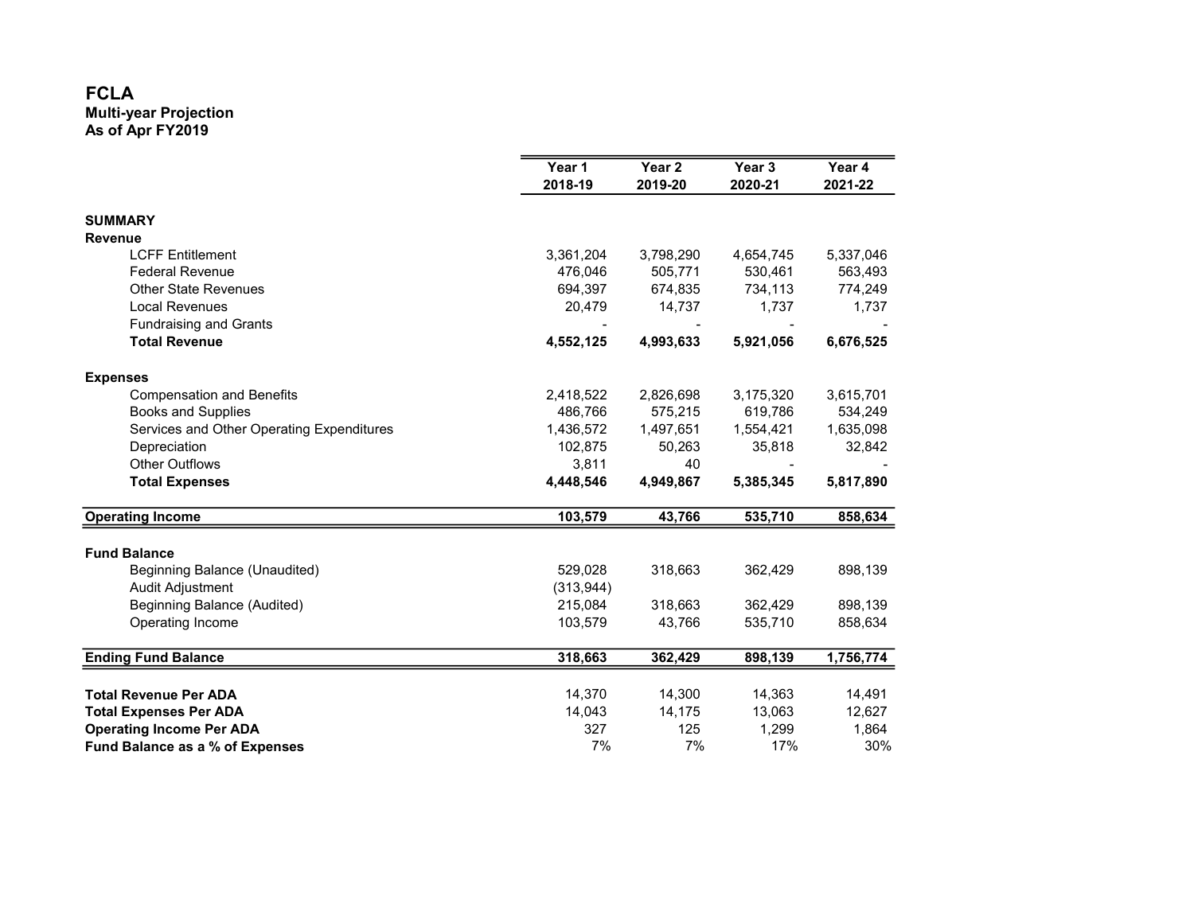# FCLA
## Multi-year Projection
### As of Apr FY2019

| | Year 1<br>2018-19 | Year 2<br>2019-20 | Year 3<br>2020-21 | Year 4<br>2021-22 |
|---|---|---|---|---|
| **SUMMARY** | | | | |
| **Revenue** | | | | |
| LCFF Entitlement | 3,361,204 | 3,798,290 | 4,654,745 | 5,337,046 |
| Federal Revenue | 476,046 | 505,771 | 530,461 | 563,493 |
| Other State Revenues | 694,397 | 674,835 | 734,113 | 774,249 |
| Local Revenues | 20,479 | 14,737 | 1,737 | 1,737 |
| Fundraising and Grants | - | - | - | - |
| **Total Revenue** | **4,552,125** | **4,993,633** | **5,921,056** | **6,676,525** |
| | | | | |
| **Expenses** | | | | |
| Compensation and Benefits | 2,418,522 | 2,826,698 | 3,175,320 | 3,615,701 |
| Books and Supplies | 486,766 | 575,215 | 619,786 | 534,249 |
| Services and Other Operating Expenditures | 1,436,572 | 1,497,651 | 1,554,421 | 1,635,098 |
| Depreciation | 102,875 | 50,263 | 35,818 | 32,842 |
| Other Outflows | 3,811 | 40 | - | - |
| **Total Expenses** | **4,448,546** | **4,949,867** | **5,385,345** | **5,817,890** |
| | | | | |
| **Operating Income** | **103,579** | **43,766** | **535,710** | **858,634** |
| | | | | |
| **Fund Balance** | | | | |
| Beginning Balance (Unaudited) | 529,028 | 318,663 | 362,429 | 898,139 |
| Audit Adjustment | (313,944) | | | |
| Beginning Balance (Audited) | 215,084 | 318,663 | 362,429 | 898,139 |
| Operating Income | 103,579 | 43,766 | 535,710 | 858,634 |
| | | | | |
| **Ending Fund Balance** | **318,663** | **362,429** | **898,139** | **1,756,774** |
| | | | | |
| **Total Revenue Per ADA** | 14,370 | 14,300 | 14,363 | 14,491 |
| **Total Expenses Per ADA** | 14,043 | 14,175 | 13,063 | 12,627 |
| **Operating Income Per ADA** | 327 | 125 | 1,299 | 1,864 |
| **Fund Balance as a % of Expenses** | 7% | 7% | 17% | 30% |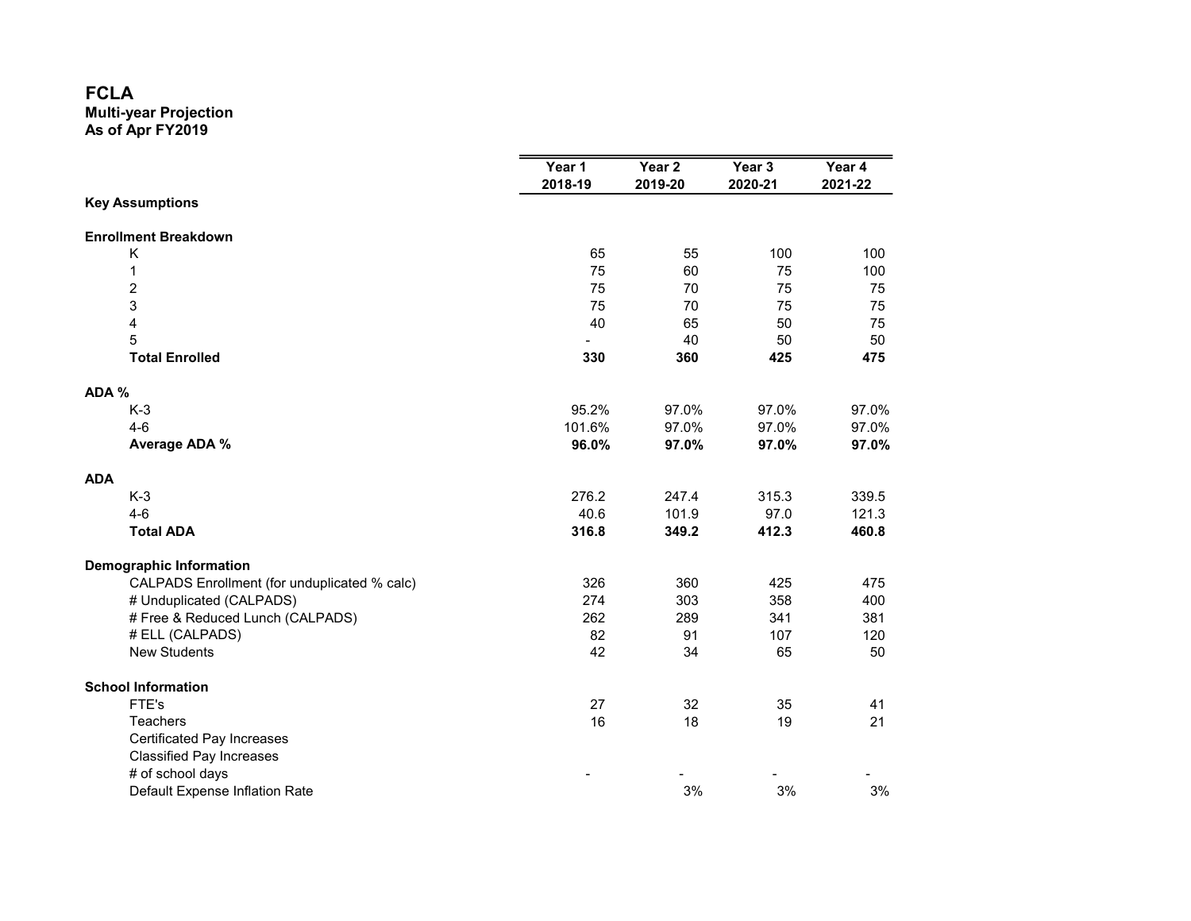# FCLA

**Multi-year Projection**
**As of Apr FY2019**

| | Year 1<br>2018-19 | Year 2<br>2019-20 | Year 3<br>2020-21 | Year 4<br>2021-22 |
|---|---|---|---|---|
| **Key Assumptions** | | | | |
| | | | | |
| **Enrollment Breakdown** | | | | |
| K | 65 | 55 | 100 | 100 |
| 1 | 75 | 60 | 75 | 100 |
| 2 | 75 | 70 | 75 | 75 |
| 3 | 75 | 70 | 75 | 75 |
| 4 | 40 | 65 | 50 | 75 |
| 5 | - | 40 | 50 | 50 |
| **Total Enrolled** | **330** | **360** | **425** | **475** |
| | | | | |
| **ADA %** | | | | |
| K-3 | 95.2% | 97.0% | 97.0% | 97.0% |
| 4-6 | 101.6% | 97.0% | 97.0% | 97.0% |
| **Average ADA %** | **96.0%** | **97.0%** | **97.0%** | **97.0%** |
| | | | | |
| **ADA** | | | | |
| K-3 | 276.2 | 247.4 | 315.3 | 339.5 |
| 4-6 | 40.6 | 101.9 | 97.0 | 121.3 |
| **Total ADA** | **316.8** | **349.2** | **412.3** | **460.8** |
| | | | | |
| **Demographic Information** | | | | |
| CALPADS Enrollment (for unduplicated % calc) | 326 | 360 | 425 | 475 |
| # Unduplicated (CALPADS) | 274 | 303 | 358 | 400 |
| # Free & Reduced Lunch (CALPADS) | 262 | 289 | 341 | 381 |
| # ELL (CALPADS) | 82 | 91 | 107 | 120 |
| New Students | 42 | 34 | 65 | 50 |
| | | | | |
| **School Information** | | | | |
| FTE's | 27 | 32 | 35 | 41 |
| Teachers | 16 | 18 | 19 | 21 |
| Certificated Pay Increases | | | | |
| Classified Pay Increases | | | | |
| # of school days | - | - | - | - |
| Default Expense Inflation Rate | | 3% | 3% | 3% |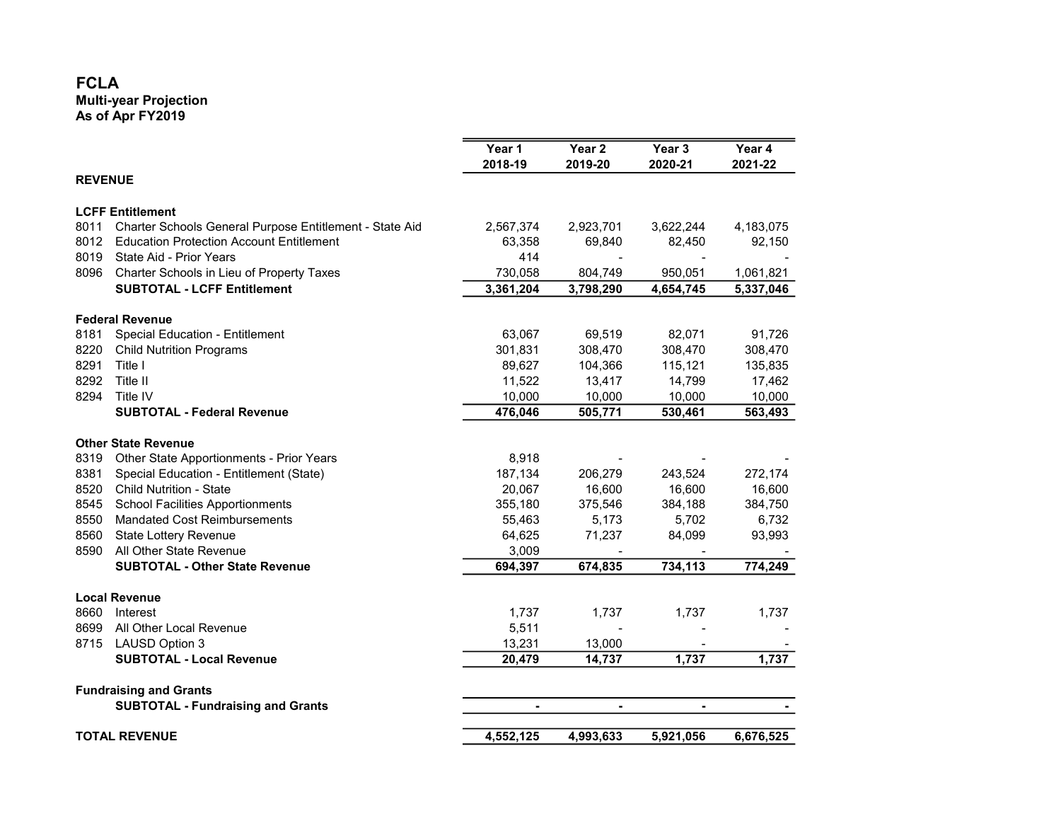# FCLA

**Multi-year Projection**
**As of Apr FY2019**

| | | Year 1 2018-19 | Year 2 2019-20 | Year 3 2020-21 | Year 4 2021-22 |
|---|---|---|---|---|---|
| **REVENUE** | | | | | |
| **LCFF Entitlement** | | | | | |
| 8011 | Charter Schools General Purpose Entitlement - State Aid | 2,567,374 | 2,923,701 | 3,622,244 | 4,183,075 |
| 8012 | Education Protection Account Entitlement | 63,358 | 69,840 | 82,450 | 92,150 |
| 8019 | State Aid - Prior Years | 414 | - | - | - |
| 8096 | Charter Schools in Lieu of Property Taxes | 730,058 | 804,749 | 950,051 | 1,061,821 |
| | **SUBTOTAL - LCFF Entitlement** | **3,361,204** | **3,798,290** | **4,654,745** | **5,337,046** |
| **Federal Revenue** | | | | | |
| 8181 | Special Education - Entitlement | 63,067 | 69,519 | 82,071 | 91,726 |
| 8220 | Child Nutrition Programs | 301,831 | 308,470 | 308,470 | 308,470 |
| 8291 | Title I | 89,627 | 104,366 | 115,121 | 135,835 |
| 8292 | Title II | 11,522 | 13,417 | 14,799 | 17,462 |
| 8294 | Title IV | 10,000 | 10,000 | 10,000 | 10,000 |
| | **SUBTOTAL - Federal Revenue** | **476,046** | **505,771** | **530,461** | **563,493** |
| **Other State Revenue** | | | | | |
| 8319 | Other State Apportionments - Prior Years | 8,918 | - | - | - |
| 8381 | Special Education - Entitlement (State) | 187,134 | 206,279 | 243,524 | 272,174 |
| 8520 | Child Nutrition - State | 20,067 | 16,600 | 16,600 | 16,600 |
| 8545 | School Facilities Apportionments | 355,180 | 375,546 | 384,188 | 384,750 |
| 8550 | Mandated Cost Reimbursements | 55,463 | 5,173 | 5,702 | 6,732 |
| 8560 | State Lottery Revenue | 64,625 | 71,237 | 84,099 | 93,993 |
| 8590 | All Other State Revenue | 3,009 | - | - | - |
| | **SUBTOTAL - Other State Revenue** | **694,397** | **674,835** | **734,113** | **774,249** |
| **Local Revenue** | | | | | |
| 8660 | Interest | 1,737 | 1,737 | 1,737 | 1,737 |
| 8699 | All Other Local Revenue | 5,511 | - | - | - |
| 8715 | LAUSD Option 3 | 13,231 | 13,000 | - | - |
| | **SUBTOTAL - Local Revenue** | **20,479** | **14,737** | **1,737** | **1,737** |
| **Fundraising and Grants** | | | | | |
| | **SUBTOTAL - Fundraising and Grants** | **-** | **-** | **-** | **-** |
| **TOTAL REVENUE** | | **4,552,125** | **4,993,633** | **5,921,056** | **6,676,525** |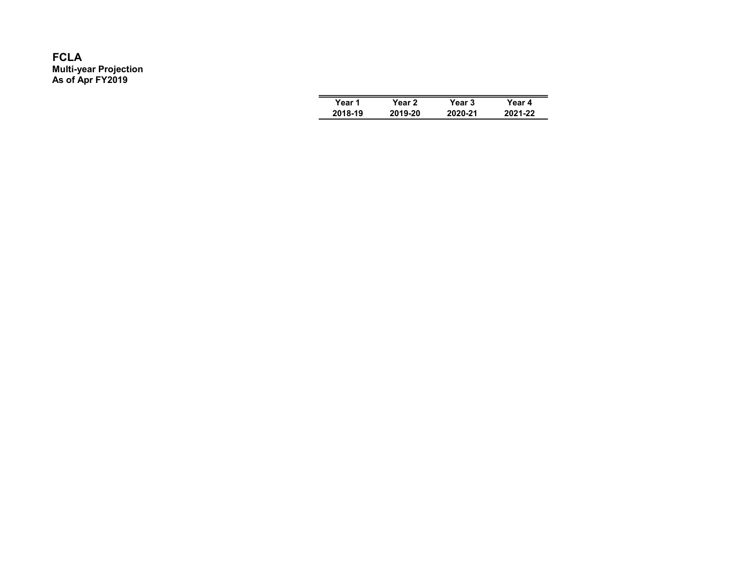**FCLA**
**Multi-year Projection**
**As of Apr FY2019**

| Year 1 | Year 2 | Year 3 | Year 4 |
|---|---|---|---|
| 2018-19 | 2019-20 | 2020-21 | 2021-22 |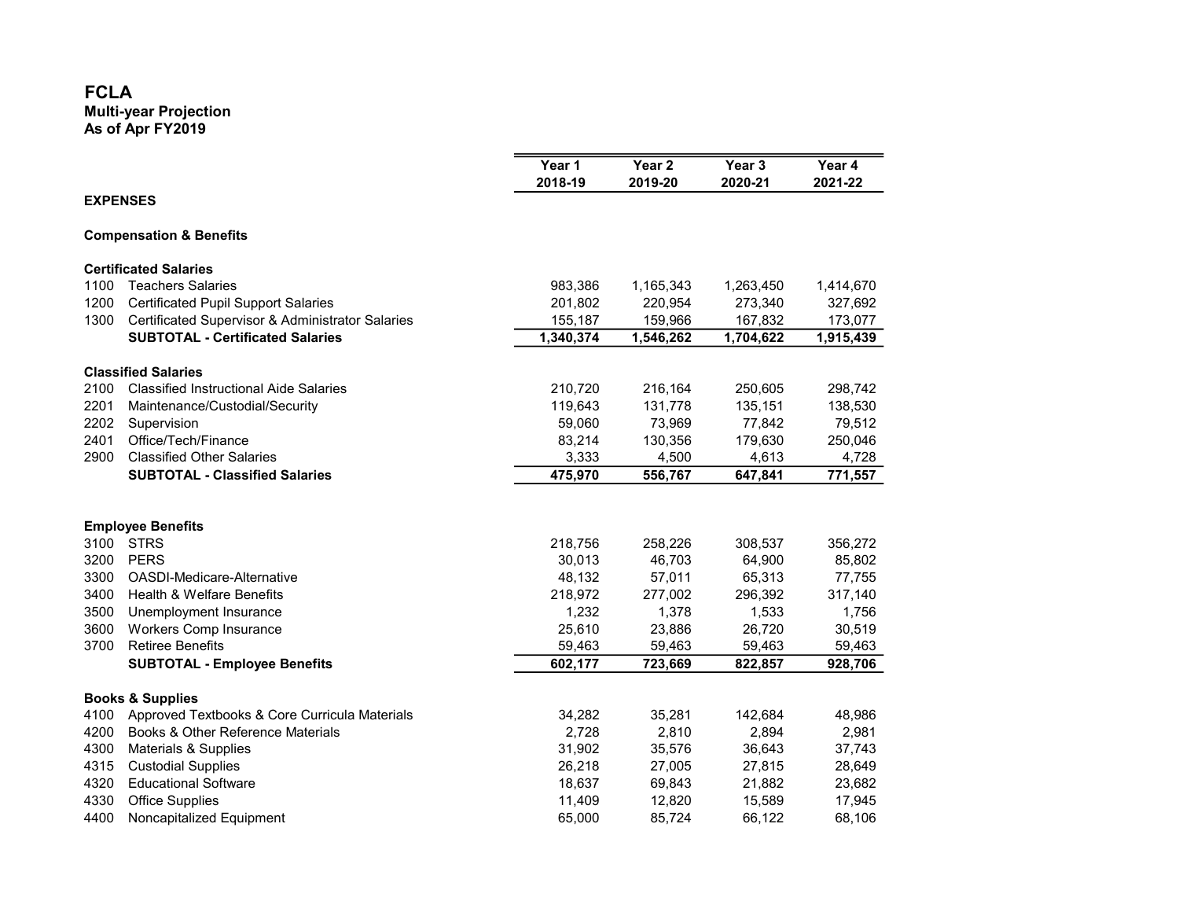# FCLA
**Multi-year Projection**
**As of Apr FY2019**

| | | Year 1 2018-19 | Year 2 2019-20 | Year 3 2020-21 | Year 4 2021-22 |
|---|---|---|---|---|---|
| **EXPENSES** | | | | | |
| **Compensation & Benefits** | | | | | |
| **Certificated Salaries** | | | | | |
| 1100 | Teachers Salaries | 983,386 | 1,165,343 | 1,263,450 | 1,414,670 |
| 1200 | Certificated Pupil Support Salaries | 201,802 | 220,954 | 273,340 | 327,692 |
| 1300 | Certificated Supervisor & Administrator Salaries | 155,187 | 159,966 | 167,832 | 173,077 |
| | **SUBTOTAL - Certificated Salaries** | **1,340,374** | **1,546,262** | **1,704,622** | **1,915,439** |
| **Classified Salaries** | | | | | |
| 2100 | Classified Instructional Aide Salaries | 210,720 | 216,164 | 250,605 | 298,742 |
| 2201 | Maintenance/Custodial/Security | 119,643 | 131,778 | 135,151 | 138,530 |
| 2202 | Supervision | 59,060 | 73,969 | 77,842 | 79,512 |
| 2401 | Office/Tech/Finance | 83,214 | 130,356 | 179,630 | 250,046 |
| 2900 | Classified Other Salaries | 3,333 | 4,500 | 4,613 | 4,728 |
| | **SUBTOTAL - Classified Salaries** | **475,970** | **556,767** | **647,841** | **771,557** |
| **Employee Benefits** | | | | | |
| 3100 | STRS | 218,756 | 258,226 | 308,537 | 356,272 |
| 3200 | PERS | 30,013 | 46,703 | 64,900 | 85,802 |
| 3300 | OASDI-Medicare-Alternative | 48,132 | 57,011 | 65,313 | 77,755 |
| 3400 | Health & Welfare Benefits | 218,972 | 277,002 | 296,392 | 317,140 |
| 3500 | Unemployment Insurance | 1,232 | 1,378 | 1,533 | 1,756 |
| 3600 | Workers Comp Insurance | 25,610 | 23,886 | 26,720 | 30,519 |
| 3700 | Retiree Benefits | 59,463 | 59,463 | 59,463 | 59,463 |
| | **SUBTOTAL - Employee Benefits** | **602,177** | **723,669** | **822,857** | **928,706** |
| **Books & Supplies** | | | | | |
| 4100 | Approved Textbooks & Core Curricula Materials | 34,282 | 35,281 | 142,684 | 48,986 |
| 4200 | Books & Other Reference Materials | 2,728 | 2,810 | 2,894 | 2,981 |
| 4300 | Materials & Supplies | 31,902 | 35,576 | 36,643 | 37,743 |
| 4315 | Custodial Supplies | 26,218 | 27,005 | 27,815 | 28,649 |
| 4320 | Educational Software | 18,637 | 69,843 | 21,882 | 23,682 |
| 4330 | Office Supplies | 11,409 | 12,820 | 15,589 | 17,945 |
| 4400 | Noncapitalized Equipment | 65,000 | 85,724 | 66,122 | 68,106 |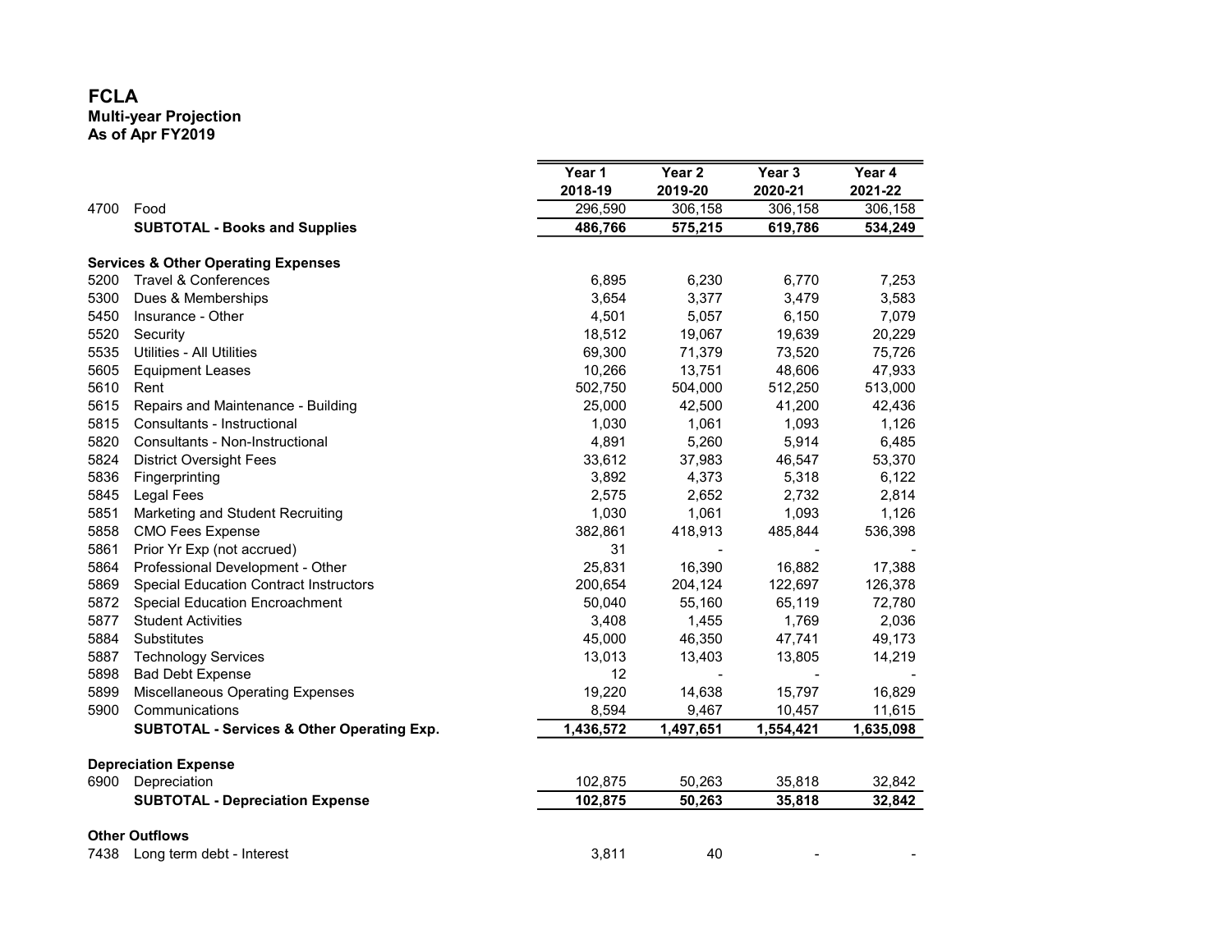# FCLA
## Multi-year Projection
### As of Apr FY2019

| | | Year 1<br>2018-19 | Year 2<br>2019-20 | Year 3<br>2020-21 | Year 4<br>2021-22 |
|---|---|---|---|---|---|
| 4700 | Food | 296,590 | 306,158 | 306,158 | 306,158 |
| | **SUBTOTAL - Books and Supplies** | **486,766** | **575,215** | **619,786** | **534,249** |
| | | | | | |
| **Services & Other Operating Expenses** | | | | | |
| 5200 | Travel & Conferences | 6,895 | 6,230 | 6,770 | 7,253 |
| 5300 | Dues & Memberships | 3,654 | 3,377 | 3,479 | 3,583 |
| 5450 | Insurance - Other | 4,501 | 5,057 | 6,150 | 7,079 |
| 5520 | Security | 18,512 | 19,067 | 19,639 | 20,229 |
| 5535 | Utilities - All Utilities | 69,300 | 71,379 | 73,520 | 75,726 |
| 5605 | Equipment Leases | 10,266 | 13,751 | 48,606 | 47,933 |
| 5610 | Rent | 502,750 | 504,000 | 512,250 | 513,000 |
| 5615 | Repairs and Maintenance - Building | 25,000 | 42,500 | 41,200 | 42,436 |
| 5815 | Consultants - Instructional | 1,030 | 1,061 | 1,093 | 1,126 |
| 5820 | Consultants - Non-Instructional | 4,891 | 5,260 | 5,914 | 6,485 |
| 5824 | District Oversight Fees | 33,612 | 37,983 | 46,547 | 53,370 |
| 5836 | Fingerprinting | 3,892 | 4,373 | 5,318 | 6,122 |
| 5845 | Legal Fees | 2,575 | 2,652 | 2,732 | 2,814 |
| 5851 | Marketing and Student Recruiting | 1,030 | 1,061 | 1,093 | 1,126 |
| 5858 | CMO Fees Expense | 382,861 | 418,913 | 485,844 | 536,398 |
| 5861 | Prior Yr Exp (not accrued) | 31 | - | - | - |
| 5864 | Professional Development - Other | 25,831 | 16,390 | 16,882 | 17,388 |
| 5869 | Special Education Contract Instructors | 200,654 | 204,124 | 122,697 | 126,378 |
| 5872 | Special Education Encroachment | 50,040 | 55,160 | 65,119 | 72,780 |
| 5877 | Student Activities | 3,408 | 1,455 | 1,769 | 2,036 |
| 5884 | Substitutes | 45,000 | 46,350 | 47,741 | 49,173 |
| 5887 | Technology Services | 13,013 | 13,403 | 13,805 | 14,219 |
| 5898 | Bad Debt Expense | 12 | - | - | - |
| 5899 | Miscellaneous Operating Expenses | 19,220 | 14,638 | 15,797 | 16,829 |
| 5900 | Communications | 8,594 | 9,467 | 10,457 | 11,615 |
| | **SUBTOTAL - Services & Other Operating Exp.** | **1,436,572** | **1,497,651** | **1,554,421** | **1,635,098** |
| | | | | | |
| **Depreciation Expense** | | | | | |
| 6900 | Depreciation | 102,875 | 50,263 | 35,818 | 32,842 |
| | **SUBTOTAL - Depreciation Expense** | **102,875** | **50,263** | **35,818** | **32,842** |
| | | | | | |
| **Other Outflows** | | | | | |
| 7438 | Long term debt - Interest | 3,811 | 40 | - | - |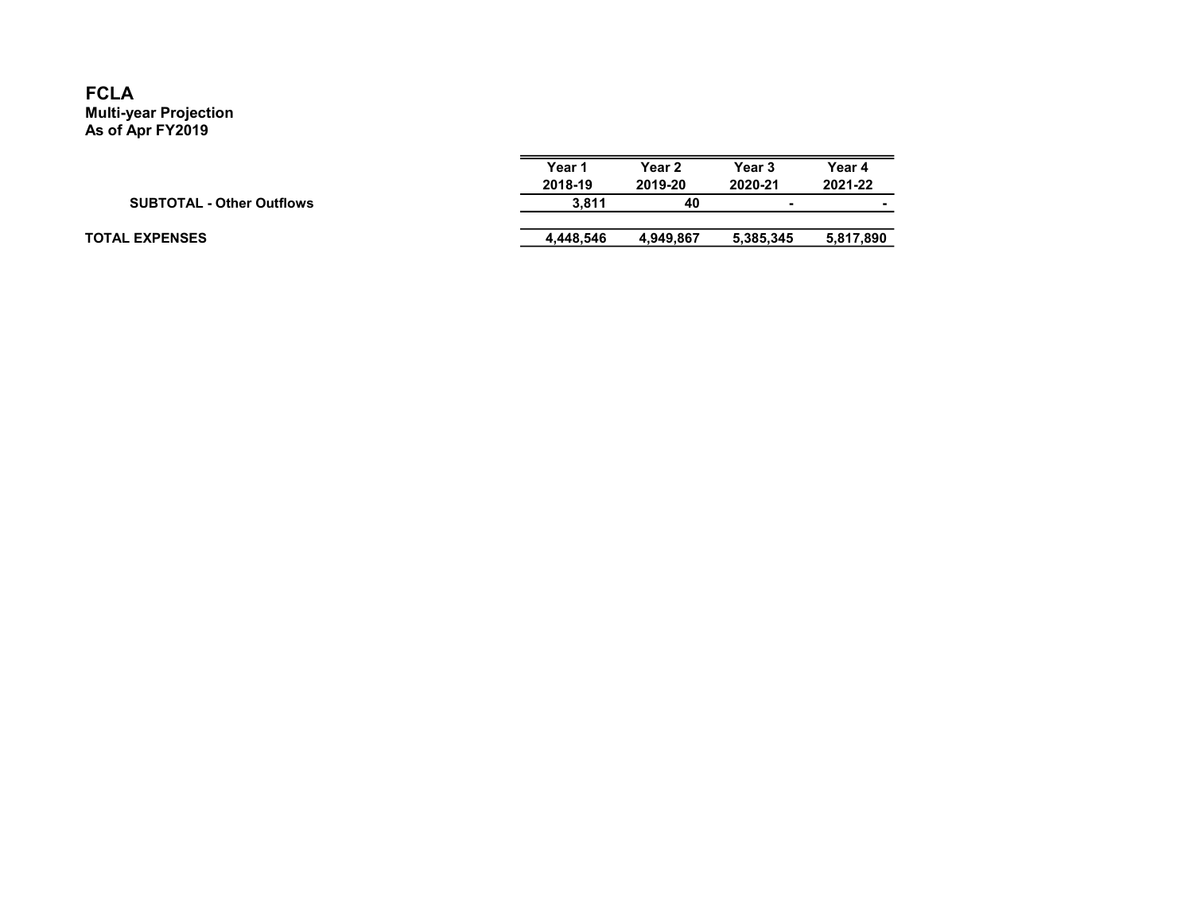# FCLA
**Multi-year Projection**
**As of Apr FY2019**

| | Year 1<br>2018-19 | Year 2<br>2019-20 | Year 3<br>2020-21 | Year 4<br>2021-22 |
|---|---|---|---|---|
| **SUBTOTAL - Other Outflows** | 3,811 | 40 | - | - |
| **TOTAL EXPENSES** | 4,448,546 | 4,949,867 | 5,385,345 | 5,817,890 |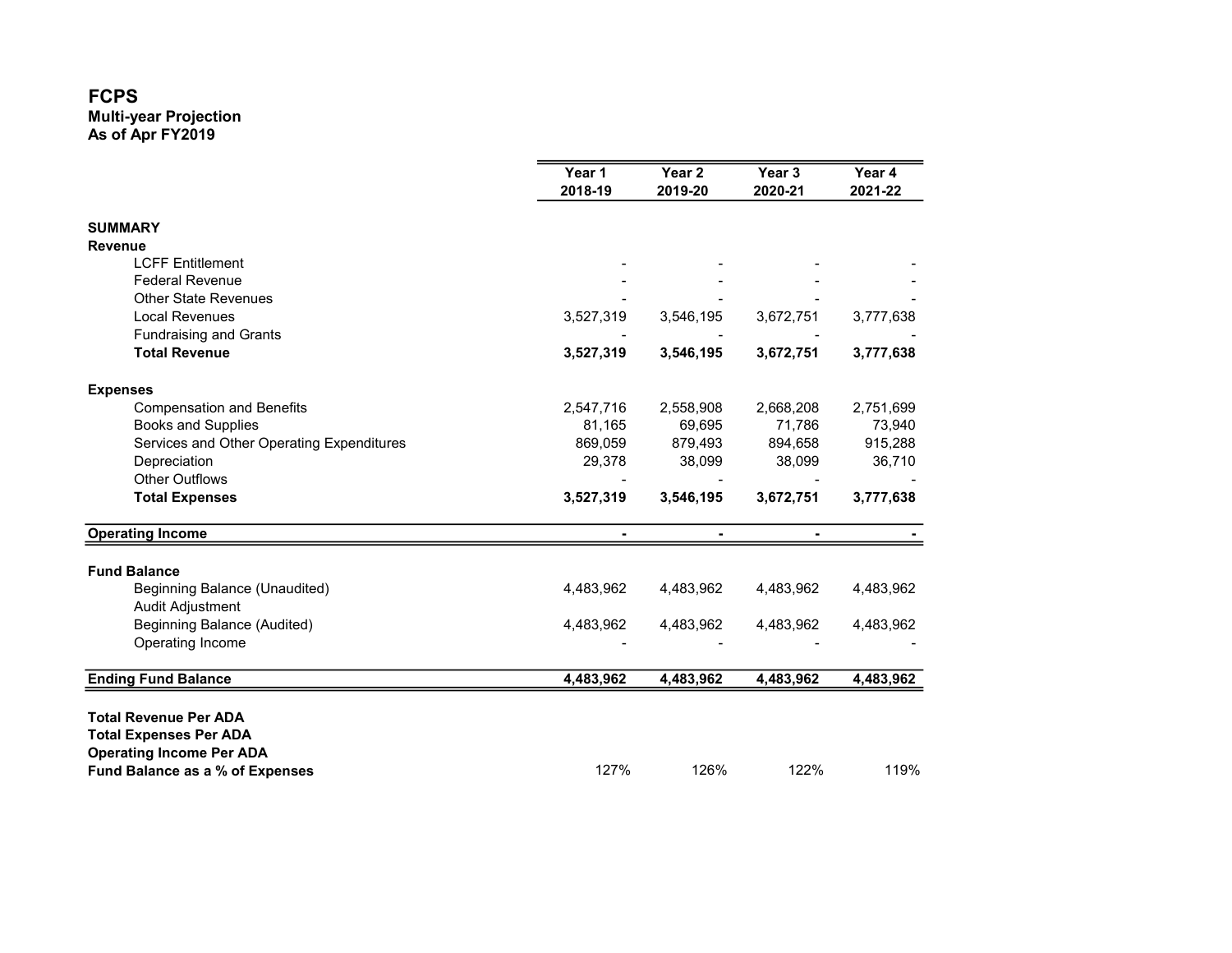# FCPS

**Multi-year Projection**
**As of Apr FY2019**

| | Year 1 2018-19 | Year 2 2019-20 | Year 3 2020-21 | Year 4 2021-22 |
|---|---|---|---|---|
| **SUMMARY** | | | | |
| **Revenue** | | | | |
| LCFF Entitlement | - | - | - | - |
| Federal Revenue | - | - | - | - |
| Other State Revenues | - | - | - | - |
| Local Revenues | 3,527,319 | 3,546,195 | 3,672,751 | 3,777,638 |
| Fundraising and Grants | - | - | - | - |
| **Total Revenue** | **3,527,319** | **3,546,195** | **3,672,751** | **3,777,638** |
| **Expenses** | | | | |
| Compensation and Benefits | 2,547,716 | 2,558,908 | 2,668,208 | 2,751,699 |
| Books and Supplies | 81,165 | 69,695 | 71,786 | 73,940 |
| Services and Other Operating Expenditures | 869,059 | 879,493 | 894,658 | 915,288 |
| Depreciation | 29,378 | 38,099 | 38,099 | 36,710 |
| Other Outflows | - | - | - | - |
| **Total Expenses** | **3,527,319** | **3,546,195** | **3,672,751** | **3,777,638** |
| **Operating Income** | **-** | **-** | **-** | **-** |
| **Fund Balance** | | | | |
| Beginning Balance (Unaudited) | 4,483,962 | 4,483,962 | 4,483,962 | 4,483,962 |
| Audit Adjustment | | | | |
| Beginning Balance (Audited) | 4,483,962 | 4,483,962 | 4,483,962 | 4,483,962 |
| Operating Income | - | - | - | - |
| **Ending Fund Balance** | **4,483,962** | **4,483,962** | **4,483,962** | **4,483,962** |
| **Total Revenue Per ADA** | | | | |
| **Total Expenses Per ADA** | | | | |
| **Operating Income Per ADA** | | | | |
| **Fund Balance as a % of Expenses** | 127% | 126% | 122% | 119% |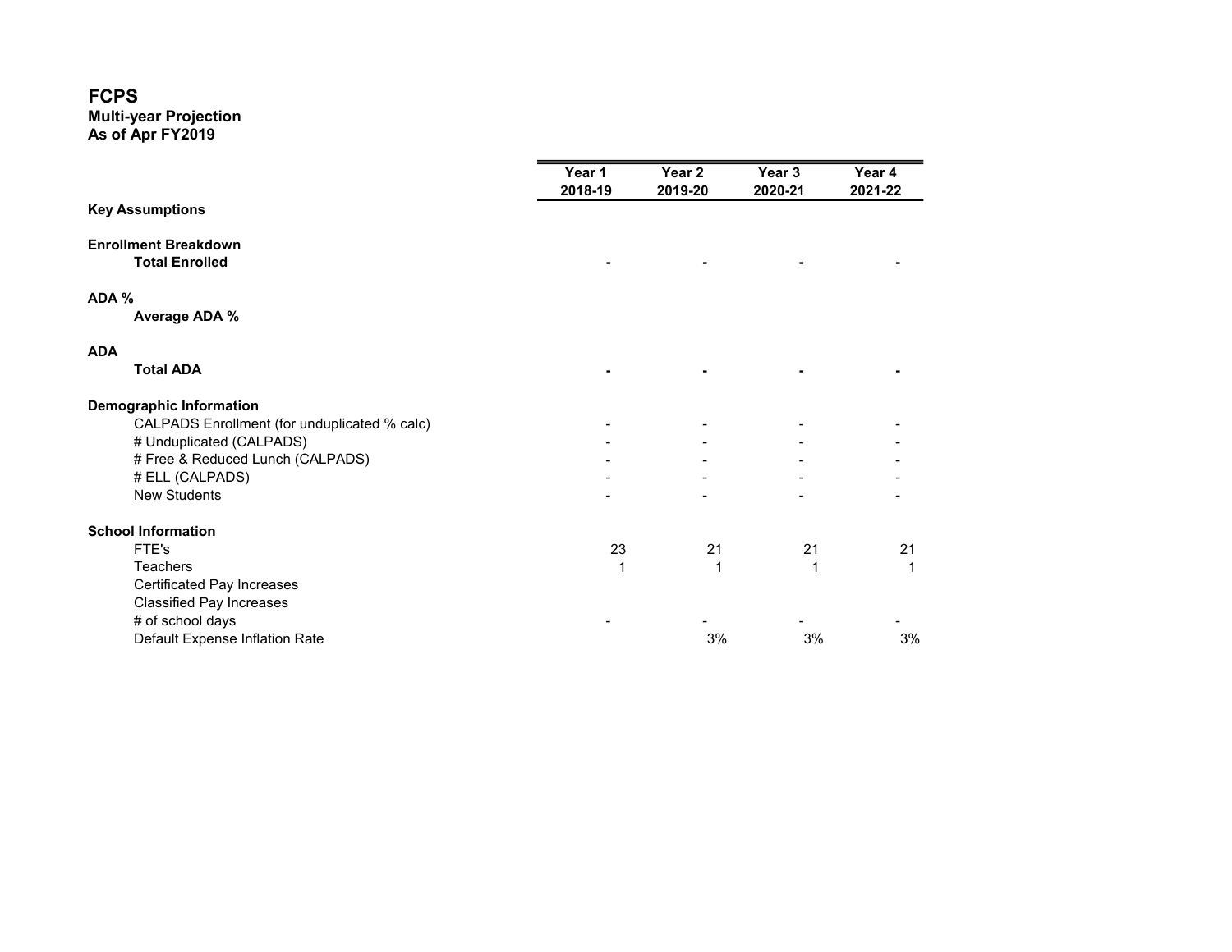# FCPS

**Multi-year Projection**
**As of Apr FY2019**

| | Year 1 2018-19 | Year 2 2019-20 | Year 3 2020-21 | Year 4 2021-22 |
|---|---|---|---|---|
| **Key Assumptions** | | | | |
| | | | | |
| **Enrollment Breakdown** | | | | |
| **Total Enrolled** | **-** | **-** | **-** | **-** |
| | | | | |
| **ADA %** | | | | |
| **Average ADA %** | | | | |
| | | | | |
| **ADA** | | | | |
| **Total ADA** | **-** | **-** | **-** | **-** |
| | | | | |
| **Demographic Information** | | | | |
| CALPADS Enrollment (for unduplicated % calc) | - | - | - | - |
| # Unduplicated (CALPADS) | - | - | - | - |
| # Free & Reduced Lunch (CALPADS) | - | - | - | - |
| # ELL (CALPADS) | - | - | - | - |
| New Students | - | - | - | - |
| | | | | |
| **School Information** | | | | |
| FTE's | 23 | 21 | 21 | 21 |
| Teachers | 1 | 1 | 1 | 1 |
| Certificated Pay Increases | | | | |
| Classified Pay Increases | | | | |
| # of school days | - | - | - | - |
| Default Expense Inflation Rate | | 3% | 3% | 3% |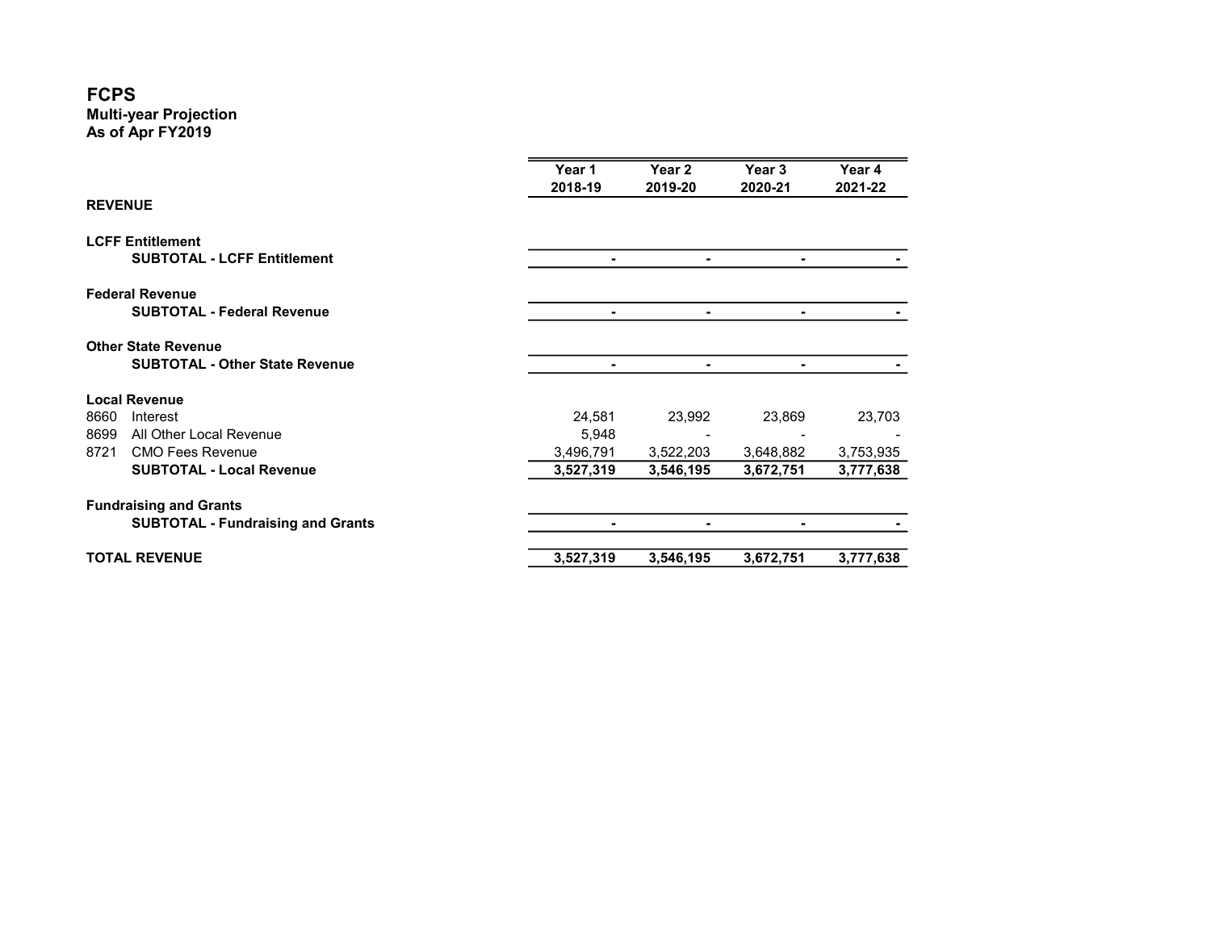# FCPS

**Multi-year Projection**
**As of Apr FY2019**

| | Year 1 2018-19 | Year 2 2019-20 | Year 3 2020-21 | Year 4 2021-22 |
|---|---|---|---|---|
| **REVENUE** | | | | |
| **LCFF Entitlement** | | | | |
| **SUBTOTAL - LCFF Entitlement** | **-** | **-** | **-** | **-** |
| **Federal Revenue** | | | | |
| **SUBTOTAL - Federal Revenue** | **-** | **-** | **-** | **-** |
| **Other State Revenue** | | | | |
| **SUBTOTAL - Other State Revenue** | **-** | **-** | **-** | **-** |
| **Local Revenue** | | | | |
| 8660 Interest | 24,581 | 23,992 | 23,869 | 23,703 |
| 8699 All Other Local Revenue | 5,948 | - | - | - |
| 8721 CMO Fees Revenue | 3,496,791 | 3,522,203 | 3,648,882 | 3,753,935 |
| **SUBTOTAL - Local Revenue** | **3,527,319** | **3,546,195** | **3,672,751** | **3,777,638** |
| **Fundraising and Grants** | | | | |
| **SUBTOTAL - Fundraising and Grants** | **-** | **-** | **-** | **-** |
| **TOTAL REVENUE** | **3,527,319** | **3,546,195** | **3,672,751** | **3,777,638** |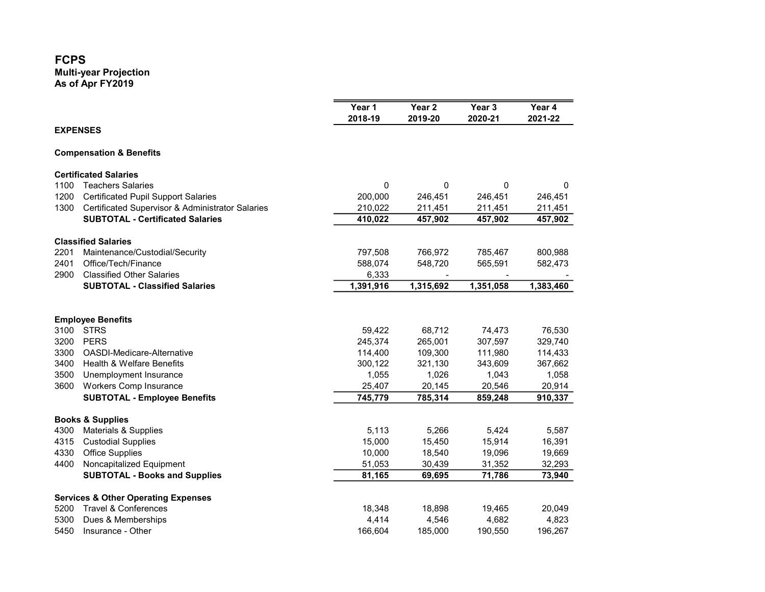# FCPS
**Multi-year Projection**
**As of Apr FY2019**

| | | Year 1 2018-19 | Year 2 2019-20 | Year 3 2020-21 | Year 4 2021-22 |
|---|---|---|---|---|---|
| **EXPENSES** | | | | | |
| **Compensation & Benefits** | | | | | |
| **Certificated Salaries** | | | | | |
| 1100 | Teachers Salaries | 0 | 0 | 0 | 0 |
| 1200 | Certificated Pupil Support Salaries | 200,000 | 246,451 | 246,451 | 246,451 |
| 1300 | Certificated Supervisor & Administrator Salaries | 210,022 | 211,451 | 211,451 | 211,451 |
| | **SUBTOTAL - Certificated Salaries** | **410,022** | **457,902** | **457,902** | **457,902** |
| **Classified Salaries** | | | | | |
| 2201 | Maintenance/Custodial/Security | 797,508 | 766,972 | 785,467 | 800,988 |
| 2401 | Office/Tech/Finance | 588,074 | 548,720 | 565,591 | 582,473 |
| 2900 | Classified Other Salaries | 6,333 | - | - | - |
| | **SUBTOTAL - Classified Salaries** | **1,391,916** | **1,315,692** | **1,351,058** | **1,383,460** |
| **Employee Benefits** | | | | | |
| 3100 | STRS | 59,422 | 68,712 | 74,473 | 76,530 |
| 3200 | PERS | 245,374 | 265,001 | 307,597 | 329,740 |
| 3300 | OASDI-Medicare-Alternative | 114,400 | 109,300 | 111,980 | 114,433 |
| 3400 | Health & Welfare Benefits | 300,122 | 321,130 | 343,609 | 367,662 |
| 3500 | Unemployment Insurance | 1,055 | 1,026 | 1,043 | 1,058 |
| 3600 | Workers Comp Insurance | 25,407 | 20,145 | 20,546 | 20,914 |
| | **SUBTOTAL - Employee Benefits** | **745,779** | **785,314** | **859,248** | **910,337** |
| **Books & Supplies** | | | | | |
| 4300 | Materials & Supplies | 5,113 | 5,266 | 5,424 | 5,587 |
| 4315 | Custodial Supplies | 15,000 | 15,450 | 15,914 | 16,391 |
| 4330 | Office Supplies | 10,000 | 18,540 | 19,096 | 19,669 |
| 4400 | Noncapitalized Equipment | 51,053 | 30,439 | 31,352 | 32,293 |
| | **SUBTOTAL - Books and Supplies** | **81,165** | **69,695** | **71,786** | **73,940** |
| **Services & Other Operating Expenses** | | | | | |
| 5200 | Travel & Conferences | 18,348 | 18,898 | 19,465 | 20,049 |
| 5300 | Dues & Memberships | 4,414 | 4,546 | 4,682 | 4,823 |
| 5450 | Insurance - Other | 166,604 | 185,000 | 190,550 | 196,267 |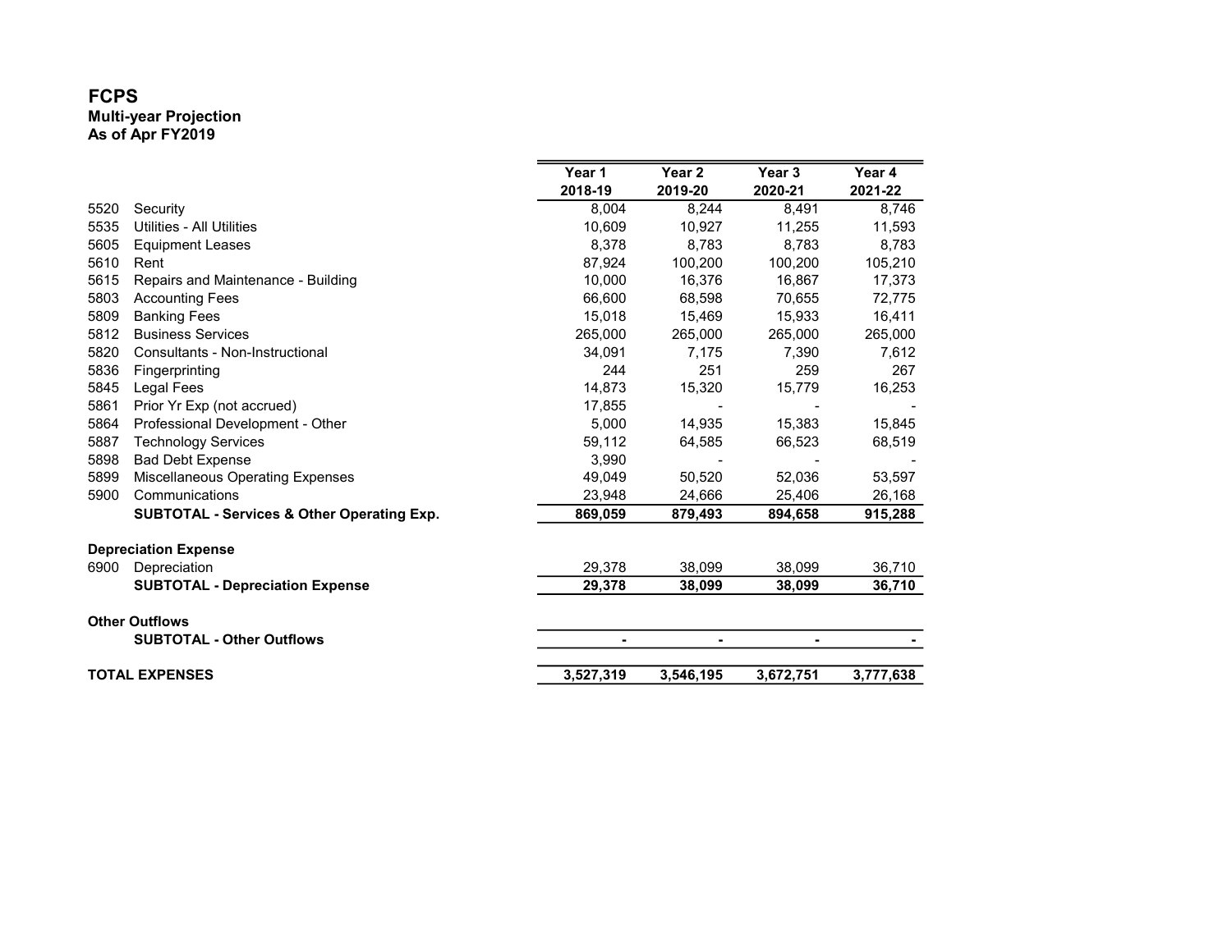# FCPS

**Multi-year Projection**
**As of Apr FY2019**

| | | Year 1<br>2018-19 | Year 2<br>2019-20 | Year 3<br>2020-21 | Year 4<br>2021-22 |
|---|---|---|---|---|---|
| 5520 | Security | 8,004 | 8,244 | 8,491 | 8,746 |
| 5535 | Utilities - All Utilities | 10,609 | 10,927 | 11,255 | 11,593 |
| 5605 | Equipment Leases | 8,378 | 8,783 | 8,783 | 8,783 |
| 5610 | Rent | 87,924 | 100,200 | 100,200 | 105,210 |
| 5615 | Repairs and Maintenance - Building | 10,000 | 16,376 | 16,867 | 17,373 |
| 5803 | Accounting Fees | 66,600 | 68,598 | 70,655 | 72,775 |
| 5809 | Banking Fees | 15,018 | 15,469 | 15,933 | 16,411 |
| 5812 | Business Services | 265,000 | 265,000 | 265,000 | 265,000 |
| 5820 | Consultants - Non-Instructional | 34,091 | 7,175 | 7,390 | 7,612 |
| 5836 | Fingerprinting | 244 | 251 | 259 | 267 |
| 5845 | Legal Fees | 14,873 | 15,320 | 15,779 | 16,253 |
| 5861 | Prior Yr Exp (not accrued) | 17,855 | - | - | - |
| 5864 | Professional Development - Other | 5,000 | 14,935 | 15,383 | 15,845 |
| 5887 | Technology Services | 59,112 | 64,585 | 66,523 | 68,519 |
| 5898 | Bad Debt Expense | 3,990 | - | - | - |
| 5899 | Miscellaneous Operating Expenses | 49,049 | 50,520 | 52,036 | 53,597 |
| 5900 | Communications | 23,948 | 24,666 | 25,406 | 26,168 |
| | **SUBTOTAL - Services & Other Operating Exp.** | **869,059** | **879,493** | **894,658** | **915,288** |
| **Depreciation Expense** | | | | | |
| 6900 | Depreciation | 29,378 | 38,099 | 38,099 | 36,710 |
| | **SUBTOTAL - Depreciation Expense** | **29,378** | **38,099** | **38,099** | **36,710** |
| **Other Outflows** | | | | | |
| | **SUBTOTAL - Other Outflows** | **-** | **-** | **-** | **-** |
| **TOTAL EXPENSES** | | **3,527,319** | **3,546,195** | **3,672,751** | **3,777,638** |